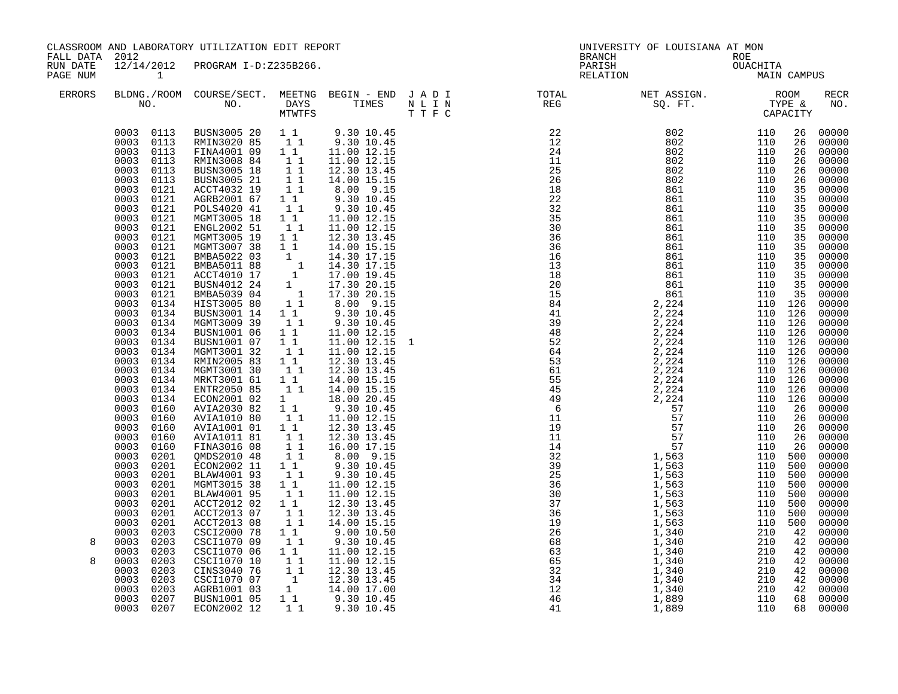CLASSROOM AND LABORATORY UTILIZATION EDIT REPORT
FALL DATA 2012
RUN DATE 12/14/2012 PROGRAM I-D:Z235B266.

UNIVERSITY OF LOUISIANA AT MON
BRANCH
PARISH OUACHITA
RELATION ROE MAIN CAMPUS

| ERRORS | BLDNG./ROOM NO. | COURSE/SECT. NO. | MEETNG DAYS MTWTFS | BEGIN - END TIMES | J A D I N L I N T T F C | TOTAL REG | NET ASSIGN. SQ. FT. | ROOM TYPE & CAPACITY | | RECR NO. |
|---|---|---|---|---|---|---|---|---|---|---|
| | 0003 0113 | BUSN3005 20 | 1 1 | 9.30 10.45 | | 22 | 802 | 110 | 26 | 00000 |
| | 0003 0113 | RMIN3020 85 | 1 1 | 9.30 10.45 | | 12 | 802 | 110 | 26 | 00000 |
| | 0003 0113 | FINA4001 09 | 1 1 | 11.00 12.15 | | 24 | 802 | 110 | 26 | 00000 |
| | 0003 0113 | RMIN3008 84 | 1 1 | 11.00 12.15 | | 11 | 802 | 110 | 26 | 00000 |
| | 0003 0113 | BUSN3005 18 | 1 1 | 12.30 13.45 | | 25 | 802 | 110 | 26 | 00000 |
| | 0003 0113 | BUSN3005 21 | 1 1 | 14.00 15.15 | | 26 | 802 | 110 | 26 | 00000 |
| | 0003 0121 | ACCT4032 19 | 1 1 | 8.00 9.15 | | 18 | 861 | 110 | 35 | 00000 |
| | 0003 0121 | AGRB2001 67 | 1 1 | 9.30 10.45 | | 22 | 861 | 110 | 35 | 00000 |
| | 0003 0121 | POLS4020 41 | 1 1 | 9.30 10.45 | | 32 | 861 | 110 | 35 | 00000 |
| | 0003 0121 | MGMT3005 18 | 1 1 | 11.00 12.15 | | 35 | 861 | 110 | 35 | 00000 |
| | 0003 0121 | ENGL2002 51 | 1 1 | 11.00 12.15 | | 30 | 861 | 110 | 35 | 00000 |
| | 0003 0121 | MGMT3005 19 | 1 1 | 12.30 13.45 | | 36 | 861 | 110 | 35 | 00000 |
| | 0003 0121 | MGMT3007 38 | 1 1 | 14.00 15.15 | | 36 | 861 | 110 | 35 | 00000 |
| | 0003 0121 | BMBA5022 03 | 1 | 14.30 17.15 | | 16 | 861 | 110 | 35 | 00000 |
| | 0003 0121 | BMBA5011 88 | 1 | 14.30 17.15 | | 13 | 861 | 110 | 35 | 00000 |
| | 0003 0121 | ACCT4010 17 | 1 | 17.00 19.45 | | 18 | 861 | 110 | 35 | 00000 |
| | 0003 0121 | BUSN4012 24 | 1 | 17.30 20.15 | | 20 | 861 | 110 | 35 | 00000 |
| | 0003 0121 | BMBA5039 04 | 1 | 17.30 20.15 | | 15 | 861 | 110 | 35 | 00000 |
| | 0003 0134 | HIST3005 80 | 1 1 | 8.00 9.15 | | 84 | 2,224 | 110 | 126 | 00000 |
| | 0003 0134 | BUSN3001 14 | 1 1 | 9.30 10.45 | | 41 | 2,224 | 110 | 126 | 00000 |
| | 0003 0134 | MGMT3009 39 | 1 1 | 9.30 10.45 | | 39 | 2,224 | 110 | 126 | 00000 |
| | 0003 0134 | BUSN1001 06 | 1 1 | 11.00 12.15 | | 48 | 2,224 | 110 | 126 | 00000 |
| | 0003 0134 | BUSN1001 07 | 1 1 | 11.00 12.15 | 1 | 52 | 2,224 | 110 | 126 | 00000 |
| | 0003 0134 | MGMT3001 32 | 1 1 | 11.00 12.15 | | 64 | 2,224 | 110 | 126 | 00000 |
| | 0003 0134 | RMIN2005 83 | 1 1 | 12.30 13.45 | | 53 | 2,224 | 110 | 126 | 00000 |
| | 0003 0134 | MGMT3001 30 | 1 1 | 12.30 13.45 | | 61 | 2,224 | 110 | 126 | 00000 |
| | 0003 0134 | MRKT3001 61 | 1 1 | 14.00 15.15 | | 55 | 2,224 | 110 | 126 | 00000 |
| | 0003 0134 | ENTR2050 85 | 1 1 | 14.00 15.15 | | 45 | 2,224 | 110 | 126 | 00000 |
| | 0003 0134 | ECON2001 02 | 1 | 18.00 20.45 | | 49 | 2,224 | 110 | 126 | 00000 |
| | 0003 0160 | AVIA2030 82 | 1 1 | 9.30 10.45 | | 6 | 57 | 110 | 26 | 00000 |
| | 0003 0160 | AVIA1010 80 | 1 1 | 11.00 12.15 | | 11 | 57 | 110 | 26 | 00000 |
| | 0003 0160 | AVIA1001 01 | 1 1 | 12.30 13.45 | | 19 | 57 | 110 | 26 | 00000 |
| | 0003 0160 | AVIA1011 81 | 1 1 | 12.30 13.45 | | 11 | 57 | 110 | 26 | 00000 |
| | 0003 0160 | FINA3016 08 | 1 1 | 16.00 17.15 | | 14 | 57 | 110 | 26 | 00000 |
| | 0003 0201 | QMDS2010 48 | 1 1 | 8.00 9.15 | | 32 | 1,563 | 110 | 500 | 00000 |
| | 0003 0201 | ECON2002 11 | 1 1 | 9.30 10.45 | | 39 | 1,563 | 110 | 500 | 00000 |
| | 0003 0201 | BLAW4001 93 | 1 1 | 9.30 10.45 | | 25 | 1,563 | 110 | 500 | 00000 |
| | 0003 0201 | MGMT3015 38 | 1 1 | 11.00 12.15 | | 36 | 1,563 | 110 | 500 | 00000 |
| | 0003 0201 | BLAW4001 95 | 1 1 | 11.00 12.15 | | 30 | 1,563 | 110 | 500 | 00000 |
| | 0003 0201 | ACCT2012 02 | 1 1 | 12.30 13.45 | | 37 | 1,563 | 110 | 500 | 00000 |
| | 0003 0201 | ACCT2013 07 | 1 1 | 12.30 13.45 | | 36 | 1,563 | 110 | 500 | 00000 |
| | 0003 0201 | ACCT2013 08 | 1 1 | 14.00 15.15 | | 19 | 1,563 | 110 | 500 | 00000 |
| | 0003 0203 | CSCI2000 78 | 1 1 | 9.00 10.50 | | 26 | 1,340 | 210 | 42 | 00000 |
| 8 | 0003 0203 | CSCI1070 09 | 1 1 | 9.30 10.45 | | 68 | 1,340 | 210 | 42 | 00000 |
| | 0003 0203 | CSCI1070 06 | 1 1 | 11.00 12.15 | | 63 | 1,340 | 210 | 42 | 00000 |
| 8 | 0003 0203 | CSCI1070 10 | 1 1 | 11.00 12.15 | | 65 | 1,340 | 210 | 42 | 00000 |
| | 0003 0203 | CINS3040 76 | 1 1 | 12.30 13.45 | | 32 | 1,340 | 210 | 42 | 00000 |
| | 0003 0203 | CSCI1070 07 | 1 | 12.30 13.45 | | 34 | 1,340 | 210 | 42 | 00000 |
| | 0003 0203 | AGRB1001 03 | 1 | 14.00 17.00 | | 12 | 1,340 | 210 | 42 | 00000 |
| | 0003 0207 | BUSN1001 05 | 1 1 | 9.30 10.45 | | 46 | 1,889 | 110 | 68 | 00000 |
| | 0003 0207 | ECON2002 12 | 1 1 | 9.30 10.45 | | 41 | 1,889 | 110 | 68 | 00000 |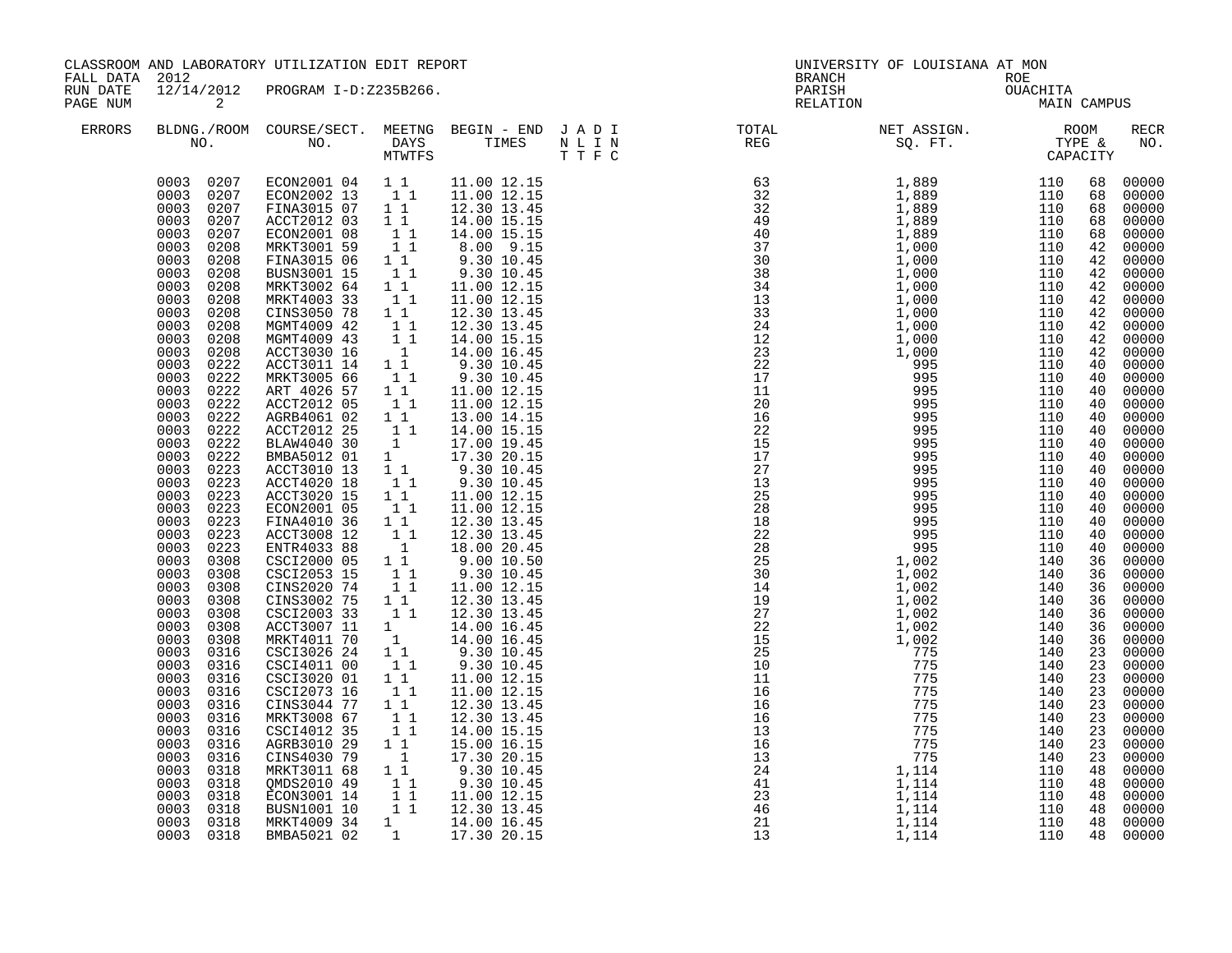CLASSROOM AND LABORATORY UTILIZATION EDIT REPORT
FALL DATA 2012
RUN DATE 12/14/2012 PROGRAM I-D:Z235B266.

UNIVERSITY OF LOUISIANA AT MON
BRANCH ROE
PARISH OUACHITA
RELATION MAIN CAMPUS

| ERRORS | BLDNG./ROOM NO. | COURSE/SECT. NO. | MEETNG DAYS MTWTFS | BEGIN - END TIMES | J A D I N L I N T T F C | TOTAL REG | NET ASSIGN. SQ. FT. | ROOM TYPE & CAPACITY | | RECR NO. |
|---|---|---|---|---|---|---|---|---|---|---|
| | 0003 0207 | ECON2001 04 | 1 1 | 11.00 12.15 | | 63 | 1,889 | 110 | 68 | 00000 |
| | 0003 0207 | ECON2002 13 | 1 1 | 11.00 12.15 | | 32 | 1,889 | 110 | 68 | 00000 |
| | 0003 0207 | FINA3015 07 | 1 1 | 12.30 13.45 | | 32 | 1,889 | 110 | 68 | 00000 |
| | 0003 0207 | ACCT2012 03 | 1 1 | 14.00 15.15 | | 49 | 1,889 | 110 | 68 | 00000 |
| | 0003 0207 | ECON2001 08 | 1 1 | 14.00 15.15 | | 40 | 1,889 | 110 | 68 | 00000 |
| | 0003 0208 | MRKT3001 59 | 1 1 | 8.00 9.15 | | 37 | 1,000 | 110 | 42 | 00000 |
| | 0003 0208 | FINA3015 06 | 1 1 | 9.30 10.45 | | 30 | 1,000 | 110 | 42 | 00000 |
| | 0003 0208 | BUSN3001 15 | 1 1 | 9.30 10.45 | | 38 | 1,000 | 110 | 42 | 00000 |
| | 0003 0208 | MRKT3002 64 | 1 1 | 11.00 12.15 | | 34 | 1,000 | 110 | 42 | 00000 |
| | 0003 0208 | MRKT4003 33 | 1 1 | 11.00 12.15 | | 13 | 1,000 | 110 | 42 | 00000 |
| | 0003 0208 | CINS3050 78 | 1 1 | 12.30 13.45 | | 33 | 1,000 | 110 | 42 | 00000 |
| | 0003 0208 | MGMT4009 42 | 1 1 | 12.30 13.45 | | 24 | 1,000 | 110 | 42 | 00000 |
| | 0003 0208 | MGMT4009 43 | 1 1 | 14.00 15.15 | | 12 | 1,000 | 110 | 42 | 00000 |
| | 0003 0208 | ACCT3030 16 | 1 | 14.00 16.45 | | 23 | 1,000 | 110 | 42 | 00000 |
| | 0003 0222 | ACCT3011 14 | 1 1 | 9.30 10.45 | | 22 | 995 | 110 | 40 | 00000 |
| | 0003 0222 | MRKT3005 66 | 1 1 | 9.30 10.45 | | 17 | 995 | 110 | 40 | 00000 |
| | 0003 0222 | ART 4026 57 | 1 1 | 11.00 12.15 | | 11 | 995 | 110 | 40 | 00000 |
| | 0003 0222 | ACCT2012 05 | 1 1 | 11.00 12.15 | | 20 | 995 | 110 | 40 | 00000 |
| | 0003 0222 | AGRB4061 02 | 1 1 | 13.00 14.15 | | 16 | 995 | 110 | 40 | 00000 |
| | 0003 0222 | ACCT2012 25 | 1 1 | 14.00 15.15 | | 22 | 995 | 110 | 40 | 00000 |
| | 0003 0222 | BLAW4040 30 | 1 | 17.00 19.45 | | 15 | 995 | 110 | 40 | 00000 |
| | 0003 0222 | BMBA5012 01 | 1 | 17.30 20.15 | | 17 | 995 | 110 | 40 | 00000 |
| | 0003 0223 | ACCT3010 13 | 1 1 | 9.30 10.45 | | 27 | 995 | 110 | 40 | 00000 |
| | 0003 0223 | ACCT4020 18 | 1 1 | 9.30 10.45 | | 13 | 995 | 110 | 40 | 00000 |
| | 0003 0223 | ACCT3020 15 | 1 1 | 11.00 12.15 | | 25 | 995 | 110 | 40 | 00000 |
| | 0003 0223 | ECON2001 05 | 1 1 | 11.00 12.15 | | 28 | 995 | 110 | 40 | 00000 |
| | 0003 0223 | FINA4010 36 | 1 1 | 12.30 13.45 | | 18 | 995 | 110 | 40 | 00000 |
| | 0003 0223 | ACCT3008 12 | 1 1 | 12.30 13.45 | | 22 | 995 | 110 | 40 | 00000 |
| | 0003 0223 | ENTR4033 88 | 1 | 18.00 20.45 | | 28 | 995 | 110 | 40 | 00000 |
| | 0003 0308 | CSCI2000 05 | 1 1 | 9.00 10.50 | | 25 | 1,002 | 140 | 36 | 00000 |
| | 0003 0308 | CSCI2053 15 | 1 1 | 9.30 10.45 | | 30 | 1,002 | 140 | 36 | 00000 |
| | 0003 0308 | CINS2020 74 | 1 1 | 11.00 12.15 | | 14 | 1,002 | 140 | 36 | 00000 |
| | 0003 0308 | CINS3002 75 | 1 1 | 12.30 13.45 | | 19 | 1,002 | 140 | 36 | 00000 |
| | 0003 0308 | CSCI2003 33 | 1 1 | 12.30 13.45 | | 27 | 1,002 | 140 | 36 | 00000 |
| | 0003 0308 | ACCT3007 11 | 1 | 14.00 16.45 | | 22 | 1,002 | 140 | 36 | 00000 |
| | 0003 0308 | MRKT4011 70 | 1 | 14.00 16.45 | | 15 | 1,002 | 140 | 36 | 00000 |
| | 0003 0316 | CSCI3026 24 | 1 1 | 9.30 10.45 | | 25 | 775 | 140 | 23 | 00000 |
| | 0003 0316 | CSCI4011 00 | 1 1 | 9.30 10.45 | | 10 | 775 | 140 | 23 | 00000 |
| | 0003 0316 | CSCI3020 01 | 1 1 | 11.00 12.15 | | 11 | 775 | 140 | 23 | 00000 |
| | 0003 0316 | CSCI2073 16 | 1 1 | 11.00 12.15 | | 16 | 775 | 140 | 23 | 00000 |
| | 0003 0316 | CINS3044 77 | 1 1 | 12.30 13.45 | | 16 | 775 | 140 | 23 | 00000 |
| | 0003 0316 | MRKT3008 67 | 1 1 | 12.30 13.45 | | 16 | 775 | 140 | 23 | 00000 |
| | 0003 0316 | CSCI4012 35 | 1 1 | 14.00 15.15 | | 13 | 775 | 140 | 23 | 00000 |
| | 0003 0316 | AGRB3010 29 | 1 1 | 15.00 16.15 | | 16 | 775 | 140 | 23 | 00000 |
| | 0003 0316 | CINS4030 79 | 1 | 17.30 20.15 | | 13 | 775 | 140 | 23 | 00000 |
| | 0003 0318 | MRKT3011 68 | 1 1 | 9.30 10.45 | | 24 | 1,114 | 110 | 48 | 00000 |
| | 0003 0318 | QMDS2010 49 | 1 1 | 9.30 10.45 | | 41 | 1,114 | 110 | 48 | 00000 |
| | 0003 0318 | ECON3001 14 | 1 1 | 11.00 12.15 | | 23 | 1,114 | 110 | 48 | 00000 |
| | 0003 0318 | BUSN1001 10 | 1 1 | 12.30 13.45 | | 46 | 1,114 | 110 | 48 | 00000 |
| | 0003 0318 | MRKT4009 34 | 1 | 14.00 16.45 | | 21 | 1,114 | 110 | 48 | 00000 |
| | 0003 0318 | BMBA5021 02 | 1 | 17.30 20.15 | | 13 | 1,114 | 110 | 48 | 00000 |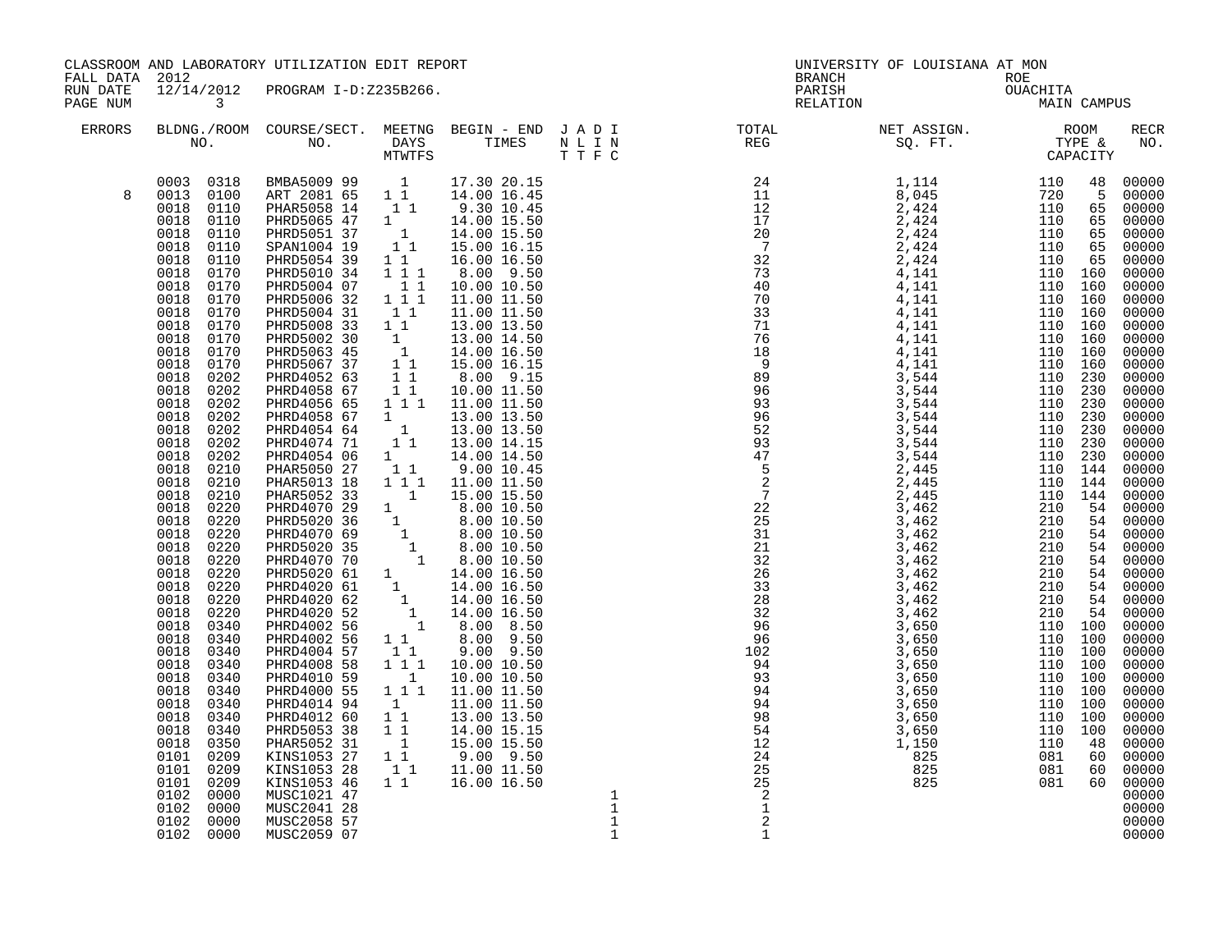CLASSROOM AND LABORATORY UTILIZATION EDIT REPORT
FALL DATA 2012
RUN DATE 12/14/2012 PROGRAM I-D:Z235B266.

UNIVERSITY OF LOUISIANA AT MON
BRANCH
PARISH OUACHITA
RELATION
ROE
MAIN CAMPUS

| ERRORS | BLDNG. NO. | ROOM NO. | COURSE/SECT. NO. | M | T | W | T | F | S | BEGIN - END TIMES | J T | A T | D F | I C | TOTAL REG | NET ASSIGN. SQ. FT. | ROOM TYPE | CAPACITY | RECR NO. |
|---|---|---|---|---|---|---|---|---|---|---|---|---|---|---|---|---|---|---|---|
| | 0003 | 0318 | BMBA5009 99 | | | 1 | | | | 17.30 20.15 | | | | | 24 | 1,114 | 110 | 48 | 00000 |
| 8 | 0013 | 0100 | ART 2081 65 | 1 | | 1 | | | | 14.00 16.45 | | | | | 11 | 8,045 | 720 | 5 | 00000 |
| | 0018 | 0110 | PHAR5058 14 | | 1 | | 1 | | | 9.30 10.45 | | | | | 12 | 2,424 | 110 | 65 | 00000 |
| | 0018 | 0110 | PHRD5065 47 | 1 | | | | | | 14.00 15.50 | | | | | 17 | 2,424 | 110 | 65 | 00000 |
| | 0018 | 0110 | PHRD5051 37 | | | 1 | | | | 14.00 15.50 | | | | | 20 | 2,424 | 110 | 65 | 00000 |
| | 0018 | 0110 | SPAN1004 19 | | 1 | | 1 | | | 15.00 16.15 | | | | | 7 | 2,424 | 110 | 65 | 00000 |
| | 0018 | 0110 | PHRD5054 39 | 1 | | 1 | | | | 16.00 16.50 | | | | | 32 | 2,424 | 110 | 65 | 00000 |
| | 0018 | 0170 | PHRD5010 34 | 1 | | 1 | | 1 | | 8.00 9.50 | | | | | 73 | 4,141 | 110 | 160 | 00000 |
| | 0018 | 0170 | PHRD5004 07 | | 1 | | 1 | | | 10.00 10.50 | | | | | 40 | 4,141 | 110 | 160 | 00000 |
| | 0018 | 0170 | PHRD5006 32 | 1 | | 1 | | 1 | | 11.00 11.50 | | | | | 70 | 4,141 | 110 | 160 | 00000 |
| | 0018 | 0170 | PHRD5004 31 | | 1 | | 1 | | | 11.00 11.50 | | | | | 33 | 4,141 | 110 | 160 | 00000 |
| | 0018 | 0170 | PHRD5008 33 | 1 | | 1 | | | | 13.00 13.50 | | | | | 71 | 4,141 | 110 | 160 | 00000 |
| | 0018 | 0170 | PHRD5002 30 | | 1 | | | | | 13.00 14.50 | | | | | 76 | 4,141 | 110 | 160 | 00000 |
| | 0018 | 0170 | PHRD5063 45 | | | 1 | | | | 14.00 16.50 | | | | | 18 | 4,141 | 110 | 160 | 00000 |
| | 0018 | 0170 | PHRD5067 37 | | 1 | | 1 | | | 15.00 16.15 | | | | | 9 | 4,141 | 110 | 160 | 00000 |
| | 0018 | 0202 | PHRD4052 63 | | 1 | | 1 | | | 8.00 9.15 | | | | | 89 | 3,544 | 110 | 230 | 00000 |
| | 0018 | 0202 | PHRD4058 67 | | 1 | | 1 | | | 10.00 11.50 | | | | | 96 | 3,544 | 110 | 230 | 00000 |
| | 0018 | 0202 | PHRD4056 65 | 1 | | 1 | | 1 | | 11.00 11.50 | | | | | 93 | 3,544 | 110 | 230 | 00000 |
| | 0018 | 0202 | PHRD4058 67 | 1 | | | | | | 13.00 13.50 | | | | | 96 | 3,544 | 110 | 230 | 00000 |
| | 0018 | 0202 | PHRD4054 64 | | | 1 | | | | 13.00 13.50 | | | | | 52 | 3,544 | 110 | 230 | 00000 |
| | 0018 | 0202 | PHRD4074 71 | | 1 | | 1 | | | 13.00 14.15 | | | | | 93 | 3,544 | 110 | 230 | 00000 |
| | 0018 | 0202 | PHRD4054 06 | 1 | | | | | | 14.00 14.50 | | | | | 47 | 3,544 | 110 | 230 | 00000 |
| | 0018 | 0210 | PHAR5050 27 | | 1 | | 1 | | | 9.00 10.45 | | | | | 5 | 2,445 | 110 | 144 | 00000 |
| | 0018 | 0210 | PHAR5013 18 | 1 | | 1 | | 1 | | 11.00 11.50 | | | | | 2 | 2,445 | 110 | 144 | 00000 |
| | 0018 | 0210 | PHAR5052 33 | | | | 1 | | | 15.00 15.50 | | | | | 7 | 2,445 | 110 | 144 | 00000 |
| | 0018 | 0220 | PHRD4070 29 | 1 | | | | | | 8.00 10.50 | | | | | 22 | 3,462 | 210 | 54 | 00000 |
| | 0018 | 0220 | PHRD5020 36 | | 1 | | | | | 8.00 10.50 | | | | | 25 | 3,462 | 210 | 54 | 00000 |
| | 0018 | 0220 | PHRD4070 69 | | | 1 | | | | 8.00 10.50 | | | | | 31 | 3,462 | 210 | 54 | 00000 |
| | 0018 | 0220 | PHRD5020 35 | | | | 1 | | | 8.00 10.50 | | | | | 21 | 3,462 | 210 | 54 | 00000 |
| | 0018 | 0220 | PHRD4070 70 | | | | | 1 | | 8.00 10.50 | | | | | 32 | 3,462 | 210 | 54 | 00000 |
| | 0018 | 0220 | PHRD5020 61 | 1 | | | | | | 14.00 16.50 | | | | | 26 | 3,462 | 210 | 54 | 00000 |
| | 0018 | 0220 | PHRD4020 61 | | 1 | | | | | 14.00 16.50 | | | | | 33 | 3,462 | 210 | 54 | 00000 |
| | 0018 | 0220 | PHRD4020 62 | | | 1 | | | | 14.00 16.50 | | | | | 28 | 3,462 | 210 | 54 | 00000 |
| | 0018 | 0220 | PHRD4020 52 | | | | 1 | | | 14.00 16.50 | | | | | 32 | 3,462 | 210 | 54 | 00000 |
| | 0018 | 0340 | PHRD4002 56 | | | | | 1 | | 8.00 8.50 | | | | | 96 | 3,650 | 110 | 100 | 00000 |
| | 0018 | 0340 | PHRD4002 56 | 1 | | 1 | | | | 8.00 9.50 | | | | | 96 | 3,650 | 110 | 100 | 00000 |
| | 0018 | 0340 | PHRD4004 57 | | 1 | | 1 | | | 9.00 9.50 | | | | | 102 | 3,650 | 110 | 100 | 00000 |
| | 0018 | 0340 | PHRD4008 58 | 1 | | 1 | | 1 | | 10.00 10.50 | | | | | 94 | 3,650 | 110 | 100 | 00000 |
| | 0018 | 0340 | PHRD4010 59 | | | | 1 | | | 10.00 10.50 | | | | | 93 | 3,650 | 110 | 100 | 00000 |
| | 0018 | 0340 | PHRD4000 55 | 1 | | 1 | | 1 | | 11.00 11.50 | | | | | 94 | 3,650 | 110 | 100 | 00000 |
| | 0018 | 0340 | PHRD4014 94 | | 1 | | | | | 11.00 11.50 | | | | | 94 | 3,650 | 110 | 100 | 00000 |
| | 0018 | 0340 | PHRD4012 60 | 1 | | 1 | | | | 13.00 13.50 | | | | | 98 | 3,650 | 110 | 100 | 00000 |
| | 0018 | 0340 | PHRD5053 38 | 1 | | 1 | | | | 14.00 15.15 | | | | | 54 | 3,650 | 110 | 100 | 00000 |
| | 0018 | 0350 | PHAR5052 31 | | | 1 | | | | 15.00 15.50 | | | | | 12 | 1,150 | 110 | 48 | 00000 |
| | 0101 | 0209 | KINS1053 27 | 1 | | 1 | | | | 9.00 9.50 | | | | | 24 | 825 | 081 | 60 | 00000 |
| | 0101 | 0209 | KINS1053 28 | | 1 | | 1 | | | 11.00 11.50 | | | | | 25 | 825 | 081 | 60 | 00000 |
| | 0101 | 0209 | KINS1053 46 | 1 | | 1 | | | | 16.00 16.50 | | | | | 25 | 825 | 081 | 60 | 00000 |
| | 0102 | 0000 | MUSC1021 47 | | | | | | | | | | | 1 | 2 | | | | 00000 |
| | 0102 | 0000 | MUSC2041 28 | | | | | | | | | | | 1 | 1 | | | | 00000 |
| | 0102 | 0000 | MUSC2058 57 | | | | | | | | | | | 1 | 2 | | | | 00000 |
| | 0102 | 0000 | MUSC2059 07 | | | | | | | | | | | 1 | 1 | | | | 00000 |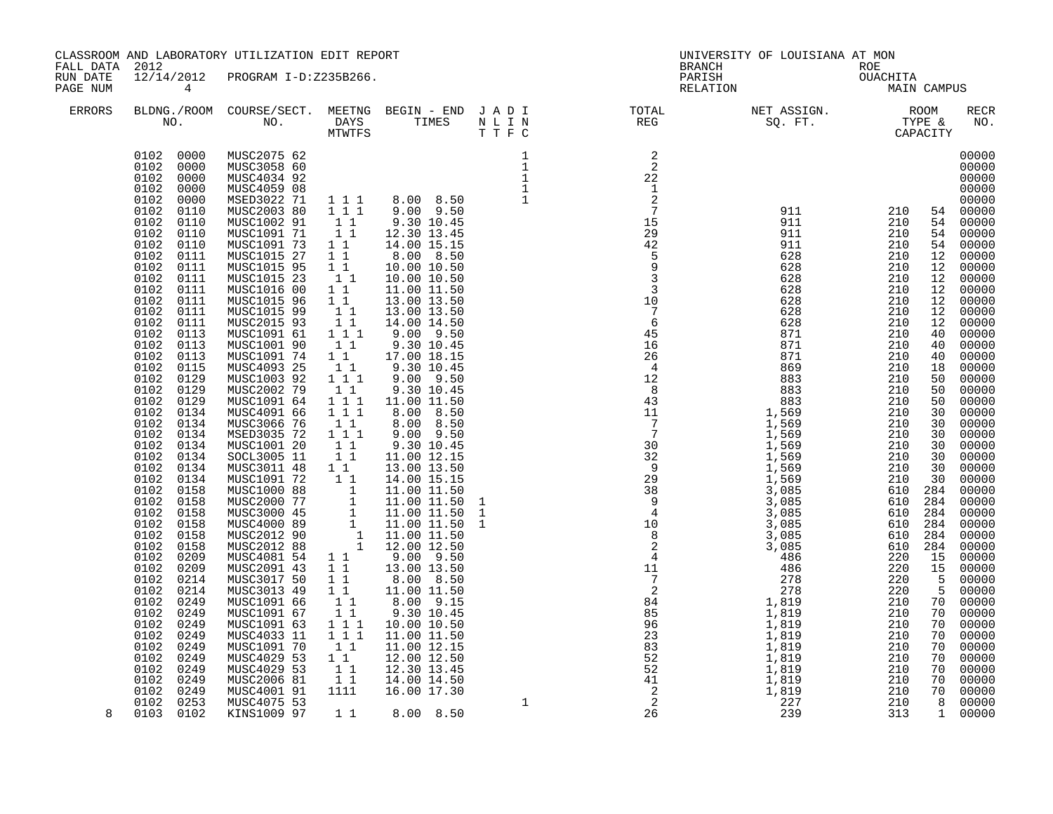CLASSROOM AND LABORATORY UTILIZATION EDIT REPORT
FALL DATA 2012
RUN DATE 12/14/2012 PROGRAM I-D:Z235B266.

UNIVERSITY OF LOUISIANA AT MON
BRANCH ROE
PARISH OUACHITA
RELATION MAIN CAMPUS

| ERRORS | BLDG. NO. | ROOM NO. | COURSE/SECT. NO. | MEETNG DAYS MTWTFS | BEGIN - END TIMES | J N T | A L T | D I F | I N C | TOTAL REG | NET ASSIGN. SQ. FT. | ROOM TYPE | CAPACITY | RECR NO. |
|---|---|---|---|---|---|---|---|---|---|---|---|---|---|---|
| | 0102 | 0000 | MUSC2075 62 | | | | | | 1 | 2 | | | | 00000 |
| | 0102 | 0000 | MUSC3058 60 | | | | | | 1 | 2 | | | | 00000 |
| | 0102 | 0000 | MUSC4034 92 | | | | | | 1 | 22 | | | | 00000 |
| | 0102 | 0000 | MUSC4059 08 | | | | | | 1 | 1 | | | | 00000 |
| | 0102 | 0000 | MSED3022 71 | 1 1 1 | 8.00 8.50 | | | | 1 | 2 | | | | 00000 |
| | 0102 | 0110 | MUSC2003 80 | 1 1 1 | 9.00 9.50 | | | | | 7 | 911 | 210 | 54 | 00000 |
| | 0102 | 0110 | MUSC1002 91 | 1 1 | 9.30 10.45 | | | | | 15 | 911 | 210 | 54 | 00000 |
| | 0102 | 0110 | MUSC1091 71 | 1 1 | 12.30 13.45 | | | | | 29 | 911 | 210 | 54 | 00000 |
| | 0102 | 0110 | MUSC1091 73 | 1 1 | 14.00 15.15 | | | | | 42 | 911 | 210 | 54 | 00000 |
| | 0102 | 0111 | MUSC1015 27 | 1 1 | 8.00 8.50 | | | | | 5 | 628 | 210 | 12 | 00000 |
| | 0102 | 0111 | MUSC1015 95 | 1 1 | 10.00 10.50 | | | | | 9 | 628 | 210 | 12 | 00000 |
| | 0102 | 0111 | MUSC1015 23 | 1 1 | 10.00 10.50 | | | | | 3 | 628 | 210 | 12 | 00000 |
| | 0102 | 0111 | MUSC1016 00 | 1 1 | 11.00 11.50 | | | | | 3 | 628 | 210 | 12 | 00000 |
| | 0102 | 0111 | MUSC1015 96 | 1 1 | 13.00 13.50 | | | | | 10 | 628 | 210 | 12 | 00000 |
| | 0102 | 0111 | MUSC1015 99 | 1 1 | 13.00 13.50 | | | | | 7 | 628 | 210 | 12 | 00000 |
| | 0102 | 0111 | MUSC2015 93 | 1 1 | 14.00 14.50 | | | | | 6 | 628 | 210 | 12 | 00000 |
| | 0102 | 0113 | MUSC1091 61 | 1 1 1 | 9.00 9.50 | | | | | 45 | 871 | 210 | 40 | 00000 |
| | 0102 | 0113 | MUSC1001 90 | 1 1 | 9.30 10.45 | | | | | 16 | 871 | 210 | 40 | 00000 |
| | 0102 | 0113 | MUSC1091 74 | 1 1 | 17.00 18.15 | | | | | 26 | 871 | 210 | 40 | 00000 |
| | 0102 | 0115 | MUSC4093 25 | 1 1 | 9.30 10.45 | | | | | 4 | 869 | 210 | 18 | 00000 |
| | 0102 | 0129 | MUSC1003 92 | 1 1 1 | 9.00 9.50 | | | | | 12 | 883 | 210 | 50 | 00000 |
| | 0102 | 0129 | MUSC2002 79 | 1 1 | 9.30 10.45 | | | | | 8 | 883 | 210 | 50 | 00000 |
| | 0102 | 0129 | MUSC1091 64 | 1 1 1 | 11.00 11.50 | | | | | 43 | 883 | 210 | 50 | 00000 |
| | 0102 | 0134 | MUSC4091 66 | 1 1 1 | 8.00 8.50 | | | | | 11 | 1,569 | 210 | 30 | 00000 |
| | 0102 | 0134 | MUSC3066 76 | 1 1 | 8.00 8.50 | | | | | 7 | 1,569 | 210 | 30 | 00000 |
| | 0102 | 0134 | MSED3035 72 | 1 1 1 | 9.00 9.50 | | | | | 7 | 1,569 | 210 | 30 | 00000 |
| | 0102 | 0134 | MUSC1001 20 | 1 1 | 9.30 10.45 | | | | | 30 | 1,569 | 210 | 30 | 00000 |
| | 0102 | 0134 | SOCL3005 11 | 1 1 | 11.00 12.15 | | | | | 32 | 1,569 | 210 | 30 | 00000 |
| | 0102 | 0134 | MUSC3011 48 | 1 1 | 13.00 13.50 | | | | | 9 | 1,569 | 210 | 30 | 00000 |
| | 0102 | 0134 | MUSC1091 72 | 1 1 | 14.00 15.15 | | | | | 29 | 1,569 | 210 | 30 | 00000 |
| | 0102 | 0158 | MUSC1000 88 | 1 | 11.00 11.50 | | | | | 38 | 3,085 | 610 | 284 | 00000 |
| | 0102 | 0158 | MUSC2000 77 | 1 | 11.00 11.50 | | 1 | | | 9 | 3,085 | 610 | 284 | 00000 |
| | 0102 | 0158 | MUSC3000 45 | 1 | 11.00 11.50 | | 1 | | | 4 | 3,085 | 610 | 284 | 00000 |
| | 0102 | 0158 | MUSC4000 89 | 1 | 11.00 11.50 | | 1 | | | 10 | 3,085 | 610 | 284 | 00000 |
| | 0102 | 0158 | MUSC2012 90 | 1 | 11.00 11.50 | | | | | 8 | 3,085 | 610 | 284 | 00000 |
| | 0102 | 0158 | MUSC2012 88 | 1 | 12.00 12.50 | | | | | 2 | 3,085 | 610 | 284 | 00000 |
| | 0102 | 0209 | MUSC4081 54 | 1 1 | 9.00 9.50 | | | | | 4 | 486 | 220 | 15 | 00000 |
| | 0102 | 0209 | MUSC2091 43 | 1 1 | 13.00 13.50 | | | | | 11 | 486 | 220 | 15 | 00000 |
| | 0102 | 0214 | MUSC3017 50 | 1 1 | 8.00 8.50 | | | | | 7 | 278 | 220 | 5 | 00000 |
| | 0102 | 0214 | MUSC3013 49 | 1 1 | 11.00 11.50 | | | | | 2 | 278 | 220 | 5 | 00000 |
| | 0102 | 0249 | MUSC1091 66 | 1 1 | 8.00 9.15 | | | | | 84 | 1,819 | 210 | 70 | 00000 |
| | 0102 | 0249 | MUSC1091 67 | 1 1 | 9.30 10.45 | | | | | 85 | 1,819 | 210 | 70 | 00000 |
| | 0102 | 0249 | MUSC1091 63 | 1 1 1 | 10.00 10.50 | | | | | 96 | 1,819 | 210 | 70 | 00000 |
| | 0102 | 0249 | MUSC4033 11 | 1 1 1 | 11.00 11.50 | | | | | 23 | 1,819 | 210 | 70 | 00000 |
| | 0102 | 0249 | MUSC1091 70 | 1 1 | 11.00 12.15 | | | | | 83 | 1,819 | 210 | 70 | 00000 |
| | 0102 | 0249 | MUSC4029 53 | 1 1 | 12.00 12.50 | | | | | 52 | 1,819 | 210 | 70 | 00000 |
| | 0102 | 0249 | MUSC4029 53 | 1 1 | 12.30 13.45 | | | | | 52 | 1,819 | 210 | 70 | 00000 |
| | 0102 | 0249 | MUSC2006 81 | 1 1 | 14.00 14.50 | | | | | 41 | 1,819 | 210 | 70 | 00000 |
| | 0102 | 0249 | MUSC4001 91 | 1111 | 16.00 17.30 | | | | | 2 | 1,819 | 210 | 70 | 00000 |
| | 0102 | 0253 | MUSC4075 53 | | | | | | 1 | 2 | 227 | 210 | 8 | 00000 |
| 8 | 0103 | 0102 | KINS1009 97 | 1 1 | 8.00 8.50 | | | | | 26 | 239 | 313 | 1 | 00000 |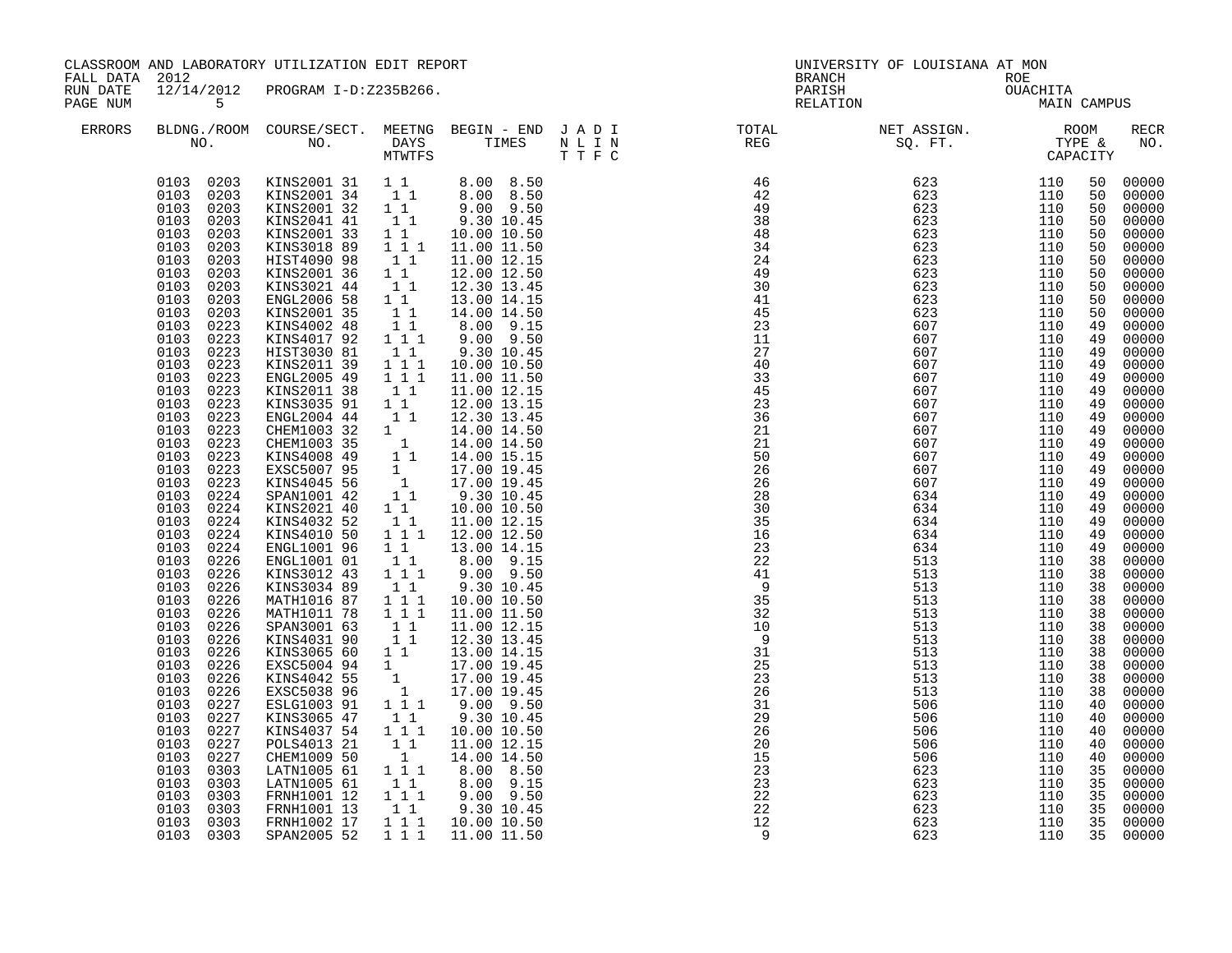CLASSROOM AND LABORATORY UTILIZATION EDIT REPORT
FALL DATA 2012
RUN DATE 12/14/2012 PROGRAM I-D:Z235B266.
PAGE NUM 5

UNIVERSITY OF LOUISIANA AT MON
BRANCH ROE
PARISH OUACHITA
RELATION MAIN CAMPUS

| ERRORS | BLDNG./ROOM NO. | COURSE/SECT. NO. | MEETNG DAYS MTWTFS | BEGIN - END TIMES | J A D I N L I N T T F C | TOTAL REG | NET ASSIGN. SQ. FT. | ROOM TYPE & CAPACITY | | RECR NO. |
|---|---|---|---|---|---|---|---|---|---|---|
| | 0103 0203 | KINS2001 31 | 1 1 | 8.00 8.50 | | 46 | 623 | 110 | 50 | 00000 |
| | 0103 0203 | KINS2001 34 | 1 1 | 8.00 8.50 | | 42 | 623 | 110 | 50 | 00000 |
| | 0103 0203 | KINS2001 32 | 1 1 | 9.00 9.50 | | 49 | 623 | 110 | 50 | 00000 |
| | 0103 0203 | KINS2041 41 | 1 1 | 9.30 10.45 | | 38 | 623 | 110 | 50 | 00000 |
| | 0103 0203 | KINS2001 33 | 1 1 | 10.00 10.50 | | 48 | 623 | 110 | 50 | 00000 |
| | 0103 0203 | KINS3018 89 | 1 1 1 | 11.00 11.50 | | 34 | 623 | 110 | 50 | 00000 |
| | 0103 0203 | HIST4090 98 | 1 1 | 11.00 12.15 | | 24 | 623 | 110 | 50 | 00000 |
| | 0103 0203 | KINS2001 36 | 1 1 | 12.00 12.50 | | 49 | 623 | 110 | 50 | 00000 |
| | 0103 0203 | KINS3021 44 | 1 1 | 12.30 13.45 | | 30 | 623 | 110 | 50 | 00000 |
| | 0103 0203 | ENGL2006 58 | 1 1 | 13.00 14.15 | | 41 | 623 | 110 | 50 | 00000 |
| | 0103 0203 | KINS2001 35 | 1 1 | 14.00 14.50 | | 45 | 623 | 110 | 50 | 00000 |
| | 0103 0223 | KINS4002 48 | 1 1 | 8.00 9.15 | | 23 | 607 | 110 | 49 | 00000 |
| | 0103 0223 | KINS4017 92 | 1 1 1 | 9.00 9.50 | | 11 | 607 | 110 | 49 | 00000 |
| | 0103 0223 | HIST3030 81 | 1 1 | 9.30 10.45 | | 27 | 607 | 110 | 49 | 00000 |
| | 0103 0223 | KINS2011 39 | 1 1 1 | 10.00 10.50 | | 40 | 607 | 110 | 49 | 00000 |
| | 0103 0223 | ENGL2005 49 | 1 1 1 | 11.00 11.50 | | 33 | 607 | 110 | 49 | 00000 |
| | 0103 0223 | KINS2011 38 | 1 1 | 11.00 12.15 | | 45 | 607 | 110 | 49 | 00000 |
| | 0103 0223 | KINS3035 91 | 1 1 | 12.00 13.15 | | 23 | 607 | 110 | 49 | 00000 |
| | 0103 0223 | ENGL2004 44 | 1 1 | 12.30 13.45 | | 36 | 607 | 110 | 49 | 00000 |
| | 0103 0223 | CHEM1003 32 | 1 | 14.00 14.50 | | 21 | 607 | 110 | 49 | 00000 |
| | 0103 0223 | CHEM1003 35 | 1 | 14.00 14.50 | | 21 | 607 | 110 | 49 | 00000 |
| | 0103 0223 | KINS4008 49 | 1 1 | 14.00 15.15 | | 50 | 607 | 110 | 49 | 00000 |
| | 0103 0223 | EXSC5007 95 | 1 | 17.00 19.45 | | 26 | 607 | 110 | 49 | 00000 |
| | 0103 0223 | KINS4045 56 | 1 | 17.00 19.45 | | 26 | 607 | 110 | 49 | 00000 |
| | 0103 0224 | SPAN1001 42 | 1 1 | 9.30 10.45 | | 28 | 634 | 110 | 49 | 00000 |
| | 0103 0224 | KINS2021 40 | 1 1 | 10.00 10.50 | | 30 | 634 | 110 | 49 | 00000 |
| | 0103 0224 | KINS4032 52 | 1 1 | 11.00 12.15 | | 35 | 634 | 110 | 49 | 00000 |
| | 0103 0224 | KINS4010 50 | 1 1 1 | 12.00 12.50 | | 16 | 634 | 110 | 49 | 00000 |
| | 0103 0224 | ENGL1001 96 | 1 1 | 13.00 14.15 | | 23 | 634 | 110 | 49 | 00000 |
| | 0103 0226 | ENGL1001 01 | 1 1 | 8.00 9.15 | | 22 | 513 | 110 | 38 | 00000 |
| | 0103 0226 | KINS3012 43 | 1 1 1 | 9.00 9.50 | | 41 | 513 | 110 | 38 | 00000 |
| | 0103 0226 | KINS3034 89 | 1 1 | 9.30 10.45 | | 9 | 513 | 110 | 38 | 00000 |
| | 0103 0226 | MATH1016 87 | 1 1 1 | 10.00 10.50 | | 35 | 513 | 110 | 38 | 00000 |
| | 0103 0226 | MATH1011 78 | 1 1 1 | 11.00 11.50 | | 32 | 513 | 110 | 38 | 00000 |
| | 0103 0226 | SPAN3001 63 | 1 1 | 11.00 12.15 | | 10 | 513 | 110 | 38 | 00000 |
| | 0103 0226 | KINS4031 90 | 1 1 | 12.30 13.45 | | 9 | 513 | 110 | 38 | 00000 |
| | 0103 0226 | KINS3065 60 | 1 1 | 13.00 14.15 | | 31 | 513 | 110 | 38 | 00000 |
| | 0103 0226 | EXSC5004 94 | 1 | 17.00 19.45 | | 25 | 513 | 110 | 38 | 00000 |
| | 0103 0226 | KINS4042 55 | 1 | 17.00 19.45 | | 23 | 513 | 110 | 38 | 00000 |
| | 0103 0226 | EXSC5038 96 | 1 | 17.00 19.45 | | 26 | 513 | 110 | 38 | 00000 |
| | 0103 0227 | ESLG1003 91 | 1 1 1 | 9.00 9.50 | | 31 | 506 | 110 | 40 | 00000 |
| | 0103 0227 | KINS3065 47 | 1 1 | 9.30 10.45 | | 29 | 506 | 110 | 40 | 00000 |
| | 0103 0227 | KINS4037 54 | 1 1 1 | 10.00 10.50 | | 26 | 506 | 110 | 40 | 00000 |
| | 0103 0227 | POLS4013 21 | 1 1 | 11.00 12.15 | | 20 | 506 | 110 | 40 | 00000 |
| | 0103 0227 | CHEM1009 50 | 1 | 14.00 14.50 | | 15 | 506 | 110 | 40 | 00000 |
| | 0103 0303 | LATN1005 61 | 1 1 1 | 8.00 8.50 | | 23 | 623 | 110 | 35 | 00000 |
| | 0103 0303 | LATN1005 61 | 1 1 | 8.00 9.15 | | 23 | 623 | 110 | 35 | 00000 |
| | 0103 0303 | FRNH1001 12 | 1 1 1 | 9.00 9.50 | | 22 | 623 | 110 | 35 | 00000 |
| | 0103 0303 | FRNH1001 13 | 1 1 | 9.30 10.45 | | 22 | 623 | 110 | 35 | 00000 |
| | 0103 0303 | FRNH1002 17 | 1 1 1 | 10.00 10.50 | | 12 | 623 | 110 | 35 | 00000 |
| | 0103 0303 | SPAN2005 52 | 1 1 1 | 11.00 11.50 | | 9 | 623 | 110 | 35 | 00000 |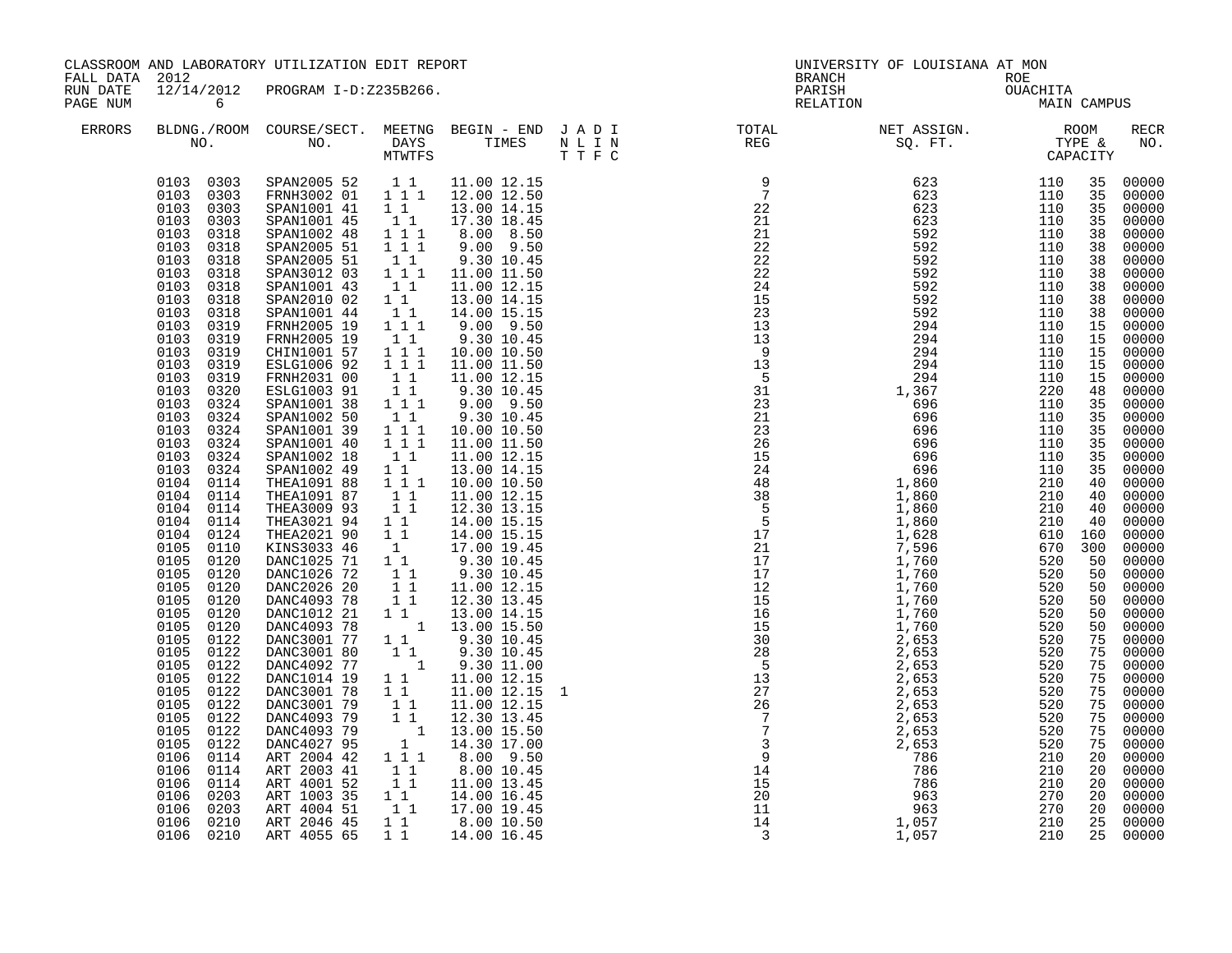CLASSROOM AND LABORATORY UTILIZATION EDIT REPORT
FALL DATA 2012
RUN DATE 12/14/2012 PROGRAM I-D:Z235B266.
PAGE NUM 6

UNIVERSITY OF LOUISIANA AT MON
BRANCH ROE
PARISH OUACHITA
RELATION MAIN CAMPUS

| ERRORS | BLDNG./ROOM NO. | COURSE/SECT. NO. | MEETNG DAYS MTWTFS | BEGIN - END TIMES | J A D I N L I N T T F C | TOTAL REG | NET ASSIGN. SQ. FT. | ROOM TYPE & CAPACITY | | RECR NO. |
|---|---|---|---|---|---|---|---|---|---|---|
| | 0103 0303 | SPAN2005 52 | 1 1 | 11.00 12.15 | | 9 | 623 | 110 | 35 | 00000 |
| | 0103 0303 | FRNH3002 01 | 1 1 1 | 12.00 12.50 | | 7 | 623 | 110 | 35 | 00000 |
| | 0103 0303 | SPAN1001 41 | 1 1 | 13.00 14.15 | | 22 | 623 | 110 | 35 | 00000 |
| | 0103 0303 | SPAN1001 45 | 1 1 | 17.30 18.45 | | 21 | 623 | 110 | 35 | 00000 |
| | 0103 0318 | SPAN1002 48 | 1 1 1 | 8.00 8.50 | | 21 | 592 | 110 | 38 | 00000 |
| | 0103 0318 | SPAN2005 51 | 1 1 1 | 9.00 9.50 | | 22 | 592 | 110 | 38 | 00000 |
| | 0103 0318 | SPAN2005 51 | 1 1 | 9.30 10.45 | | 22 | 592 | 110 | 38 | 00000 |
| | 0103 0318 | SPAN3012 03 | 1 1 1 | 11.00 11.50 | | 22 | 592 | 110 | 38 | 00000 |
| | 0103 0318 | SPAN1001 43 | 1 1 | 11.00 12.15 | | 24 | 592 | 110 | 38 | 00000 |
| | 0103 0318 | SPAN2010 02 | 1 1 | 13.00 14.15 | | 15 | 592 | 110 | 38 | 00000 |
| | 0103 0318 | SPAN1001 44 | 1 1 | 14.00 15.15 | | 23 | 592 | 110 | 38 | 00000 |
| | 0103 0319 | FRNH2005 19 | 1 1 1 | 9.00 9.50 | | 13 | 294 | 110 | 15 | 00000 |
| | 0103 0319 | FRNH2005 19 | 1 1 | 9.30 10.45 | | 13 | 294 | 110 | 15 | 00000 |
| | 0103 0319 | CHIN1001 57 | 1 1 1 | 10.00 10.50 | | 9 | 294 | 110 | 15 | 00000 |
| | 0103 0319 | ESLG1006 92 | 1 1 1 | 11.00 11.50 | | 13 | 294 | 110 | 15 | 00000 |
| | 0103 0319 | FRNH2031 00 | 1 1 | 11.00 12.15 | | 5 | 294 | 110 | 15 | 00000 |
| | 0103 0320 | ESLG1003 91 | 1 1 | 9.30 10.45 | | 31 | 1,367 | 220 | 48 | 00000 |
| | 0103 0324 | SPAN1001 38 | 1 1 1 | 9.00 9.50 | | 23 | 696 | 110 | 35 | 00000 |
| | 0103 0324 | SPAN1002 50 | 1 1 | 9.30 10.45 | | 21 | 696 | 110 | 35 | 00000 |
| | 0103 0324 | SPAN1001 39 | 1 1 1 | 10.00 10.50 | | 23 | 696 | 110 | 35 | 00000 |
| | 0103 0324 | SPAN1001 40 | 1 1 1 | 11.00 11.50 | | 26 | 696 | 110 | 35 | 00000 |
| | 0103 0324 | SPAN1002 18 | 1 1 | 11.00 12.15 | | 15 | 696 | 110 | 35 | 00000 |
| | 0103 0324 | SPAN1002 49 | 1 1 | 13.00 14.15 | | 24 | 696 | 110 | 35 | 00000 |
| | 0104 0114 | THEA1091 88 | 1 1 1 | 10.00 10.50 | | 48 | 1,860 | 210 | 40 | 00000 |
| | 0104 0114 | THEA1091 87 | 1 1 | 11.00 12.15 | | 38 | 1,860 | 210 | 40 | 00000 |
| | 0104 0114 | THEA3009 93 | 1 1 | 12.30 13.15 | | 5 | 1,860 | 210 | 40 | 00000 |
| | 0104 0114 | THEA3021 94 | 1 1 | 14.00 15.15 | | 5 | 1,860 | 210 | 40 | 00000 |
| | 0104 0124 | THEA2021 90 | 1 1 | 14.00 15.15 | | 17 | 1,628 | 610 | 160 | 00000 |
| | 0105 0110 | KINS3033 46 | 1 | 17.00 19.45 | | 21 | 7,596 | 670 | 300 | 00000 |
| | 0105 0120 | DANC1025 71 | 1 1 | 9.30 10.45 | | 17 | 1,760 | 520 | 50 | 00000 |
| | 0105 0120 | DANC1026 72 | 1 1 | 9.30 10.45 | | 17 | 1,760 | 520 | 50 | 00000 |
| | 0105 0120 | DANC2026 20 | 1 1 | 11.00 12.15 | | 12 | 1,760 | 520 | 50 | 00000 |
| | 0105 0120 | DANC4093 78 | 1 1 | 12.30 13.45 | | 15 | 1,760 | 520 | 50 | 00000 |
| | 0105 0120 | DANC1012 21 | 1 1 | 13.00 14.15 | | 16 | 1,760 | 520 | 50 | 00000 |
| | 0105 0120 | DANC4093 78 | 1 | 13.00 15.50 | | 15 | 1,760 | 520 | 50 | 00000 |
| | 0105 0122 | DANC3001 77 | 1 1 | 9.30 10.45 | | 30 | 2,653 | 520 | 75 | 00000 |
| | 0105 0122 | DANC3001 80 | 1 1 | 9.30 10.45 | | 28 | 2,653 | 520 | 75 | 00000 |
| | 0105 0122 | DANC4092 77 | 1 | 9.30 11.00 | | 5 | 2,653 | 520 | 75 | 00000 |
| | 0105 0122 | DANC1014 19 | 1 1 | 11.00 12.15 | | 13 | 2,653 | 520 | 75 | 00000 |
| | 0105 0122 | DANC3001 78 | 1 1 | 11.00 12.15 | 1 | 27 | 2,653 | 520 | 75 | 00000 |
| | 0105 0122 | DANC3001 79 | 1 1 | 11.00 12.15 | | 26 | 2,653 | 520 | 75 | 00000 |
| | 0105 0122 | DANC4093 79 | 1 1 | 12.30 13.45 | | 7 | 2,653 | 520 | 75 | 00000 |
| | 0105 0122 | DANC4093 79 | 1 | 13.00 15.50 | | 7 | 2,653 | 520 | 75 | 00000 |
| | 0105 0122 | DANC4027 95 | 1 | 14.30 17.00 | | 3 | 2,653 | 520 | 75 | 00000 |
| | 0106 0114 | ART 2004 42 | 1 1 1 | 8.00 9.50 | | 9 | 786 | 210 | 20 | 00000 |
| | 0106 0114 | ART 2003 41 | 1 1 | 8.00 10.45 | | 14 | 786 | 210 | 20 | 00000 |
| | 0106 0114 | ART 4001 52 | 1 1 | 11.00 13.45 | | 15 | 786 | 210 | 20 | 00000 |
| | 0106 0203 | ART 1003 35 | 1 1 | 14.00 16.45 | | 20 | 963 | 270 | 20 | 00000 |
| | 0106 0203 | ART 4004 51 | 1 1 | 17.00 19.45 | | 11 | 963 | 270 | 20 | 00000 |
| | 0106 0210 | ART 2046 45 | 1 1 | 8.00 10.50 | | 14 | 1,057 | 210 | 25 | 00000 |
| | 0106 0210 | ART 4055 65 | 1 1 | 14.00 16.45 | | 3 | 1,057 | 210 | 25 | 00000 |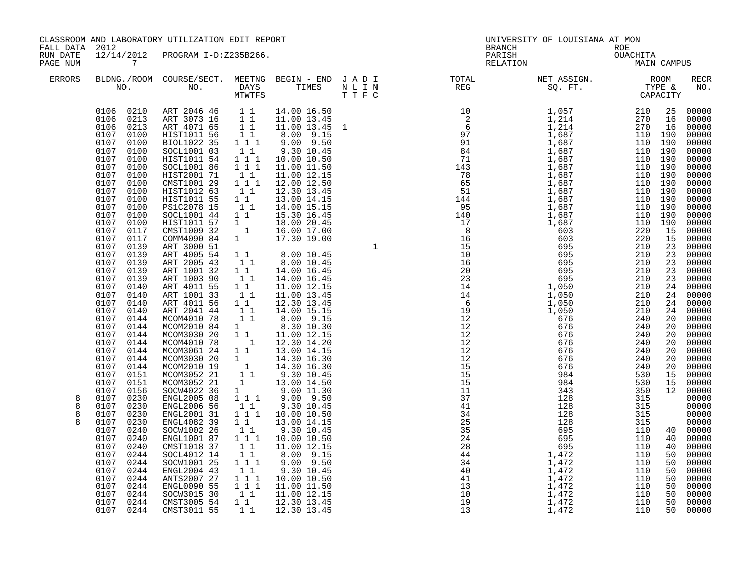CLASSROOM AND LABORATORY UTILIZATION EDIT REPORT
FALL DATA 2012
RUN DATE 12/14/2012 PROGRAM I-D:Z235B266.
PAGE NUM 7

UNIVERSITY OF LOUISIANA AT MON
BRANCH
PARISH
RELATION

ROE
OUACHITA
MAIN CAMPUS

| ERRORS | BLDNG./ROOM NO. | COURSE/SECT. NO. | MEETNG DAYS MTWTFS | BEGIN - END TIMES | J A D I N L I N T T F C | TOTAL REG | NET ASSIGN. SQ. FT. | ROOM TYPE & CAPACITY | RECR NO. |
|---|---|---|---|---|---|---|---|---|---|
| | 0106 0210 | ART 2046 46 | 1 1 | 14.00 16.50 | | 10 | 1,057 | 210 25 | 00000 |
| | 0106 0213 | ART 3073 16 | 1 1 | 11.00 13.45 | | 2 | 1,214 | 270 16 | 00000 |
| | 0106 0213 | ART 4071 65 | 1 1 | 11.00 13.45 | 1 | 6 | 1,214 | 270 16 | 00000 |
| | 0107 0100 | HIST1011 56 | 1 1 | 8.00 9.15 | | 97 | 1,687 | 110 190 | 00000 |
| | 0107 0100 | BIOL1022 35 | 1 1 1 | 9.00 9.50 | | 91 | 1,687 | 110 190 | 00000 |
| | 0107 0100 | SOCL1001 03 | 1 1 | 9.30 10.45 | | 84 | 1,687 | 110 190 | 00000 |
| | 0107 0100 | HIST1011 54 | 1 1 1 | 10.00 10.50 | | 71 | 1,687 | 110 190 | 00000 |
| | 0107 0100 | SOCL1001 86 | 1 1 1 | 11.00 11.50 | | 143 | 1,687 | 110 190 | 00000 |
| | 0107 0100 | HIST2001 71 | 1 1 | 11.00 12.15 | | 78 | 1,687 | 110 190 | 00000 |
| | 0107 0100 | CMST1001 29 | 1 1 1 | 12.00 12.50 | | 65 | 1,687 | 110 190 | 00000 |
| | 0107 0100 | HIST1012 63 | 1 1 | 12.30 13.45 | | 51 | 1,687 | 110 190 | 00000 |
| | 0107 0100 | HIST1011 55 | 1 1 | 13.00 14.15 | | 144 | 1,687 | 110 190 | 00000 |
| | 0107 0100 | PS1C2078 15 | 1 1 | 14.00 15.15 | | 95 | 1,687 | 110 190 | 00000 |
| | 0107 0100 | SOCL1001 44 | 1 1 | 15.30 16.45 | | 140 | 1,687 | 110 190 | 00000 |
| | 0107 0100 | HIST1011 57 | 1 | 18.00 20.45 | | 17 | 1,687 | 110 190 | 00000 |
| | 0107 0117 | CMST1009 32 | 1 | 16.00 17.00 | | 8 | 603 | 220 15 | 00000 |
| | 0107 0117 | COMM4090 84 | 1 | 17.30 19.00 | | 16 | 603 | 220 15 | 00000 |
| | 0107 0139 | ART 3000 51 | | | 1 | 15 | 695 | 210 23 | 00000 |
| | 0107 0139 | ART 4005 54 | 1 1 | 8.00 10.45 | | 10 | 695 | 210 23 | 00000 |
| | 0107 0139 | ART 2005 43 | 1 1 | 8.00 10.45 | | 16 | 695 | 210 23 | 00000 |
| | 0107 0139 | ART 1001 32 | 1 1 | 14.00 16.45 | | 20 | 695 | 210 23 | 00000 |
| | 0107 0139 | ART 1003 90 | 1 1 | 14.00 16.45 | | 23 | 695 | 210 23 | 00000 |
| | 0107 0140 | ART 4011 55 | 1 1 | 11.00 12.15 | | 14 | 1,050 | 210 24 | 00000 |
| | 0107 0140 | ART 1001 33 | 1 1 | 11.00 13.45 | | 14 | 1,050 | 210 24 | 00000 |
| | 0107 0140 | ART 4011 56 | 1 1 | 12.30 13.45 | | 6 | 1,050 | 210 24 | 00000 |
| | 0107 0140 | ART 2041 44 | 1 1 | 14.00 15.15 | | 19 | 1,050 | 210 24 | 00000 |
| | 0107 0144 | MCOM4010 78 | 1 1 | 8.00 9.15 | | 12 | 676 | 240 20 | 00000 |
| | 0107 0144 | MCOM2010 84 | 1 | 8.30 10.30 | | 12 | 676 | 240 20 | 00000 |
| | 0107 0144 | MCOM3030 20 | 1 1 | 11.00 12.15 | | 12 | 676 | 240 20 | 00000 |
| | 0107 0144 | MCOM4010 78 | 1 | 12.30 14.20 | | 12 | 676 | 240 20 | 00000 |
| | 0107 0144 | MCOM3061 24 | 1 1 | 13.00 14.15 | | 12 | 676 | 240 20 | 00000 |
| | 0107 0144 | MCOM3030 20 | 1 | 14.30 16.30 | | 12 | 676 | 240 20 | 00000 |
| | 0107 0144 | MCOM2010 19 | 1 | 14.30 16.30 | | 15 | 676 | 240 20 | 00000 |
| | 0107 0151 | MCOM3052 21 | 1 1 | 9.30 10.45 | | 15 | 984 | 530 15 | 00000 |
| | 0107 0151 | MCOM3052 21 | 1 | 13.00 14.50 | | 15 | 984 | 530 15 | 00000 |
| | 0107 0156 | SOCW4022 36 | 1 | 9.00 11.30 | | 11 | 343 | 350 12 | 00000 |
| 8 | 0107 0230 | ENGL2005 08 | 1 1 1 | 9.00 9.50 | | 37 | 128 | 315 | 00000 |
| 8 | 0107 0230 | ENGL2006 56 | 1 1 | 9.30 10.45 | | 41 | 128 | 315 | 00000 |
| 8 | 0107 0230 | ENGL2001 31 | 1 1 1 | 10.00 10.50 | | 34 | 128 | 315 | 00000 |
| 8 | 0107 0230 | ENGL4082 39 | 1 1 | 13.00 14.15 | | 25 | 128 | 315 | 00000 |
| | 0107 0240 | SOCW1002 26 | 1 1 | 9.30 10.45 | | 35 | 695 | 110 40 | 00000 |
| | 0107 0240 | ENGL1001 87 | 1 1 1 | 10.00 10.50 | | 24 | 695 | 110 40 | 00000 |
| | 0107 0240 | CMST1018 37 | 1 1 | 11.00 12.15 | | 28 | 695 | 110 40 | 00000 |
| | 0107 0244 | SOCL4012 14 | 1 1 | 8.00 9.15 | | 44 | 1,472 | 110 50 | 00000 |
| | 0107 0244 | SOCW1001 25 | 1 1 1 | 9.00 9.50 | | 34 | 1,472 | 110 50 | 00000 |
| | 0107 0244 | ENGL2004 43 | 1 1 | 9.30 10.45 | | 40 | 1,472 | 110 50 | 00000 |
| | 0107 0244 | ANTS2007 27 | 1 1 1 | 10.00 10.50 | | 41 | 1,472 | 110 50 | 00000 |
| | 0107 0244 | ENGL0090 55 | 1 1 1 | 11.00 11.50 | | 13 | 1,472 | 110 50 | 00000 |
| | 0107 0244 | SOCW3015 30 | 1 1 | 11.00 12.15 | | 10 | 1,472 | 110 50 | 00000 |
| | 0107 0244 | CMST3005 54 | 1 1 | 12.30 13.45 | | 19 | 1,472 | 110 50 | 00000 |
| | 0107 0244 | CMST3011 55 | 1 1 | 12.30 13.45 | | 13 | 1,472 | 110 50 | 00000 |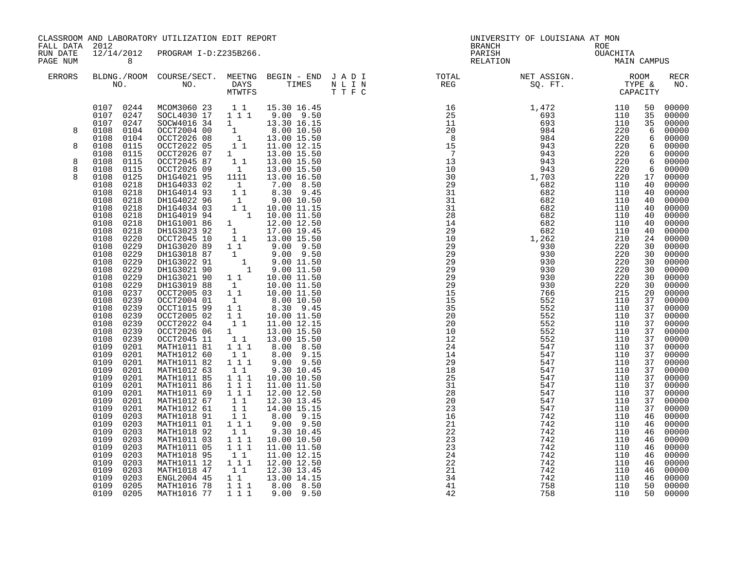CLASSROOM AND LABORATORY UTILIZATION EDIT REPORT
FALL DATA 2012
RUN DATE 12/14/2012 PROGRAM I-D:Z235B266.
PAGE NUM 8

UNIVERSITY OF LOUISIANA AT MON
BRANCH ROE
PARISH OUACHITA
RELATION MAIN CAMPUS

| ERRORS | BLDNG./ROOM NO. | COURSE/SECT. NO. | MEETNG DAYS MTWTFS | BEGIN - END TIMES | J A D I N L I N T T F C | TOTAL REG | NET ASSIGN. SQ. FT. | ROOM TYPE & CAPACITY | | RECR NO. |
|---|---|---|---|---|---|---|---|---|---|---|
| | 0107 0244 | MCOM3060 23 | 1 1 | 15.30 16.45 | | 16 | 1,472 | 110 | 50 | 00000 |
| | 0107 0247 | SOCL4030 17 | 1 1 1 | 9.00 9.50 | | 25 | 693 | 110 | 35 | 00000 |
| | 0107 0247 | SOCW4016 34 | 1 | 13.30 16.15 | | 11 | 693 | 110 | 35 | 00000 |
| 8 | 0108 0104 | OCCT2004 00 | 1 | 8.00 10.50 | | 20 | 984 | 220 | 6 | 00000 |
| | 0108 0104 | OCCT2026 08 | 1 | 13.00 15.50 | | 8 | 984 | 220 | 6 | 00000 |
| 8 | 0108 0115 | OCCT2022 05 | 1 1 | 11.00 12.15 | | 15 | 943 | 220 | 6 | 00000 |
| | 0108 0115 | OCCT2026 07 | 1 | 13.00 15.50 | | 7 | 943 | 220 | 6 | 00000 |
| 8 | 0108 0115 | OCCT2045 87 | 1 1 | 13.00 15.50 | | 13 | 943 | 220 | 6 | 00000 |
| 8 | 0108 0115 | OCCT2026 09 | 1 | 13.00 15.50 | | 10 | 943 | 220 | 6 | 00000 |
| 8 | 0108 0125 | DH1G4021 95 | 1111 | 13.00 16.50 | | 30 | 1,703 | 220 | 17 | 00000 |
| | 0108 0218 | DH1G4033 02 | 1 | 7.00 8.50 | | 29 | 682 | 110 | 40 | 00000 |
| | 0108 0218 | DH1G4014 93 | 1 1 | 8.30 9.45 | | 31 | 682 | 110 | 40 | 00000 |
| | 0108 0218 | DH1G4022 96 | 1 | 9.00 10.50 | | 31 | 682 | 110 | 40 | 00000 |
| | 0108 0218 | DH1G4034 03 | 1 1 | 10.00 11.15 | | 31 | 682 | 110 | 40 | 00000 |
| | 0108 0218 | DH1G4019 94 | 1 | 10.00 11.50 | | 28 | 682 | 110 | 40 | 00000 |
| | 0108 0218 | DH1G1001 86 | 1 | 12.00 12.50 | | 14 | 682 | 110 | 40 | 00000 |
| | 0108 0218 | DH1G3023 92 | 1 | 17.00 19.45 | | 29 | 682 | 110 | 40 | 00000 |
| | 0108 0220 | OCCT2045 10 | 1 1 | 13.00 15.50 | | 10 | 1,262 | 210 | 24 | 00000 |
| | 0108 0229 | DH1G3020 89 | 1 1 | 9.00 9.50 | | 29 | 930 | 220 | 30 | 00000 |
| | 0108 0229 | DH1G3018 87 | 1 | 9.00 9.50 | | 29 | 930 | 220 | 30 | 00000 |
| | 0108 0229 | DH1G3022 91 | 1 | 9.00 11.50 | | 29 | 930 | 220 | 30 | 00000 |
| | 0108 0229 | DH1G3021 90 | 1 | 9.00 11.50 | | 29 | 930 | 220 | 30 | 00000 |
| | 0108 0229 | DH1G3021 90 | 1 1 | 10.00 11.50 | | 29 | 930 | 220 | 30 | 00000 |
| | 0108 0229 | DH1G3019 88 | 1 | 10.00 11.50 | | 29 | 930 | 220 | 30 | 00000 |
| | 0108 0237 | OCCT2005 03 | 1 1 | 10.00 11.50 | | 15 | 766 | 215 | 20 | 00000 |
| | 0108 0239 | OCCT2004 01 | 1 | 8.00 10.50 | | 15 | 552 | 110 | 37 | 00000 |
| | 0108 0239 | OCCT1015 99 | 1 1 | 8.30 9.45 | | 35 | 552 | 110 | 37 | 00000 |
| | 0108 0239 | OCCT2005 02 | 1 1 | 10.00 11.50 | | 20 | 552 | 110 | 37 | 00000 |
| | 0108 0239 | OCCT2022 04 | 1 1 | 11.00 12.15 | | 20 | 552 | 110 | 37 | 00000 |
| | 0108 0239 | OCCT2026 06 | 1 | 13.00 15.50 | | 10 | 552 | 110 | 37 | 00000 |
| | 0108 0239 | OCCT2045 11 | 1 1 | 13.00 15.50 | | 12 | 552 | 110 | 37 | 00000 |
| | 0109 0201 | MATH1011 81 | 1 1 1 | 8.00 8.50 | | 24 | 547 | 110 | 37 | 00000 |
| | 0109 0201 | MATH1012 60 | 1 1 | 8.00 9.15 | | 14 | 547 | 110 | 37 | 00000 |
| | 0109 0201 | MATH1011 82 | 1 1 1 | 9.00 9.50 | | 29 | 547 | 110 | 37 | 00000 |
| | 0109 0201 | MATH1012 63 | 1 1 | 9.30 10.45 | | 18 | 547 | 110 | 37 | 00000 |
| | 0109 0201 | MATH1011 85 | 1 1 1 | 10.00 10.50 | | 25 | 547 | 110 | 37 | 00000 |
| | 0109 0201 | MATH1011 86 | 1 1 1 | 11.00 11.50 | | 31 | 547 | 110 | 37 | 00000 |
| | 0109 0201 | MATH1011 69 | 1 1 1 | 12.00 12.50 | | 28 | 547 | 110 | 37 | 00000 |
| | 0109 0201 | MATH1012 67 | 1 1 | 12.30 13.45 | | 20 | 547 | 110 | 37 | 00000 |
| | 0109 0201 | MATH1012 61 | 1 1 | 14.00 15.15 | | 23 | 547 | 110 | 37 | 00000 |
| | 0109 0203 | MATH1018 91 | 1 1 | 8.00 9.15 | | 16 | 742 | 110 | 46 | 00000 |
| | 0109 0203 | MATH1011 01 | 1 1 1 | 9.00 9.50 | | 21 | 742 | 110 | 46 | 00000 |
| | 0109 0203 | MATH1018 92 | 1 1 | 9.30 10.45 | | 22 | 742 | 110 | 46 | 00000 |
| | 0109 0203 | MATH1011 03 | 1 1 1 | 10.00 10.50 | | 23 | 742 | 110 | 46 | 00000 |
| | 0109 0203 | MATH1011 05 | 1 1 1 | 11.00 11.50 | | 23 | 742 | 110 | 46 | 00000 |
| | 0109 0203 | MATH1018 95 | 1 1 | 11.00 12.15 | | 24 | 742 | 110 | 46 | 00000 |
| | 0109 0203 | MATH1011 12 | 1 1 1 | 12.00 12.50 | | 22 | 742 | 110 | 46 | 00000 |
| | 0109 0203 | MATH1018 47 | 1 1 | 12.30 13.45 | | 21 | 742 | 110 | 46 | 00000 |
| | 0109 0203 | ENGL2004 45 | 1 1 | 13.00 14.15 | | 34 | 742 | 110 | 46 | 00000 |
| | 0109 0205 | MATH1016 78 | 1 1 1 | 8.00 8.50 | | 41 | 758 | 110 | 50 | 00000 |
| | 0109 0205 | MATH1016 77 | 1 1 1 | 9.00 9.50 | | 42 | 758 | 110 | 50 | 00000 |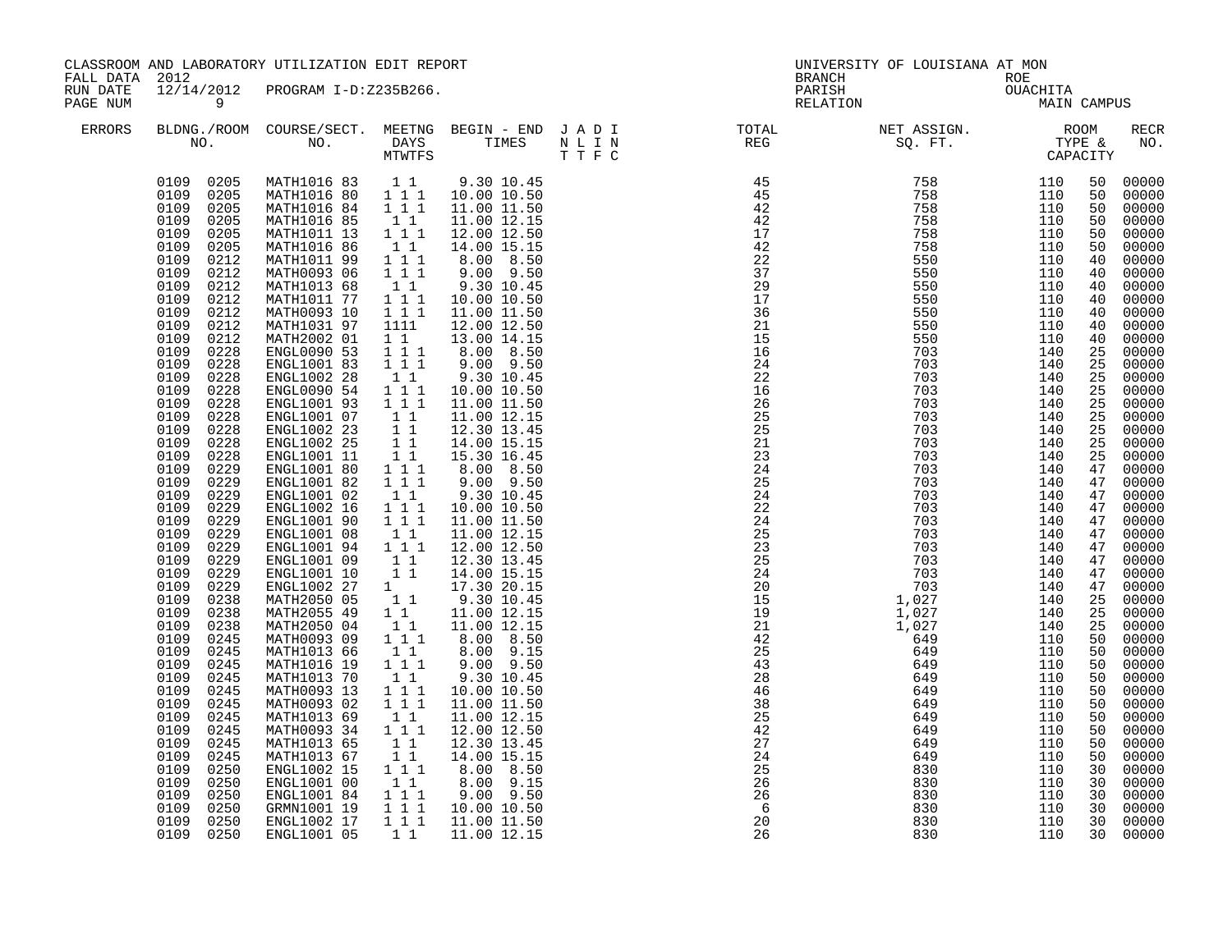CLASSROOM AND LABORATORY UTILIZATION EDIT REPORT
FALL DATA 2012
RUN DATE 12/14/2012 PROGRAM I-D:Z235B266.
PAGE NUM 9

UNIVERSITY OF LOUISIANA AT MON
BRANCH ROE
PARISH OUACHITA
RELATION MAIN CAMPUS

| ERRORS | BLDNG./ROOM NO. | COURSE/SECT. NO. | MEETNG DAYS MTWTFS | BEGIN - END TIMES | J A D I N L I N T T F C | TOTAL REG | NET ASSIGN. SQ. FT. | ROOM TYPE & CAPACITY | | RECR NO. |
|---|---|---|---|---|---|---|---|---|---|---|
| | 0109 0205 | MATH1016 83 | 1 1 | 9.30 10.45 | | 45 | 758 | 110 | 50 | 00000 |
| | 0109 0205 | MATH1016 80 | 1 1 1 | 10.00 10.50 | | 45 | 758 | 110 | 50 | 00000 |
| | 0109 0205 | MATH1016 84 | 1 1 1 | 11.00 11.50 | | 42 | 758 | 110 | 50 | 00000 |
| | 0109 0205 | MATH1016 85 | 1 1 | 11.00 12.15 | | 42 | 758 | 110 | 50 | 00000 |
| | 0109 0205 | MATH1011 13 | 1 1 1 | 12.00 12.50 | | 17 | 758 | 110 | 50 | 00000 |
| | 0109 0205 | MATH1016 86 | 1 1 | 14.00 15.15 | | 42 | 758 | 110 | 50 | 00000 |
| | 0109 0212 | MATH1011 99 | 1 1 1 | 8.00 8.50 | | 22 | 550 | 110 | 40 | 00000 |
| | 0109 0212 | MATH0093 06 | 1 1 1 | 9.00 9.50 | | 37 | 550 | 110 | 40 | 00000 |
| | 0109 0212 | MATH1013 68 | 1 1 | 9.30 10.45 | | 29 | 550 | 110 | 40 | 00000 |
| | 0109 0212 | MATH1011 77 | 1 1 1 | 10.00 10.50 | | 17 | 550 | 110 | 40 | 00000 |
| | 0109 0212 | MATH0093 10 | 1 1 1 | 11.00 11.50 | | 36 | 550 | 110 | 40 | 00000 |
| | 0109 0212 | MATH1031 97 | 1111 | 12.00 12.50 | | 21 | 550 | 110 | 40 | 00000 |
| | 0109 0212 | MATH2002 01 | 1 1 | 13.00 14.15 | | 15 | 550 | 110 | 40 | 00000 |
| | 0109 0228 | ENGL0090 53 | 1 1 1 | 8.00 8.50 | | 16 | 703 | 140 | 25 | 00000 |
| | 0109 0228 | ENGL1001 83 | 1 1 1 | 9.00 9.50 | | 24 | 703 | 140 | 25 | 00000 |
| | 0109 0228 | ENGL1002 28 | 1 1 | 9.30 10.45 | | 22 | 703 | 140 | 25 | 00000 |
| | 0109 0228 | ENGL0090 54 | 1 1 1 | 10.00 10.50 | | 16 | 703 | 140 | 25 | 00000 |
| | 0109 0228 | ENGL1001 93 | 1 1 1 | 11.00 11.50 | | 26 | 703 | 140 | 25 | 00000 |
| | 0109 0228 | ENGL1001 07 | 1 1 | 11.00 12.15 | | 25 | 703 | 140 | 25 | 00000 |
| | 0109 0228 | ENGL1002 23 | 1 1 | 12.30 13.45 | | 25 | 703 | 140 | 25 | 00000 |
| | 0109 0228 | ENGL1002 25 | 1 1 | 14.00 15.15 | | 21 | 703 | 140 | 25 | 00000 |
| | 0109 0228 | ENGL1001 11 | 1 1 | 15.30 16.45 | | 23 | 703 | 140 | 25 | 00000 |
| | 0109 0229 | ENGL1001 80 | 1 1 1 | 8.00 8.50 | | 24 | 703 | 140 | 47 | 00000 |
| | 0109 0229 | ENGL1001 82 | 1 1 1 | 9.00 9.50 | | 25 | 703 | 140 | 47 | 00000 |
| | 0109 0229 | ENGL1001 02 | 1 1 | 9.30 10.45 | | 24 | 703 | 140 | 47 | 00000 |
| | 0109 0229 | ENGL1002 16 | 1 1 1 | 10.00 10.50 | | 22 | 703 | 140 | 47 | 00000 |
| | 0109 0229 | ENGL1001 90 | 1 1 1 | 11.00 11.50 | | 24 | 703 | 140 | 47 | 00000 |
| | 0109 0229 | ENGL1001 08 | 1 1 | 11.00 12.15 | | 25 | 703 | 140 | 47 | 00000 |
| | 0109 0229 | ENGL1001 94 | 1 1 1 | 12.00 12.50 | | 23 | 703 | 140 | 47 | 00000 |
| | 0109 0229 | ENGL1001 09 | 1 1 | 12.30 13.45 | | 25 | 703 | 140 | 47 | 00000 |
| | 0109 0229 | ENGL1001 10 | 1 1 | 14.00 15.15 | | 24 | 703 | 140 | 47 | 00000 |
| | 0109 0229 | ENGL1002 27 | 1 | 17.30 20.15 | | 20 | 703 | 140 | 47 | 00000 |
| | 0109 0238 | MATH2050 05 | 1 1 | 9.30 10.45 | | 15 | 1,027 | 140 | 25 | 00000 |
| | 0109 0238 | MATH2055 49 | 1 1 | 11.00 12.15 | | 19 | 1,027 | 140 | 25 | 00000 |
| | 0109 0238 | MATH2050 04 | 1 1 | 11.00 12.15 | | 21 | 1,027 | 140 | 25 | 00000 |
| | 0109 0245 | MATH0093 09 | 1 1 1 | 8.00 8.50 | | 42 | 649 | 110 | 50 | 00000 |
| | 0109 0245 | MATH1013 66 | 1 1 | 8.00 9.15 | | 25 | 649 | 110 | 50 | 00000 |
| | 0109 0245 | MATH1016 19 | 1 1 1 | 9.00 9.50 | | 43 | 649 | 110 | 50 | 00000 |
| | 0109 0245 | MATH1013 70 | 1 1 | 9.30 10.45 | | 28 | 649 | 110 | 50 | 00000 |
| | 0109 0245 | MATH0093 13 | 1 1 1 | 10.00 10.50 | | 46 | 649 | 110 | 50 | 00000 |
| | 0109 0245 | MATH0093 02 | 1 1 1 | 11.00 11.50 | | 38 | 649 | 110 | 50 | 00000 |
| | 0109 0245 | MATH1013 69 | 1 1 | 11.00 12.15 | | 25 | 649 | 110 | 50 | 00000 |
| | 0109 0245 | MATH0093 34 | 1 1 1 | 12.00 12.50 | | 42 | 649 | 110 | 50 | 00000 |
| | 0109 0245 | MATH1013 65 | 1 1 | 12.30 13.45 | | 27 | 649 | 110 | 50 | 00000 |
| | 0109 0245 | MATH1013 67 | 1 1 | 14.00 15.15 | | 24 | 649 | 110 | 50 | 00000 |
| | 0109 0250 | ENGL1002 15 | 1 1 1 | 8.00 8.50 | | 25 | 830 | 110 | 30 | 00000 |
| | 0109 0250 | ENGL1001 00 | 1 1 | 8.00 9.15 | | 26 | 830 | 110 | 30 | 00000 |
| | 0109 0250 | ENGL1001 84 | 1 1 1 | 9.00 9.50 | | 26 | 830 | 110 | 30 | 00000 |
| | 0109 0250 | GRMN1001 19 | 1 1 1 | 10.00 10.50 | | 6 | 830 | 110 | 30 | 00000 |
| | 0109 0250 | ENGL1002 17 | 1 1 1 | 11.00 11.50 | | 20 | 830 | 110 | 30 | 00000 |
| | 0109 0250 | ENGL1001 05 | 1 1 | 11.00 12.15 | | 26 | 830 | 110 | 30 | 00000 |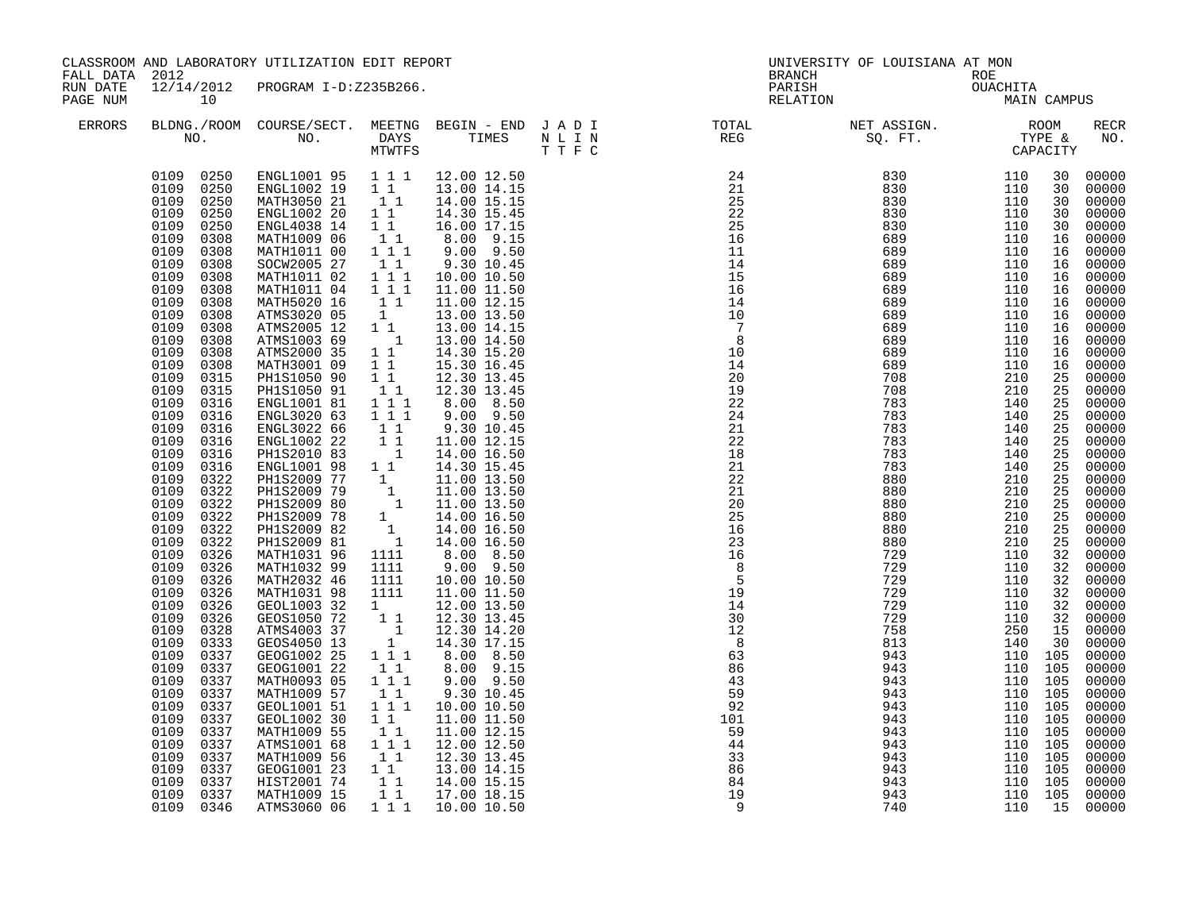CLASSROOM AND LABORATORY UTILIZATION EDIT REPORT
FALL DATA 2012
RUN DATE 12/14/2012 PROGRAM I-D:Z235B266.
PAGE NUM 10

UNIVERSITY OF LOUISIANA AT MON
BRANCH ROE
PARISH OUACHITA
RELATION MAIN CAMPUS

| ERRORS | BLDNG./ROOM NO. | COURSE/SECT. NO. | MEETNG DAYS MTWTFS | BEGIN - END TIMES | J A D I N L I N T T F C | TOTAL REG | NET ASSIGN. SQ. FT. | ROOM TYPE & CAPACITY | RECR NO. |
|---|---|---|---|---|---|---|---|---|---|
| | 0109 0250 | ENGL1001 95 | 1 1 1 | 12.00 12.50 | | 24 | 830 | 110 30 | 00000 |
| | 0109 0250 | ENGL1002 19 | 1 1 | 13.00 14.15 | | 21 | 830 | 110 30 | 00000 |
| | 0109 0250 | MATH3050 21 | 1 1 | 14.00 15.15 | | 25 | 830 | 110 30 | 00000 |
| | 0109 0250 | ENGL1002 20 | 1 1 | 14.30 15.45 | | 22 | 830 | 110 30 | 00000 |
| | 0109 0250 | ENGL4038 14 | 1 1 | 16.00 17.15 | | 25 | 830 | 110 30 | 00000 |
| | 0109 0308 | MATH1009 06 | 1 1 | 8.00 9.15 | | 16 | 689 | 110 16 | 00000 |
| | 0109 0308 | MATH1011 00 | 1 1 1 | 9.00 9.50 | | 11 | 689 | 110 16 | 00000 |
| | 0109 0308 | SOCW2005 27 | 1 1 | 9.30 10.45 | | 14 | 689 | 110 16 | 00000 |
| | 0109 0308 | MATH1011 02 | 1 1 1 | 10.00 10.50 | | 15 | 689 | 110 16 | 00000 |
| | 0109 0308 | MATH1011 04 | 1 1 1 | 11.00 11.50 | | 16 | 689 | 110 16 | 00000 |
| | 0109 0308 | MATH5020 16 | 1 1 | 11.00 12.15 | | 14 | 689 | 110 16 | 00000 |
| | 0109 0308 | ATMS3020 05 | 1 | 13.00 13.50 | | 10 | 689 | 110 16 | 00000 |
| | 0109 0308 | ATMS2005 12 | 1 1 | 13.00 14.15 | | 7 | 689 | 110 16 | 00000 |
| | 0109 0308 | ATMS1003 69 | 1 | 13.00 14.50 | | 8 | 689 | 110 16 | 00000 |
| | 0109 0308 | ATMS2000 35 | 1 1 | 14.30 15.20 | | 10 | 689 | 110 16 | 00000 |
| | 0109 0308 | MATH3001 09 | 1 1 | 15.30 16.45 | | 14 | 689 | 110 16 | 00000 |
| | 0109 0315 | PH1S1050 90 | 1 1 | 12.30 13.45 | | 20 | 708 | 210 25 | 00000 |
| | 0109 0315 | PH1S1050 91 | 1 1 | 12.30 13.45 | | 19 | 708 | 210 25 | 00000 |
| | 0109 0316 | ENGL1001 81 | 1 1 1 | 8.00 8.50 | | 22 | 783 | 140 25 | 00000 |
| | 0109 0316 | ENGL3020 63 | 1 1 1 | 9.00 9.50 | | 24 | 783 | 140 25 | 00000 |
| | 0109 0316 | ENGL3022 66 | 1 1 | 9.30 10.45 | | 21 | 783 | 140 25 | 00000 |
| | 0109 0316 | ENGL1002 22 | 1 1 | 11.00 12.15 | | 22 | 783 | 140 25 | 00000 |
| | 0109 0316 | PH1S2010 83 | 1 | 14.00 16.50 | | 18 | 783 | 140 25 | 00000 |
| | 0109 0316 | ENGL1001 98 | 1 1 | 14.30 15.45 | | 21 | 783 | 140 25 | 00000 |
| | 0109 0322 | PH1S2009 77 | 1 | 11.00 13.50 | | 22 | 880 | 210 25 | 00000 |
| | 0109 0322 | PH1S2009 79 | 1 | 11.00 13.50 | | 21 | 880 | 210 25 | 00000 |
| | 0109 0322 | PH1S2009 80 | 1 | 11.00 13.50 | | 20 | 880 | 210 25 | 00000 |
| | 0109 0322 | PH1S2009 78 | 1 | 14.00 16.50 | | 25 | 880 | 210 25 | 00000 |
| | 0109 0322 | PH1S2009 82 | 1 | 14.00 16.50 | | 16 | 880 | 210 25 | 00000 |
| | 0109 0322 | PH1S2009 81 | 1 | 14.00 16.50 | | 23 | 880 | 210 25 | 00000 |
| | 0109 0326 | MATH1031 96 | 1111 | 8.00 8.50 | | 16 | 729 | 110 32 | 00000 |
| | 0109 0326 | MATH1032 99 | 1111 | 9.00 9.50 | | 8 | 729 | 110 32 | 00000 |
| | 0109 0326 | MATH2032 46 | 1111 | 10.00 10.50 | | 5 | 729 | 110 32 | 00000 |
| | 0109 0326 | MATH1031 98 | 1111 | 11.00 11.50 | | 19 | 729 | 110 32 | 00000 |
| | 0109 0326 | GEOL1003 32 | 1 | 12.00 13.50 | | 14 | 729 | 110 32 | 00000 |
| | 0109 0326 | GEOS1050 72 | 1 1 | 12.30 13.45 | | 30 | 729 | 110 32 | 00000 |
| | 0109 0328 | ATMS4003 37 | 1 | 12.30 14.20 | | 12 | 758 | 250 15 | 00000 |
| | 0109 0333 | GEOS4050 13 | 1 | 14.30 17.15 | | 8 | 813 | 140 30 | 00000 |
| | 0109 0337 | GEOG1002 25 | 1 1 1 | 8.00 8.50 | | 63 | 943 | 110 105 | 00000 |
| | 0109 0337 | GEOG1001 22 | 1 1 | 8.00 9.15 | | 86 | 943 | 110 105 | 00000 |
| | 0109 0337 | MATH0093 05 | 1 1 1 | 9.00 9.50 | | 43 | 943 | 110 105 | 00000 |
| | 0109 0337 | MATH1009 57 | 1 1 | 9.30 10.45 | | 59 | 943 | 110 105 | 00000 |
| | 0109 0337 | GEOL1001 51 | 1 1 1 | 10.00 10.50 | | 92 | 943 | 110 105 | 00000 |
| | 0109 0337 | GEOL1002 30 | 1 1 | 11.00 11.50 | | 101 | 943 | 110 105 | 00000 |
| | 0109 0337 | MATH1009 55 | 1 1 | 11.00 12.15 | | 59 | 943 | 110 105 | 00000 |
| | 0109 0337 | ATMS1001 68 | 1 1 1 | 12.00 12.50 | | 44 | 943 | 110 105 | 00000 |
| | 0109 0337 | MATH1009 56 | 1 1 | 12.30 13.45 | | 33 | 943 | 110 105 | 00000 |
| | 0109 0337 | GEOG1001 23 | 1 1 | 13.00 14.15 | | 86 | 943 | 110 105 | 00000 |
| | 0109 0337 | HIST2001 74 | 1 1 | 14.00 15.15 | | 84 | 943 | 110 105 | 00000 |
| | 0109 0337 | MATH1009 15 | 1 1 | 17.00 18.15 | | 19 | 943 | 110 105 | 00000 |
| | 0109 0346 | ATMS3060 06 | 1 1 1 | 10.00 10.50 | | 9 | 740 | 110 15 | 00000 |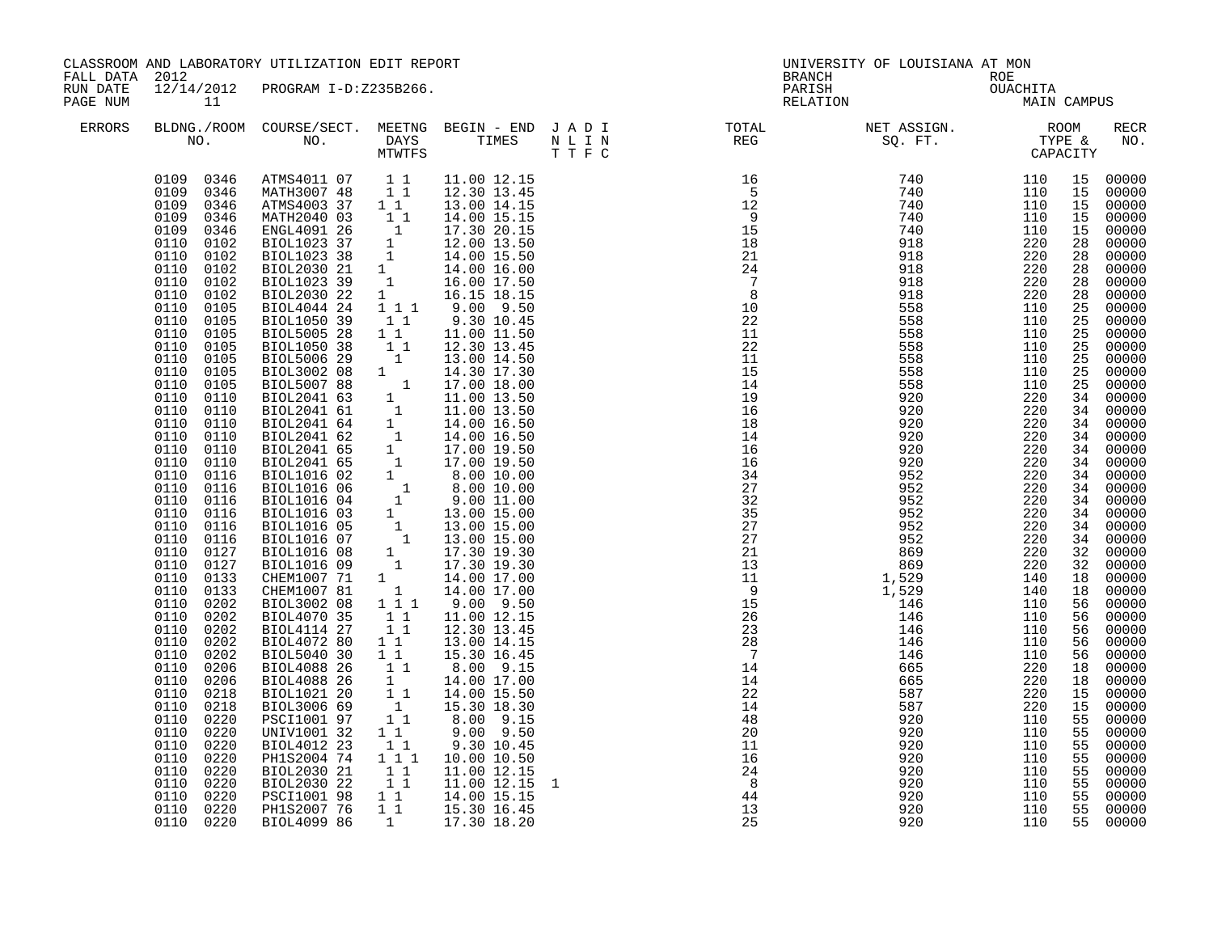CLASSROOM AND LABORATORY UTILIZATION EDIT REPORT
FALL DATA 2012
RUN DATE 12/14/2012 PROGRAM I-D:Z235B266.

UNIVERSITY OF LOUISIANA AT MON
BRANCH
PARISH OUACHITA
RELATION ROE MAIN CAMPUS

| ERRORS | BLDNG./ROOM NO. | COURSE/SECT. NO. | MEETNG DAYS MTWTFS | BEGIN - END TIMES | J A D I N L I N T T F C | TOTAL REG | NET ASSIGN. SQ. FT. | ROOM TYPE & CAPACITY | | RECR NO. |
|---|---|---|---|---|---|---|---|---|---|---|
| | 0109 0346 | ATMS4011 07 | TR | 11.00 12.15 | | 16 | 740 | 110 | 15 | 00000 |
| | 0109 0346 | MATH3007 48 | TR | 12.30 13.45 | | 5 | 740 | 110 | 15 | 00000 |
| | 0109 0346 | ATMS4003 37 | MW | 13.00 14.15 | | 12 | 740 | 110 | 15 | 00000 |
| | 0109 0346 | MATH2040 03 | TR | 14.00 15.15 | | 9 | 740 | 110 | 15 | 00000 |
| | 0109 0346 | ENGL4091 26 | W | 17.30 20.15 | | 15 | 740 | 110 | 15 | 00000 |
| | 0110 0102 | BIOL1023 37 | T | 12.00 13.50 | | 18 | 918 | 220 | 28 | 00000 |
| | 0110 0102 | BIOL1023 38 | T | 14.00 15.50 | | 21 | 918 | 220 | 28 | 00000 |
| | 0110 0102 | BIOL2030 21 | M | 14.00 16.00 | | 24 | 918 | 220 | 28 | 00000 |
| | 0110 0102 | BIOL1023 39 | T | 16.00 17.50 | | 7 | 918 | 220 | 28 | 00000 |
| | 0110 0102 | BIOL2030 22 | M | 16.15 18.15 | | 8 | 918 | 220 | 28 | 00000 |
| | 0110 0105 | BIOL4044 24 | MWF | 9.00 9.50 | | 10 | 558 | 110 | 25 | 00000 |
| | 0110 0105 | BIOL1050 39 | TR | 9.30 10.45 | | 22 | 558 | 110 | 25 | 00000 |
| | 0110 0105 | BIOL5005 28 | MW | 11.00 11.50 | | 11 | 558 | 110 | 25 | 00000 |
| | 0110 0105 | BIOL1050 38 | TR | 12.30 13.45 | | 22 | 558 | 110 | 25 | 00000 |
| | 0110 0105 | BIOL5006 29 | T | 13.00 14.50 | | 11 | 558 | 110 | 25 | 00000 |
| | 0110 0105 | BIOL3002 08 | M | 14.30 17.30 | | 15 | 558 | 110 | 25 | 00000 |
| | 0110 0105 | BIOL5007 88 | W | 17.00 18.00 | | 14 | 558 | 110 | 25 | 00000 |
| | 0110 0110 | BIOL2041 63 | M | 11.00 13.50 | | 19 | 920 | 220 | 34 | 00000 |
| | 0110 0110 | BIOL2041 61 | T | 11.00 13.50 | | 16 | 920 | 220 | 34 | 00000 |
| | 0110 0110 | BIOL2041 64 | M | 14.00 16.50 | | 18 | 920 | 220 | 34 | 00000 |
| | 0110 0110 | BIOL2041 62 | T | 14.00 16.50 | | 14 | 920 | 220 | 34 | 00000 |
| | 0110 0110 | BIOL2041 65 | M | 17.00 19.50 | | 16 | 920 | 220 | 34 | 00000 |
| | 0110 0110 | BIOL2041 65 | T | 17.00 19.50 | | 16 | 920 | 220 | 34 | 00000 |
| | 0110 0116 | BIOL1016 02 | M | 8.00 10.00 | | 34 | 952 | 220 | 34 | 00000 |
| | 0110 0116 | BIOL1016 06 | W | 8.00 10.00 | | 27 | 952 | 220 | 34 | 00000 |
| | 0110 0116 | BIOL1016 04 | T | 9.00 11.00 | | 32 | 952 | 220 | 34 | 00000 |
| | 0110 0116 | BIOL1016 03 | M | 13.00 15.00 | | 35 | 952 | 220 | 34 | 00000 |
| | 0110 0116 | BIOL1016 05 | T | 13.00 15.00 | | 27 | 952 | 220 | 34 | 00000 |
| | 0110 0116 | BIOL1016 07 | W | 13.00 15.00 | | 27 | 952 | 220 | 34 | 00000 |
| | 0110 0127 | BIOL1016 08 | M | 17.30 19.30 | | 21 | 869 | 220 | 32 | 00000 |
| | 0110 0127 | BIOL1016 09 | T | 17.30 19.30 | | 13 | 869 | 220 | 32 | 00000 |
| | 0110 0133 | CHEM1007 71 | M | 14.00 17.00 | | 11 | 1,529 | 140 | 18 | 00000 |
| | 0110 0133 | CHEM1007 81 | T | 14.00 17.00 | | 9 | 1,529 | 140 | 18 | 00000 |
| | 0110 0202 | BIOL3002 08 | MWF | 9.00 9.50 | | 15 | 146 | 110 | 56 | 00000 |
| | 0110 0202 | BIOL4070 35 | TR | 11.00 12.15 | | 26 | 146 | 110 | 56 | 00000 |
| | 0110 0202 | BIOL4114 27 | TR | 12.30 13.45 | | 23 | 146 | 110 | 56 | 00000 |
| | 0110 0202 | BIOL4072 80 | MW | 13.00 14.15 | | 28 | 146 | 110 | 56 | 00000 |
| | 0110 0202 | BIOL5040 30 | MW | 15.30 16.45 | | 7 | 146 | 110 | 56 | 00000 |
| | 0110 0206 | BIOL4088 26 | TR | 8.00 9.15 | | 14 | 665 | 220 | 18 | 00000 |
| | 0110 0206 | BIOL4088 26 | T | 14.00 17.00 | | 14 | 665 | 220 | 18 | 00000 |
| | 0110 0218 | BIOL1021 20 | TR | 14.00 15.50 | | 22 | 587 | 220 | 15 | 00000 |
| | 0110 0218 | BIOL3006 69 | W | 15.30 18.30 | | 14 | 587 | 220 | 15 | 00000 |
| | 0110 0220 | PSCI1001 97 | TR | 8.00 9.15 | | 48 | 920 | 110 | 55 | 00000 |
| | 0110 0220 | UNIV1001 32 | MW | 9.00 9.50 | | 20 | 920 | 110 | 55 | 00000 |
| | 0110 0220 | BIOL4012 23 | TR | 9.30 10.45 | | 11 | 920 | 110 | 55 | 00000 |
| | 0110 0220 | PH1S2004 74 | MWF | 10.00 10.50 | | 16 | 920 | 110 | 55 | 00000 |
| | 0110 0220 | BIOL2030 21 | TR | 11.00 12.15 | | 24 | 920 | 110 | 55 | 00000 |
| | 0110 0220 | BIOL2030 22 | TR | 11.00 12.15 | 1 | 8 | 920 | 110 | 55 | 00000 |
| | 0110 0220 | PSCI1001 98 | MW | 14.00 15.15 | | 44 | 920 | 110 | 55 | 00000 |
| | 0110 0220 | PH1S2007 76 | MW | 15.30 16.45 | | 13 | 920 | 110 | 55 | 00000 |
| | 0110 0220 | BIOL4099 86 | T | 17.30 18.20 | | 25 | 920 | 110 | 55 | 00000 |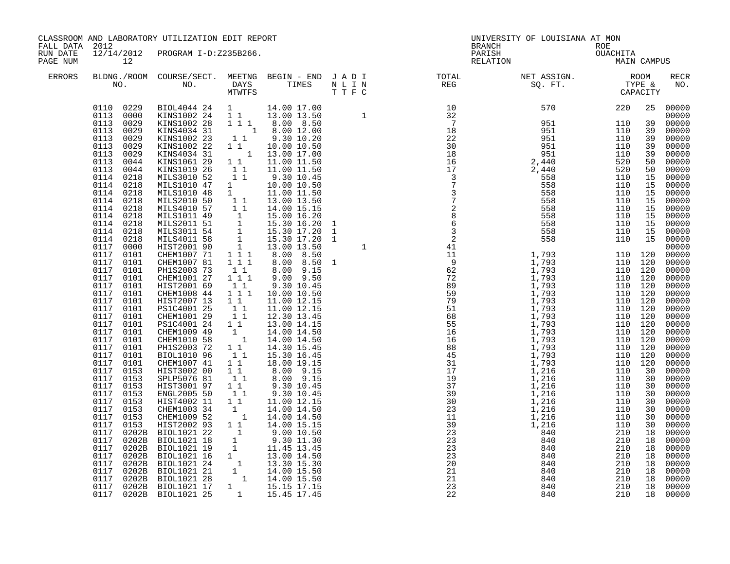CLASSROOM AND LABORATORY UTILIZATION EDIT REPORT
FALL DATA 2012
RUN DATE 12/14/2012 PROGRAM I-D:Z235B266.
PAGE NUM 12

UNIVERSITY OF LOUISIANA AT MON
BRANCH ROE
PARISH OUACHITA
RELATION MAIN CAMPUS

| ERRORS | BLDG. NO. | ROOM NO. | COURSE/SECT. NO. | MEETNG DAYS MTWTFS | BEGIN - END TIMES | J N T | A L T | D I F | I N C | TOTAL REG | NET ASSIGN. SQ. FT. | ROOM TYPE & | CAPACITY | RECR NO. |
|---|---|---|---|---|---|---|---|---|---|---|---|---|---|---|
| | 0110 | 0229 | BIOL4044 24 | 1 | 14.00 17.00 | | | | | 10 | 570 | 220 | 25 | 00000 |
| | 0113 | 0000 | KINS1002 24 | 1 1 | 13.00 13.50 | | | | 1 | 32 | | | | 00000 |
| | 0113 | 0029 | KINS1002 28 | 1 1 1 | 8.00 8.50 | | | | | 7 | 951 | 110 | 39 | 00000 |
| | 0113 | 0029 | KINS4034 31 | 1 | 8.00 12.00 | | | | | 18 | 951 | 110 | 39 | 00000 |
| | 0113 | 0029 | KINS1002 23 | 1 1 | 9.30 10.20 | | | | | 22 | 951 | 110 | 39 | 00000 |
| | 0113 | 0029 | KINS1002 22 | 1 1 | 10.00 10.50 | | | | | 30 | 951 | 110 | 39 | 00000 |
| | 0113 | 0029 | KINS4034 31 | 1 | 13.00 17.00 | | | | | 18 | 951 | 110 | 39 | 00000 |
| | 0113 | 0044 | KINS1061 29 | 1 1 | 11.00 11.50 | | | | | 16 | 2,440 | 520 | 50 | 00000 |
| | 0113 | 0044 | KINS1019 26 | 1 1 | 11.00 11.50 | | | | | 17 | 2,440 | 520 | 50 | 00000 |
| | 0114 | 0218 | MILS3010 52 | 1 1 | 9.30 10.45 | | | | | 3 | 558 | 110 | 15 | 00000 |
| | 0114 | 0218 | MILS1010 47 | 1 | 10.00 10.50 | | | | | 7 | 558 | 110 | 15 | 00000 |
| | 0114 | 0218 | MILS1010 48 | 1 | 11.00 11.50 | | | | | 3 | 558 | 110 | 15 | 00000 |
| | 0114 | 0218 | MILS2010 50 | 1 1 | 13.00 13.50 | | | | | 7 | 558 | 110 | 15 | 00000 |
| | 0114 | 0218 | MILS4010 57 | 1 1 | 14.00 15.15 | | | | | 2 | 558 | 110 | 15 | 00000 |
| | 0114 | 0218 | MILS1011 49 | 1 | 15.00 16.20 | | | | | 8 | 558 | 110 | 15 | 00000 |
| | 0114 | 0218 | MILS2011 51 | 1 | 15.30 16.20 | 1 | | | | 6 | 558 | 110 | 15 | 00000 |
| | 0114 | 0218 | MILS3011 54 | 1 | 15.30 17.20 | 1 | | | | 3 | 558 | 110 | 15 | 00000 |
| | 0114 | 0218 | MILS4011 58 | 1 | 15.30 17.20 | 1 | | | | 2 | 558 | 110 | 15 | 00000 |
| | 0117 | 0000 | HIST2001 90 | 1 | 13.00 13.50 | | | | 1 | 41 | | | | 00000 |
| | 0117 | 0101 | CHEM1007 71 | 1 1 1 | 8.00 8.50 | | | | | 11 | 1,793 | 110 | 120 | 00000 |
| | 0117 | 0101 | CHEM1007 81 | 1 1 1 | 8.00 8.50 | 1 | | | | 9 | 1,793 | 110 | 120 | 00000 |
| | 0117 | 0101 | PH1S2003 73 | 1 1 | 8.00 9.15 | | | | | 62 | 1,793 | 110 | 120 | 00000 |
| | 0117 | 0101 | CHEM1001 27 | 1 1 1 | 9.00 9.50 | | | | | 72 | 1,793 | 110 | 120 | 00000 |
| | 0117 | 0101 | HIST2001 69 | 1 1 | 9.30 10.45 | | | | | 89 | 1,793 | 110 | 120 | 00000 |
| | 0117 | 0101 | CHEM1008 44 | 1 1 1 | 10.00 10.50 | | | | | 59 | 1,793 | 110 | 120 | 00000 |
| | 0117 | 0101 | HIST2007 13 | 1 1 | 11.00 12.15 | | | | | 79 | 1,793 | 110 | 120 | 00000 |
| | 0117 | 0101 | PS1C4001 25 | 1 1 | 11.00 12.15 | | | | | 51 | 1,793 | 110 | 120 | 00000 |
| | 0117 | 0101 | CHEM1001 29 | 1 1 | 12.30 13.45 | | | | | 68 | 1,793 | 110 | 120 | 00000 |
| | 0117 | 0101 | PS1C4001 24 | 1 1 | 13.00 14.15 | | | | | 55 | 1,793 | 110 | 120 | 00000 |
| | 0117 | 0101 | CHEM1009 49 | 1 | 14.00 14.50 | | | | | 16 | 1,793 | 110 | 120 | 00000 |
| | 0117 | 0101 | CHEM1010 58 | 1 | 14.00 14.50 | | | | | 16 | 1,793 | 110 | 120 | 00000 |
| | 0117 | 0101 | PH1S2003 72 | 1 1 | 14.30 15.45 | | | | | 88 | 1,793 | 110 | 120 | 00000 |
| | 0117 | 0101 | BIOL1010 96 | 1 1 | 15.30 16.45 | | | | | 45 | 1,793 | 110 | 120 | 00000 |
| | 0117 | 0101 | CHEM1007 41 | 1 1 | 18.00 19.15 | | | | | 31 | 1,793 | 110 | 120 | 00000 |
| | 0117 | 0153 | HIST3002 00 | 1 1 | 8.00 9.15 | | | | | 17 | 1,216 | 110 | 30 | 00000 |
| | 0117 | 0153 | SPLP5076 81 | 1 1 | 8.00 9.15 | | | | | 19 | 1,216 | 110 | 30 | 00000 |
| | 0117 | 0153 | HIST3001 97 | 1 1 | 9.30 10.45 | | | | | 37 | 1,216 | 110 | 30 | 00000 |
| | 0117 | 0153 | ENGL2005 50 | 1 1 | 9.30 10.45 | | | | | 39 | 1,216 | 110 | 30 | 00000 |
| | 0117 | 0153 | HIST4002 11 | 1 1 | 11.00 12.15 | | | | | 30 | 1,216 | 110 | 30 | 00000 |
| | 0117 | 0153 | CHEM1003 34 | 1 | 14.00 14.50 | | | | | 23 | 1,216 | 110 | 30 | 00000 |
| | 0117 | 0153 | CHEM1009 52 | 1 | 14.00 14.50 | | | | | 11 | 1,216 | 110 | 30 | 00000 |
| | 0117 | 0153 | HIST2002 93 | 1 1 | 14.00 15.15 | | | | | 39 | 1,216 | 110 | 30 | 00000 |
| | 0117 | 0202B | BIOL1021 22 | 1 | 9.00 10.50 | | | | | 23 | 840 | 210 | 18 | 00000 |
| | 0117 | 0202B | BIOL1021 18 | 1 | 9.30 11.30 | | | | | 23 | 840 | 210 | 18 | 00000 |
| | 0117 | 0202B | BIOL1021 19 | 1 | 11.45 13.45 | | | | | 23 | 840 | 210 | 18 | 00000 |
| | 0117 | 0202B | BIOL1021 16 | 1 | 13.00 14.50 | | | | | 23 | 840 | 210 | 18 | 00000 |
| | 0117 | 0202B | BIOL1021 24 | 1 | 13.30 15.30 | | | | | 20 | 840 | 210 | 18 | 00000 |
| | 0117 | 0202B | BIOL1021 21 | 1 | 14.00 15.50 | | | | | 21 | 840 | 210 | 18 | 00000 |
| | 0117 | 0202B | BIOL1021 28 | 1 | 14.00 15.50 | | | | | 21 | 840 | 210 | 18 | 00000 |
| | 0117 | 0202B | BIOL1021 17 | 1 | 15.15 17.15 | | | | | 23 | 840 | 210 | 18 | 00000 |
| | 0117 | 0202B | BIOL1021 25 | 1 | 15.45 17.45 | | | | | 22 | 840 | 210 | 18 | 00000 |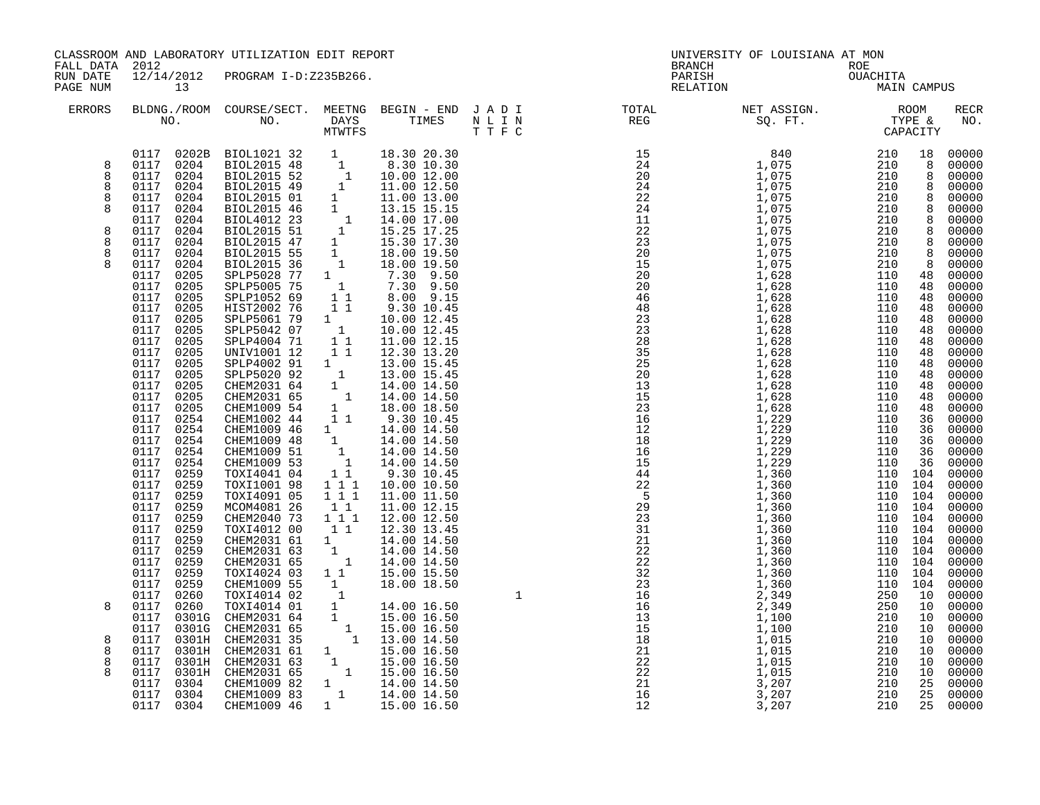CLASSROOM AND LABORATORY UTILIZATION EDIT REPORT
FALL DATA 2012
RUN DATE 12/14/2012 PROGRAM I-D:Z235B266.

UNIVERSITY OF LOUISIANA AT MON
BRANCH
PARISH ROE OUACHITA
RELATION MAIN CAMPUS

| ERRORS | BLDG. NO. | ROOM NO. | COURSE/SECT. NO. | M | T | W | T | F | S | BEGIN - END TIMES | J N T | A L T | D I F | I N C | TOTAL REG | NET ASSIGN. SQ. FT. | ROOM TYPE | CAPACITY | RECR NO. |
|---|---|---|---|---|---|---|---|---|---|---|---|---|---|---|---|---|---|---|---|
| | 0117 | 0202B | BIOL1021 32 | | 1 | | | | | 18.30 20.30 | | | | | 15 | 840 | 210 | 18 | 00000 |
| 8 | 0117 | 0204 | BIOL2015 48 | | | 1 | | | | 8.30 10.30 | | | | | 24 | 1,075 | 210 | 8 | 00000 |
| 8 | 0117 | 0204 | BIOL2015 52 | | | | 1 | | | 10.00 12.00 | | | | | 20 | 1,075 | 210 | 8 | 00000 |
| 8 | 0117 | 0204 | BIOL2015 49 | | | 1 | | | | 11.00 12.50 | | | | | 24 | 1,075 | 210 | 8 | 00000 |
| 8 | 0117 | 0204 | BIOL2015 01 | | 1 | | | | | 11.00 13.00 | | | | | 22 | 1,075 | 210 | 8 | 00000 |
| 8 | 0117 | 0204 | BIOL2015 46 | | 1 | | | | | 13.15 15.15 | | | | | 24 | 1,075 | 210 | 8 | 00000 |
| | 0117 | 0204 | BIOL4012 23 | | | | 1 | | | 14.00 17.00 | | | | | 11 | 1,075 | 210 | 8 | 00000 |
| 8 | 0117 | 0204 | BIOL2015 51 | | | 1 | | | | 15.25 17.25 | | | | | 22 | 1,075 | 210 | 8 | 00000 |
| 8 | 0117 | 0204 | BIOL2015 47 | | 1 | | | | | 15.30 17.30 | | | | | 23 | 1,075 | 210 | 8 | 00000 |
| 8 | 0117 | 0204 | BIOL2015 55 | | 1 | | | | | 18.00 19.50 | | | | | 20 | 1,075 | 210 | 8 | 00000 |
| 8 | 0117 | 0204 | BIOL2015 36 | | | 1 | | | | 18.00 19.50 | | | | | 15 | 1,075 | 210 | 8 | 00000 |
| | 0117 | 0205 | SPLP5028 77 | 1 | | | | | | 7.30 9.50 | | | | | 20 | 1,628 | 110 | 48 | 00000 |
| | 0117 | 0205 | SPLP5005 75 | | 1 | | | | | 7.30 9.50 | | | | | 20 | 1,628 | 110 | 48 | 00000 |
| | 0117 | 0205 | SPLP1052 69 | | 1 | | 1 | | | 8.00 9.15 | | | | | 46 | 1,628 | 110 | 48 | 00000 |
| | 0117 | 0205 | HIST2002 76 | | 1 | | 1 | | | 9.30 10.45 | | | | | 48 | 1,628 | 110 | 48 | 00000 |
| | 0117 | 0205 | SPLP5061 79 | 1 | | | | | | 10.00 12.45 | | | | | 23 | 1,628 | 110 | 48 | 00000 |
| | 0117 | 0205 | SPLP5042 07 | | 1 | | | | | 10.00 12.45 | | | | | 23 | 1,628 | 110 | 48 | 00000 |
| | 0117 | 0205 | SPLP4004 71 | | 1 | | 1 | | | 11.00 12.15 | | | | | 28 | 1,628 | 110 | 48 | 00000 |
| | 0117 | 0205 | UNIV1001 12 | | 1 | | 1 | | | 12.30 13.20 | | | | | 35 | 1,628 | 110 | 48 | 00000 |
| | 0117 | 0205 | SPLP4002 91 | 1 | | | | | | 13.00 15.45 | | | | | 25 | 1,628 | 110 | 48 | 00000 |
| | 0117 | 0205 | SPLP5020 92 | | 1 | | | | | 13.00 15.45 | | | | | 20 | 1,628 | 110 | 48 | 00000 |
| | 0117 | 0205 | CHEM2031 64 | | 1 | | | | | 14.00 14.50 | | | | | 13 | 1,628 | 110 | 48 | 00000 |
| | 0117 | 0205 | CHEM2031 65 | | | | 1 | | | 14.00 14.50 | | | | | 15 | 1,628 | 110 | 48 | 00000 |
| | 0117 | 0205 | CHEM1009 54 | | 1 | | | | | 18.00 18.50 | | | | | 23 | 1,628 | 110 | 48 | 00000 |
| | 0117 | 0254 | CHEM1002 44 | | 1 | | 1 | | | 9.30 10.45 | | | | | 16 | 1,229 | 110 | 36 | 00000 |
| | 0117 | 0254 | CHEM1009 46 | 1 | | | | | | 14.00 14.50 | | | | | 12 | 1,229 | 110 | 36 | 00000 |
| | 0117 | 0254 | CHEM1009 48 | | 1 | | | | | 14.00 14.50 | | | | | 18 | 1,229 | 110 | 36 | 00000 |
| | 0117 | 0254 | CHEM1009 51 | | | 1 | | | | 14.00 14.50 | | | | | 16 | 1,229 | 110 | 36 | 00000 |
| | 0117 | 0254 | CHEM1009 53 | | | | 1 | | | 14.00 14.50 | | | | | 15 | 1,229 | 110 | 36 | 00000 |
| | 0117 | 0259 | TOXI4041 04 | | 1 | | 1 | | | 9.30 10.45 | | | | | 44 | 1,360 | 110 | 104 | 00000 |
| | 0117 | 0259 | TOXI1001 98 | 1 | | 1 | | 1 | | 10.00 10.50 | | | | | 22 | 1,360 | 110 | 104 | 00000 |
| | 0117 | 0259 | TOXI4091 05 | 1 | | 1 | | 1 | | 11.00 11.50 | | | | | 5 | 1,360 | 110 | 104 | 00000 |
| | 0117 | 0259 | MCOM4081 26 | | 1 | | 1 | | | 11.00 12.15 | | | | | 29 | 1,360 | 110 | 104 | 00000 |
| | 0117 | 0259 | CHEM2040 73 | 1 | | 1 | | 1 | | 12.00 12.50 | | | | | 23 | 1,360 | 110 | 104 | 00000 |
| | 0117 | 0259 | TOXI4012 00 | | 1 | | 1 | | | 12.30 13.45 | | | | | 31 | 1,360 | 110 | 104 | 00000 |
| | 0117 | 0259 | CHEM2031 61 | 1 | | | | | | 14.00 14.50 | | | | | 21 | 1,360 | 110 | 104 | 00000 |
| | 0117 | 0259 | CHEM2031 63 | | 1 | | | | | 14.00 14.50 | | | | | 22 | 1,360 | 110 | 104 | 00000 |
| | 0117 | 0259 | CHEM2031 65 | | | | 1 | | | 14.00 14.50 | | | | | 22 | 1,360 | 110 | 104 | 00000 |
| | 0117 | 0259 | TOXI4024 03 | 1 | | 1 | | | | 15.00 15.50 | | | | | 32 | 1,360 | 110 | 104 | 00000 |
| | 0117 | 0259 | CHEM1009 55 | | 1 | | | | | 18.00 18.50 | | | | | 23 | 1,360 | 110 | 104 | 00000 |
| | 0117 | 0260 | TOXI4014 02 | | 1 | | | | | | | | | 1 | 16 | 2,349 | 250 | 10 | 00000 |
| 8 | 0117 | 0260 | TOXI4014 01 | | 1 | | | | | 14.00 16.50 | | | | | 16 | 2,349 | 250 | 10 | 00000 |
| | 0117 | 0301G | CHEM2031 64 | | 1 | | | | | 15.00 16.50 | | | | | 13 | 1,100 | 210 | 10 | 00000 |
| | 0117 | 0301G | CHEM2031 65 | | | | 1 | | | 15.00 16.50 | | | | | 15 | 1,100 | 210 | 10 | 00000 |
| 8 | 0117 | 0301H | CHEM2031 35 | | | | | 1 | | 13.00 14.50 | | | | | 18 | 1,015 | 210 | 10 | 00000 |
| 8 | 0117 | 0301H | CHEM2031 61 | 1 | | | | | | 15.00 16.50 | | | | | 21 | 1,015 | 210 | 10 | 00000 |
| 8 | 0117 | 0301H | CHEM2031 63 | | 1 | | | | | 15.00 16.50 | | | | | 22 | 1,015 | 210 | 10 | 00000 |
| 8 | 0117 | 0301H | CHEM2031 65 | | | | 1 | | | 15.00 16.50 | | | | | 22 | 1,015 | 210 | 10 | 00000 |
| | 0117 | 0304 | CHEM1009 82 | 1 | | | | | | 14.00 14.50 | | | | | 21 | 3,207 | 210 | 25 | 00000 |
| | 0117 | 0304 | CHEM1009 83 | | | 1 | | | | 14.00 14.50 | | | | | 16 | 3,207 | 210 | 25 | 00000 |
| | 0117 | 0304 | CHEM1009 46 | 1 | | | | | | 15.00 16.50 | | | | | 12 | 3,207 | 210 | 25 | 00000 |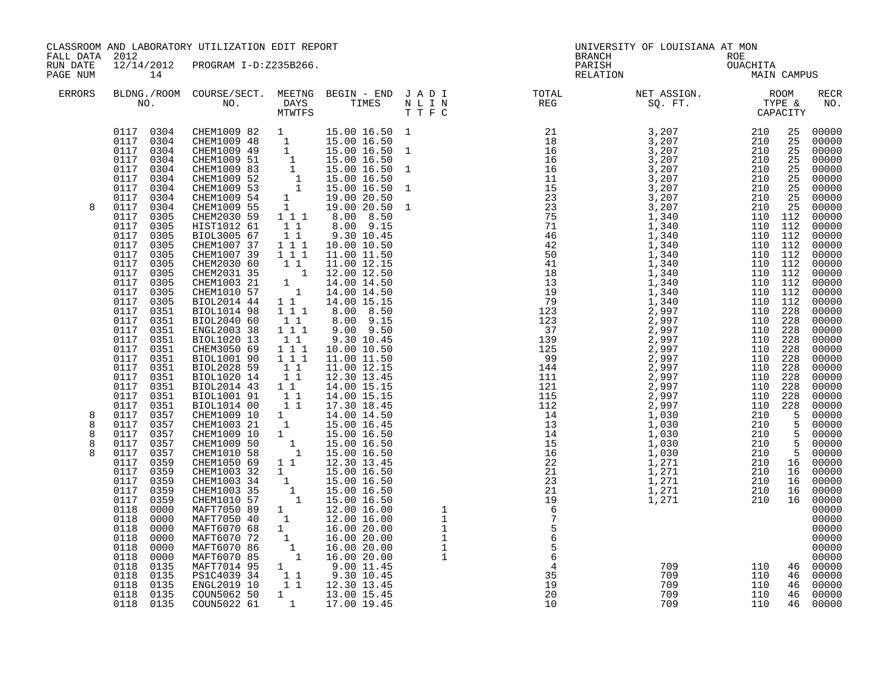CLASSROOM AND LABORATORY UTILIZATION EDIT REPORT
FALL DATA 2012
RUN DATE 12/14/2012 PROGRAM I-D:Z235B266.
PAGE NUM 14

UNIVERSITY OF LOUISIANA AT MON
BRANCH
PARISH
RELATION

ROE
OUACHITA
MAIN CAMPUS

| ERRORS | BLDNG./ROOM NO. | COURSE/SECT. NO. | MEETNG DAYS MTWTFS | BEGIN - END TIMES | J A D I N L I N T T F C | TOTAL REG | NET ASSIGN. SQ. FT. | ROOM TYPE & CAPACITY | RECR NO. |
|---|---|---|---|---|---|---|---|---|---|
| | 0117 0304 | CHEM1009 82 | 1 | 15.00 16.50 | 1 | 21 | 3,207 | 210 25 | 00000 |
| | 0117 0304 | CHEM1009 48 | 1 | 15.00 16.50 | | 18 | 3,207 | 210 25 | 00000 |
| | 0117 0304 | CHEM1009 49 | 1 | 15.00 16.50 | 1 | 16 | 3,207 | 210 25 | 00000 |
| | 0117 0304 | CHEM1009 51 | 1 | 15.00 16.50 | | 16 | 3,207 | 210 25 | 00000 |
| | 0117 0304 | CHEM1009 83 | 1 | 15.00 16.50 | 1 | 16 | 3,207 | 210 25 | 00000 |
| | 0117 0304 | CHEM1009 52 | 1 | 15.00 16.50 | | 11 | 3,207 | 210 25 | 00000 |
| | 0117 0304 | CHEM1009 53 | 1 | 15.00 16.50 | 1 | 15 | 3,207 | 210 25 | 00000 |
| | 0117 0304 | CHEM1009 54 | 1 | 19.00 20.50 | | 23 | 3,207 | 210 25 | 00000 |
| 8 | 0117 0304 | CHEM1009 55 | 1 | 19.00 20.50 | 1 | 23 | 3,207 | 210 25 | 00000 |
| | 0117 0305 | CHEM2030 59 | 1 1 1 | 8.00 8.50 | | 75 | 1,340 | 110 112 | 00000 |
| | 0117 0305 | HIST1012 61 | 1 1 | 8.00 9.15 | | 71 | 1,340 | 110 112 | 00000 |
| | 0117 0305 | BIOL3005 67 | 1 1 | 9.30 10.45 | | 46 | 1,340 | 110 112 | 00000 |
| | 0117 0305 | CHEM1007 37 | 1 1 1 | 10.00 10.50 | | 42 | 1,340 | 110 112 | 00000 |
| | 0117 0305 | CHEM1007 39 | 1 1 1 | 11.00 11.50 | | 50 | 1,340 | 110 112 | 00000 |
| | 0117 0305 | CHEM2030 60 | 1 1 | 11.00 12.15 | | 41 | 1,340 | 110 112 | 00000 |
| | 0117 0305 | CHEM2031 35 | 1 | 12.00 12.50 | | 18 | 1,340 | 110 112 | 00000 |
| | 0117 0305 | CHEM1003 21 | 1 | 14.00 14.50 | | 13 | 1,340 | 110 112 | 00000 |
| | 0117 0305 | CHEM1010 57 | 1 | 14.00 14.50 | | 19 | 1,340 | 110 112 | 00000 |
| | 0117 0305 | BIOL2014 44 | 1 1 | 14.00 15.15 | | 79 | 1,340 | 110 112 | 00000 |
| | 0117 0351 | BIOL1014 98 | 1 1 1 | 8.00 8.50 | | 123 | 2,997 | 110 228 | 00000 |
| | 0117 0351 | BIOL2040 60 | 1 1 | 8.00 9.15 | | 123 | 2,997 | 110 228 | 00000 |
| | 0117 0351 | ENGL2003 38 | 1 1 1 | 9.00 9.50 | | 37 | 2,997 | 110 228 | 00000 |
| | 0117 0351 | BIOL1020 13 | 1 1 | 9.30 10.45 | | 139 | 2,997 | 110 228 | 00000 |
| | 0117 0351 | CHEM3050 69 | 1 1 1 | 10.00 10.50 | | 125 | 2,997 | 110 228 | 00000 |
| | 0117 0351 | BIOL1001 90 | 1 1 1 | 11.00 11.50 | | 99 | 2,997 | 110 228 | 00000 |
| | 0117 0351 | BIOL2028 59 | 1 1 | 11.00 12.15 | | 144 | 2,997 | 110 228 | 00000 |
| | 0117 0351 | BIOL1020 14 | 1 1 | 12.30 13.45 | | 111 | 2,997 | 110 228 | 00000 |
| | 0117 0351 | BIOL2014 43 | 1 1 | 14.00 15.15 | | 121 | 2,997 | 110 228 | 00000 |
| | 0117 0351 | BIOL1001 91 | 1 1 | 14.00 15.15 | | 115 | 2,997 | 110 228 | 00000 |
| | 0117 0351 | BIOL1014 00 | 1 1 | 17.30 18.45 | | 112 | 2,997 | 110 228 | 00000 |
| 8 | 0117 0357 | CHEM1009 10 | 1 | 14.00 14.50 | | 14 | 1,030 | 210 5 | 00000 |
| 8 | 0117 0357 | CHEM1003 21 | 1 | 15.00 16.45 | | 13 | 1,030 | 210 5 | 00000 |
| 8 | 0117 0357 | CHEM1009 10 | 1 | 15.00 16.50 | | 14 | 1,030 | 210 5 | 00000 |
| 8 | 0117 0357 | CHEM1009 50 | 1 | 15.00 16.50 | | 15 | 1,030 | 210 5 | 00000 |
| 8 | 0117 0357 | CHEM1010 58 | 1 | 15.00 16.50 | | 16 | 1,030 | 210 5 | 00000 |
| | 0117 0359 | CHEM1050 69 | 1 1 | 12.30 13.45 | | 22 | 1,271 | 210 16 | 00000 |
| | 0117 0359 | CHEM1003 32 | 1 | 15.00 16.50 | | 21 | 1,271 | 210 16 | 00000 |
| | 0117 0359 | CHEM1003 34 | 1 | 15.00 16.50 | | 23 | 1,271 | 210 16 | 00000 |
| | 0117 0359 | CHEM1003 35 | 1 | 15.00 16.50 | | 21 | 1,271 | 210 16 | 00000 |
| | 0117 0359 | CHEM1010 57 | 1 | 15.00 16.50 | | 19 | 1,271 | 210 16 | 00000 |
| | 0118 0000 | MAFT7050 89 | 1 | 12.00 16.00 | 1 | 6 | | | 00000 |
| | 0118 0000 | MAFT7050 40 | 1 | 12.00 16.00 | 1 | 7 | | | 00000 |
| | 0118 0000 | MAFT6070 68 | 1 | 16.00 20.00 | 1 | 5 | | | 00000 |
| | 0118 0000 | MAFT6070 72 | 1 | 16.00 20.00 | 1 | 6 | | | 00000 |
| | 0118 0000 | MAFT6070 86 | 1 | 16.00 20.00 | 1 | 5 | | | 00000 |
| | 0118 0000 | MAFT6070 85 | 1 | 16.00 20.00 | 1 | 6 | | | 00000 |
| | 0118 0135 | MAFT7014 95 | 1 | 9.00 11.45 | | 4 | 709 | 110 46 | 00000 |
| | 0118 0135 | PS1C4039 34 | 1 1 | 9.30 10.45 | | 35 | 709 | 110 46 | 00000 |
| | 0118 0135 | ENGL2019 10 | 1 1 | 12.30 13.45 | | 19 | 709 | 110 46 | 00000 |
| | 0118 0135 | COUN5062 50 | 1 | 13.00 15.45 | | 20 | 709 | 110 46 | 00000 |
| | 0118 0135 | COUN5022 61 | 1 | 17.00 19.45 | | 10 | 709 | 110 46 | 00000 |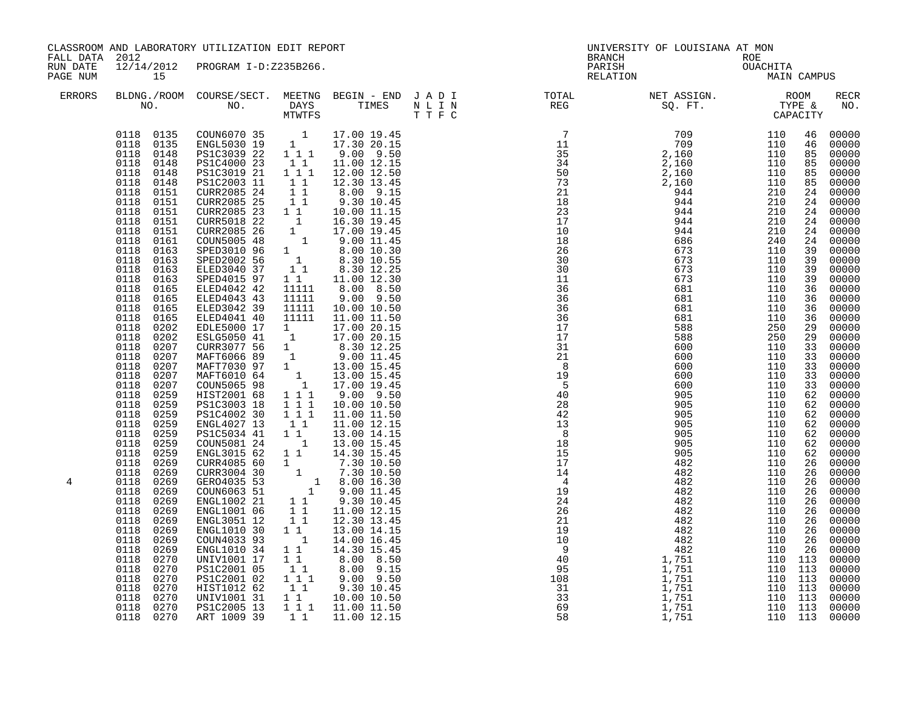CLASSROOM AND LABORATORY UTILIZATION EDIT REPORT
FALL DATA 2012
RUN DATE 12/14/2012 PROGRAM I-D:Z235B266.
PAGE NUM 15

UNIVERSITY OF LOUISIANA AT MON
BRANCH ROE
PARISH OUACHITA
RELATION MAIN CAMPUS

| ERRORS | BLDNG./ROOM NO. | COURSE/SECT. NO. | MEETNG DAYS MTWTFS | BEGIN - END TIMES | J A D I N L I N T T F C | TOTAL REG | NET ASSIGN. SQ. FT. | ROOM TYPE & CAPACITY | | RECR NO. |
|---|---|---|---|---|---|---|---|---|---|---|
| | 0118 0135 | COUN6070 35 | 1 | 17.00 19.45 | | 7 | 709 | 110 | 46 | 00000 |
| | 0118 0135 | ENGL5030 19 | 1 | 17.30 20.15 | | 11 | 709 | 110 | 46 | 00000 |
| | 0118 0148 | PS1C3039 22 | 1 1 1 | 9.00 9.50 | | 35 | 2,160 | 110 | 85 | 00000 |
| | 0118 0148 | PS1C4000 23 | 1 1 | 11.00 12.15 | | 34 | 2,160 | 110 | 85 | 00000 |
| | 0118 0148 | PS1C3019 21 | 1 1 1 | 12.00 12.50 | | 50 | 2,160 | 110 | 85 | 00000 |
| | 0118 0148 | PS1C2003 11 | 1 1 | 12.30 13.45 | | 73 | 2,160 | 110 | 85 | 00000 |
| | 0118 0151 | CURR2085 24 | 1 1 | 8.00 9.15 | | 21 | 944 | 210 | 24 | 00000 |
| | 0118 0151 | CURR2085 25 | 1 1 | 9.30 10.45 | | 18 | 944 | 210 | 24 | 00000 |
| | 0118 0151 | CURR2085 23 | 1 1 | 10.00 11.15 | | 23 | 944 | 210 | 24 | 00000 |
| | 0118 0151 | CURR5018 22 | 1 | 16.30 19.45 | | 17 | 944 | 210 | 24 | 00000 |
| | 0118 0151 | CURR2085 26 | 1 | 17.00 19.45 | | 10 | 944 | 210 | 24 | 00000 |
| | 0118 0161 | COUN5005 48 | 1 | 9.00 11.45 | | 18 | 686 | 240 | 24 | 00000 |
| | 0118 0163 | SPED3010 96 | 1 | 8.00 10.30 | | 26 | 673 | 110 | 39 | 00000 |
| | 0118 0163 | SPED2002 56 | 1 | 8.30 10.55 | | 30 | 673 | 110 | 39 | 00000 |
| | 0118 0163 | ELED3040 37 | 1 1 | 8.30 12.25 | | 30 | 673 | 110 | 39 | 00000 |
| | 0118 0163 | SPED4015 97 | 1 1 | 11.00 12.30 | | 11 | 673 | 110 | 39 | 00000 |
| | 0118 0165 | ELED4042 42 | 11111 | 8.00 8.50 | | 36 | 681 | 110 | 36 | 00000 |
| | 0118 0165 | ELED4043 43 | 11111 | 9.00 9.50 | | 36 | 681 | 110 | 36 | 00000 |
| | 0118 0165 | ELED3042 39 | 11111 | 10.00 10.50 | | 36 | 681 | 110 | 36 | 00000 |
| | 0118 0165 | ELED4041 40 | 11111 | 11.00 11.50 | | 36 | 681 | 110 | 36 | 00000 |
| | 0118 0202 | EDLE5000 17 | 1 | 17.00 20.15 | | 17 | 588 | 250 | 29 | 00000 |
| | 0118 0202 | ESLG5050 41 | 1 | 17.00 20.15 | | 17 | 588 | 250 | 29 | 00000 |
| | 0118 0207 | CURR3077 56 | 1 | 8.30 12.25 | | 31 | 600 | 110 | 33 | 00000 |
| | 0118 0207 | MAFT6066 89 | 1 | 9.00 11.45 | | 21 | 600 | 110 | 33 | 00000 |
| | 0118 0207 | MAFT7030 97 | 1 | 13.00 15.45 | | 8 | 600 | 110 | 33 | 00000 |
| | 0118 0207 | MAFT6010 64 | 1 | 13.00 15.45 | | 19 | 600 | 110 | 33 | 00000 |
| | 0118 0207 | COUN5065 98 | 1 | 17.00 19.45 | | 5 | 600 | 110 | 33 | 00000 |
| | 0118 0259 | HIST2001 68 | 1 1 1 | 9.00 9.50 | | 40 | 905 | 110 | 62 | 00000 |
| | 0118 0259 | PS1C3003 18 | 1 1 1 | 10.00 10.50 | | 28 | 905 | 110 | 62 | 00000 |
| | 0118 0259 | PS1C4002 30 | 1 1 1 | 11.00 11.50 | | 42 | 905 | 110 | 62 | 00000 |
| | 0118 0259 | ENGL4027 13 | 1 1 | 11.00 12.15 | | 13 | 905 | 110 | 62 | 00000 |
| | 0118 0259 | PS1C5034 41 | 1 1 | 13.00 14.15 | | 8 | 905 | 110 | 62 | 00000 |
| | 0118 0259 | COUN5081 24 | 1 | 13.00 15.45 | | 18 | 905 | 110 | 62 | 00000 |
| | 0118 0259 | ENGL3015 62 | 1 1 | 14.30 15.45 | | 15 | 905 | 110 | 62 | 00000 |
| | 0118 0269 | CURR4085 60 | 1 | 7.30 10.50 | | 17 | 482 | 110 | 26 | 00000 |
| | 0118 0269 | CURR3004 30 | 1 | 7.30 10.50 | | 14 | 482 | 110 | 26 | 00000 |
| 4 | 0118 0269 | GERO4035 53 | 1 | 8.00 16.30 | | 4 | 482 | 110 | 26 | 00000 |
| | 0118 0269 | COUN6063 51 | 1 | 9.00 11.45 | | 19 | 482 | 110 | 26 | 00000 |
| | 0118 0269 | ENGL1002 21 | 1 1 | 9.30 10.45 | | 24 | 482 | 110 | 26 | 00000 |
| | 0118 0269 | ENGL1001 06 | 1 1 | 11.00 12.15 | | 26 | 482 | 110 | 26 | 00000 |
| | 0118 0269 | ENGL3051 12 | 1 1 | 12.30 13.45 | | 21 | 482 | 110 | 26 | 00000 |
| | 0118 0269 | ENGL1010 30 | 1 1 | 13.00 14.15 | | 19 | 482 | 110 | 26 | 00000 |
| | 0118 0269 | COUN4033 93 | 1 | 14.00 16.45 | | 10 | 482 | 110 | 26 | 00000 |
| | 0118 0269 | ENGL1010 34 | 1 1 | 14.30 15.45 | | 9 | 482 | 110 | 26 | 00000 |
| | 0118 0270 | UNIV1001 17 | 1 1 | 8.00 8.50 | | 40 | 1,751 | 110 | 113 | 00000 |
| | 0118 0270 | PS1C2001 05 | 1 1 | 8.00 9.15 | | 95 | 1,751 | 110 | 113 | 00000 |
| | 0118 0270 | PS1C2001 02 | 1 1 1 | 9.00 9.50 | | 108 | 1,751 | 110 | 113 | 00000 |
| | 0118 0270 | HIST1012 62 | 1 1 | 9.30 10.45 | | 31 | 1,751 | 110 | 113 | 00000 |
| | 0118 0270 | UNIV1001 31 | 1 1 | 10.00 10.50 | | 33 | 1,751 | 110 | 113 | 00000 |
| | 0118 0270 | PS1C2005 13 | 1 1 1 | 11.00 11.50 | | 69 | 1,751 | 110 | 113 | 00000 |
| | 0118 0270 | ART 1009 39 | 1 1 | 11.00 12.15 | | 58 | 1,751 | 110 | 113 | 00000 |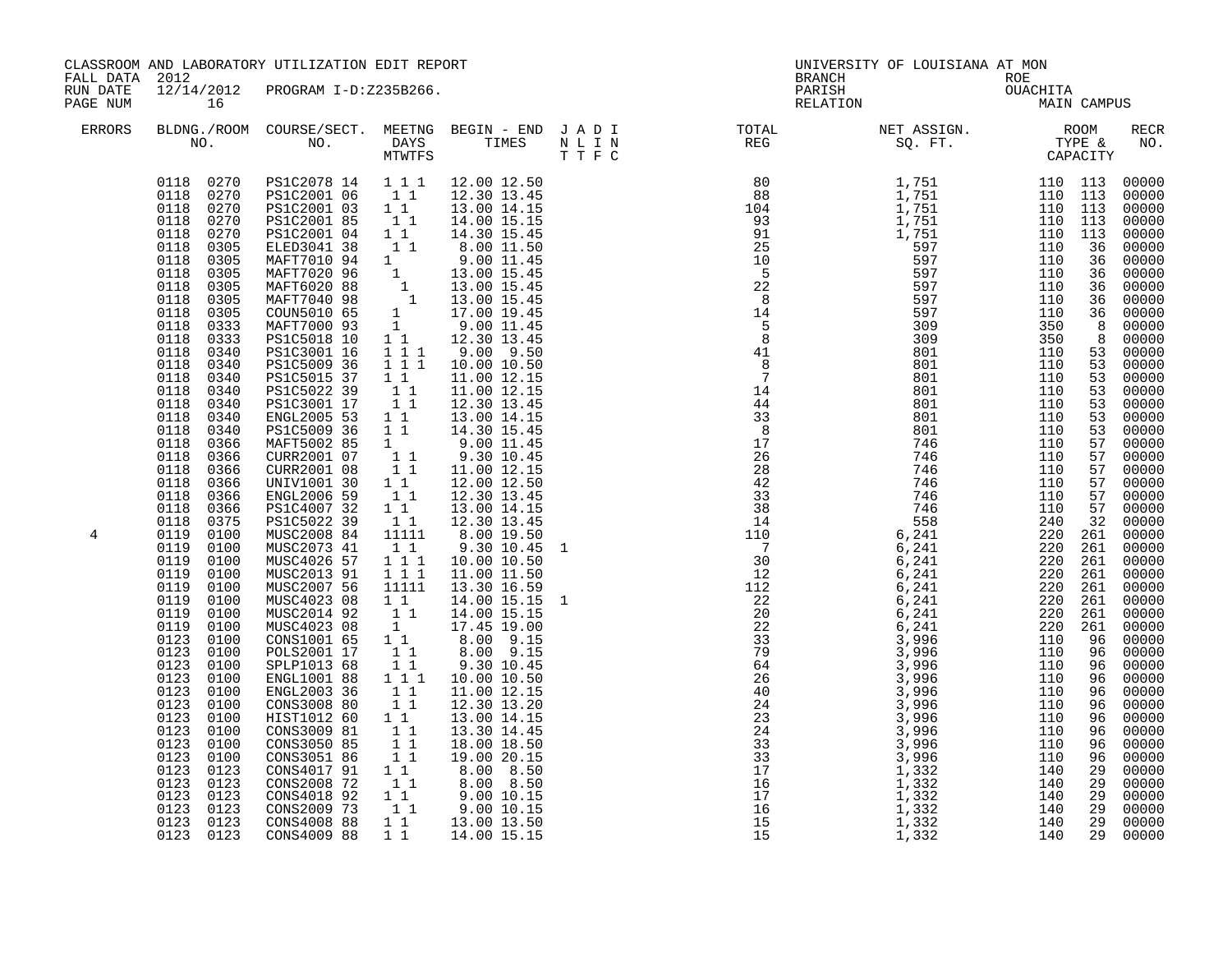CLASSROOM AND LABORATORY UTILIZATION EDIT REPORT
FALL DATA 2012
RUN DATE 12/14/2012 PROGRAM I-D:Z235B266.
PAGE NUM 16

UNIVERSITY OF LOUISIANA AT MON
BRANCH
PARISH
RELATION

ROE
OUACHITA
MAIN CAMPUS

| ERRORS | BLDNG./ROOM NO. | COURSE/SECT. NO. | MEETNG DAYS MTWTFS | BEGIN - END TIMES | J A D I N L I N T T F C | TOTAL REG | NET ASSIGN. SQ. FT. | ROOM TYPE & CAPACITY | RECR NO. |
|---|---|---|---|---|---|---|---|---|---|
| | 0118 0270 | PS1C2078 14 | 1 1 1 | 12.00 12.50 | | 80 | 1,751 | 110 113 | 00000 |
| | 0118 0270 | PS1C2001 06 | 1 1 | 12.30 13.45 | | 88 | 1,751 | 110 113 | 00000 |
| | 0118 0270 | PS1C2001 03 | 1 1 | 13.00 14.15 | | 104 | 1,751 | 110 113 | 00000 |
| | 0118 0270 | PS1C2001 85 | 1 1 | 14.00 15.15 | | 93 | 1,751 | 110 113 | 00000 |
| | 0118 0270 | PS1C2001 04 | 1 1 | 14.30 15.45 | | 91 | 1,751 | 110 113 | 00000 |
| | 0118 0305 | ELED3041 38 | 1 1 | 8.00 11.50 | | 25 | 597 | 110 36 | 00000 |
| | 0118 0305 | MAFT7010 94 | 1 | 9.00 11.45 | | 10 | 597 | 110 36 | 00000 |
| | 0118 0305 | MAFT7020 96 | 1 | 13.00 15.45 | | 5 | 597 | 110 36 | 00000 |
| | 0118 0305 | MAFT6020 88 | 1 | 13.00 15.45 | | 22 | 597 | 110 36 | 00000 |
| | 0118 0305 | MAFT7040 98 | 1 | 13.00 15.45 | | 8 | 597 | 110 36 | 00000 |
| | 0118 0305 | COUN5010 65 | 1 | 17.00 19.45 | | 14 | 597 | 110 36 | 00000 |
| | 0118 0333 | MAFT7000 93 | 1 | 9.00 11.45 | | 5 | 309 | 350 8 | 00000 |
| | 0118 0333 | PS1C5018 10 | 1 1 | 12.30 13.45 | | 8 | 309 | 350 8 | 00000 |
| | 0118 0340 | PS1C3001 16 | 1 1 1 | 9.00 9.50 | | 41 | 801 | 110 53 | 00000 |
| | 0118 0340 | PS1C5009 36 | 1 1 1 | 10.00 10.50 | | 8 | 801 | 110 53 | 00000 |
| | 0118 0340 | PS1C5015 37 | 1 1 | 11.00 12.15 | | 7 | 801 | 110 53 | 00000 |
| | 0118 0340 | PS1C5022 39 | 1 1 | 11.00 12.15 | | 14 | 801 | 110 53 | 00000 |
| | 0118 0340 | PS1C3001 17 | 1 1 | 12.30 13.45 | | 44 | 801 | 110 53 | 00000 |
| | 0118 0340 | ENGL2005 53 | 1 1 | 13.00 14.15 | | 33 | 801 | 110 53 | 00000 |
| | 0118 0340 | PS1C5009 36 | 1 1 | 14.30 15.45 | | 8 | 801 | 110 53 | 00000 |
| | 0118 0366 | MAFT5002 85 | 1 | 9.00 11.45 | | 17 | 746 | 110 57 | 00000 |
| | 0118 0366 | CURR2001 07 | 1 1 | 9.30 10.45 | | 26 | 746 | 110 57 | 00000 |
| | 0118 0366 | CURR2001 08 | 1 1 | 11.00 12.15 | | 28 | 746 | 110 57 | 00000 |
| | 0118 0366 | UNIV1001 30 | 1 1 | 12.00 12.50 | | 42 | 746 | 110 57 | 00000 |
| | 0118 0366 | ENGL2006 59 | 1 1 | 12.30 13.45 | | 33 | 746 | 110 57 | 00000 |
| | 0118 0366 | PS1C4007 32 | 1 1 | 13.00 14.15 | | 38 | 746 | 110 57 | 00000 |
| | 0118 0375 | PS1C5022 39 | 1 1 | 12.30 13.45 | | 14 | 558 | 240 32 | 00000 |
| 4 | 0119 0100 | MUSC2008 84 | 11111 | 8.00 19.50 | | 110 | 6,241 | 220 261 | 00000 |
| | 0119 0100 | MUSC2073 41 | 1 1 | 9.30 10.45 | 1 | 7 | 6,241 | 220 261 | 00000 |
| | 0119 0100 | MUSC4026 57 | 1 1 1 | 10.00 10.50 | | 30 | 6,241 | 220 261 | 00000 |
| | 0119 0100 | MUSC2013 91 | 1 1 1 | 11.00 11.50 | | 12 | 6,241 | 220 261 | 00000 |
| | 0119 0100 | MUSC2007 56 | 11111 | 13.30 16.59 | | 112 | 6,241 | 220 261 | 00000 |
| | 0119 0100 | MUSC4023 08 | 1 1 | 14.00 15.15 | 1 | 22 | 6,241 | 220 261 | 00000 |
| | 0119 0100 | MUSC2014 92 | 1 1 | 14.00 15.15 | | 20 | 6,241 | 220 261 | 00000 |
| | 0119 0100 | MUSC4023 08 | 1 | 17.45 19.00 | | 22 | 6,241 | 220 261 | 00000 |
| | 0123 0100 | CONS1001 65 | 1 1 | 8.00 9.15 | | 33 | 3,996 | 110 96 | 00000 |
| | 0123 0100 | POLS2001 17 | 1 1 | 8.00 9.15 | | 79 | 3,996 | 110 96 | 00000 |
| | 0123 0100 | SPLP1013 68 | 1 1 | 9.30 10.45 | | 64 | 3,996 | 110 96 | 00000 |
| | 0123 0100 | ENGL1001 88 | 1 1 1 | 10.00 10.50 | | 26 | 3,996 | 110 96 | 00000 |
| | 0123 0100 | ENGL2003 36 | 1 1 | 11.00 12.15 | | 40 | 3,996 | 110 96 | 00000 |
| | 0123 0100 | CONS3008 80 | 1 1 | 12.30 13.20 | | 24 | 3,996 | 110 96 | 00000 |
| | 0123 0100 | HIST1012 60 | 1 1 | 13.00 14.15 | | 23 | 3,996 | 110 96 | 00000 |
| | 0123 0100 | CONS3009 81 | 1 1 | 13.30 14.45 | | 24 | 3,996 | 110 96 | 00000 |
| | 0123 0100 | CONS3050 85 | 1 1 | 18.00 18.50 | | 33 | 3,996 | 110 96 | 00000 |
| | 0123 0100 | CONS3051 86 | 1 1 | 19.00 20.15 | | 33 | 3,996 | 110 96 | 00000 |
| | 0123 0123 | CONS4017 91 | 1 1 | 8.00 8.50 | | 17 | 1,332 | 140 29 | 00000 |
| | 0123 0123 | CONS2008 72 | 1 1 | 8.00 8.50 | | 16 | 1,332 | 140 29 | 00000 |
| | 0123 0123 | CONS4018 92 | 1 1 | 9.00 10.15 | | 17 | 1,332 | 140 29 | 00000 |
| | 0123 0123 | CONS2009 73 | 1 1 | 9.00 10.15 | | 16 | 1,332 | 140 29 | 00000 |
| | 0123 0123 | CONS4008 88 | 1 1 | 13.00 13.50 | | 15 | 1,332 | 140 29 | 00000 |
| | 0123 0123 | CONS4009 88 | 1 1 | 14.00 15.15 | | 15 | 1,332 | 140 29 | 00000 |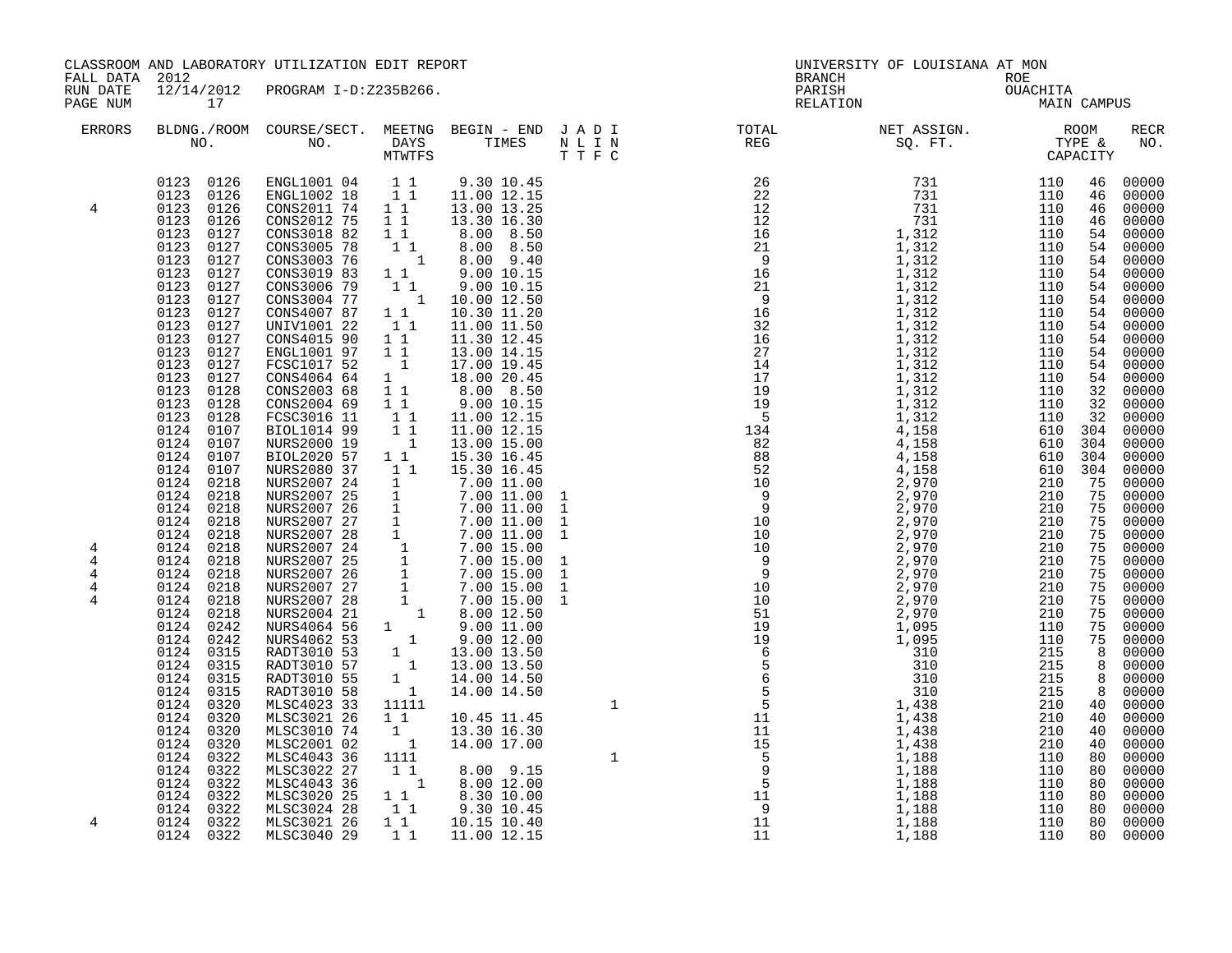CLASSROOM AND LABORATORY UTILIZATION EDIT REPORT
FALL DATA 2012
RUN DATE 12/14/2012 PROGRAM I-D:Z235B266.

UNIVERSITY OF LOUISIANA AT MON
BRANCH ROE
PARISH OUACHITA
RELATION MAIN CAMPUS

| ERRORS | BLDNG./ROOM NO. | COURSE/SECT. NO. | MEETNG DAYS MTWTFS | BEGIN - END TIMES | J A D I N L I N T T F C | TOTAL REG | NET ASSIGN. SQ. FT. | ROOM TYPE & CAPACITY | | RECR NO. |
|---|---|---|---|---|---|---|---|---|---|---|
| | 0123 0126 | ENGL1001 04 | 1 1 | 9.30 10.45 | | 26 | 731 | 110 | 46 | 00000 |
| | 0123 0126 | ENGL1002 18 | 1 1 | 11.00 12.15 | | 22 | 731 | 110 | 46 | 00000 |
| 4 | 0123 0126 | CONS2011 74 | 1 1 | 13.00 13.25 | | 12 | 731 | 110 | 46 | 00000 |
| | 0123 0126 | CONS2012 75 | 1 1 | 13.30 16.30 | | 12 | 731 | 110 | 46 | 00000 |
| | 0123 0127 | CONS3018 82 | 1 1 | 8.00 8.50 | | 16 | 1,312 | 110 | 54 | 00000 |
| | 0123 0127 | CONS3005 78 | 1 1 | 8.00 8.50 | | 21 | 1,312 | 110 | 54 | 00000 |
| | 0123 0127 | CONS3003 76 | 1 | 8.00 9.40 | | 9 | 1,312 | 110 | 54 | 00000 |
| | 0123 0127 | CONS3019 83 | 1 1 | 9.00 10.15 | | 16 | 1,312 | 110 | 54 | 00000 |
| | 0123 0127 | CONS3006 79 | 1 1 | 9.00 10.15 | | 21 | 1,312 | 110 | 54 | 00000 |
| | 0123 0127 | CONS3004 77 | 1 | 10.00 12.50 | | 9 | 1,312 | 110 | 54 | 00000 |
| | 0123 0127 | CONS4007 87 | 1 1 | 10.30 11.20 | | 16 | 1,312 | 110 | 54 | 00000 |
| | 0123 0127 | UNIV1001 22 | 1 1 | 11.00 11.50 | | 32 | 1,312 | 110 | 54 | 00000 |
| | 0123 0127 | CONS4015 90 | 1 1 | 11.30 12.45 | | 16 | 1,312 | 110 | 54 | 00000 |
| | 0123 0127 | ENGL1001 97 | 1 1 | 13.00 14.15 | | 27 | 1,312 | 110 | 54 | 00000 |
| | 0123 0127 | FCSC1017 52 | 1 | 17.00 19.45 | | 14 | 1,312 | 110 | 54 | 00000 |
| | 0123 0127 | CONS4064 64 | 1 | 18.00 20.45 | | 17 | 1,312 | 110 | 54 | 00000 |
| | 0123 0128 | CONS2003 68 | 1 1 | 8.00 8.50 | | 19 | 1,312 | 110 | 32 | 00000 |
| | 0123 0128 | CONS2004 69 | 1 1 | 9.00 10.15 | | 19 | 1,312 | 110 | 32 | 00000 |
| | 0123 0128 | FCSC3016 11 | 1 1 | 11.00 12.15 | | 5 | 1,312 | 110 | 32 | 00000 |
| | 0124 0107 | BIOL1014 99 | 1 1 | 11.00 12.15 | | 134 | 4,158 | 610 | 304 | 00000 |
| | 0124 0107 | NURS2000 19 | 1 | 13.00 15.00 | | 82 | 4,158 | 610 | 304 | 00000 |
| | 0124 0107 | BIOL2020 57 | 1 1 | 15.30 16.45 | | 88 | 4,158 | 610 | 304 | 00000 |
| | 0124 0107 | NURS2080 37 | 1 1 | 15.30 16.45 | | 52 | 4,158 | 610 | 304 | 00000 |
| | 0124 0218 | NURS2007 24 | 1 | 7.00 11.00 | | 10 | 2,970 | 210 | 75 | 00000 |
| | 0124 0218 | NURS2007 25 | 1 | 7.00 11.00 | 1 | 9 | 2,970 | 210 | 75 | 00000 |
| | 0124 0218 | NURS2007 26 | 1 | 7.00 11.00 | 1 | 9 | 2,970 | 210 | 75 | 00000 |
| | 0124 0218 | NURS2007 27 | 1 | 7.00 11.00 | 1 | 10 | 2,970 | 210 | 75 | 00000 |
| | 0124 0218 | NURS2007 28 | 1 | 7.00 11.00 | 1 | 10 | 2,970 | 210 | 75 | 00000 |
| 4 | 0124 0218 | NURS2007 24 | 1 | 7.00 15.00 | | 10 | 2,970 | 210 | 75 | 00000 |
| 4 | 0124 0218 | NURS2007 25 | 1 | 7.00 15.00 | 1 | 9 | 2,970 | 210 | 75 | 00000 |
| 4 | 0124 0218 | NURS2007 26 | 1 | 7.00 15.00 | 1 | 9 | 2,970 | 210 | 75 | 00000 |
| 4 | 0124 0218 | NURS2007 27 | 1 | 7.00 15.00 | 1 | 10 | 2,970 | 210 | 75 | 00000 |
| 4 | 0124 0218 | NURS2007 28 | 1 | 7.00 15.00 | 1 | 10 | 2,970 | 210 | 75 | 00000 |
| | 0124 0218 | NURS2004 21 | 1 | 8.00 12.50 | | 51 | 2,970 | 210 | 75 | 00000 |
| | 0124 0242 | NURS4064 56 | 1 | 9.00 11.00 | | 19 | 1,095 | 110 | 75 | 00000 |
| | 0124 0242 | NURS4062 53 | 1 | 9.00 12.00 | | 19 | 1,095 | 110 | 75 | 00000 |
| | 0124 0315 | RADT3010 53 | 1 | 13.00 13.50 | | 6 | 310 | 215 | 8 | 00000 |
| | 0124 0315 | RADT3010 57 | 1 | 13.00 13.50 | | 5 | 310 | 215 | 8 | 00000 |
| | 0124 0315 | RADT3010 55 | 1 | 14.00 14.50 | | 6 | 310 | 215 | 8 | 00000 |
| | 0124 0315 | RADT3010 58 | 1 | 14.00 14.50 | | 5 | 310 | 215 | 8 | 00000 |
| | 0124 0320 | MLSC4023 33 | 11111 | | 1 | 5 | 1,438 | 210 | 40 | 00000 |
| | 0124 0320 | MLSC3021 26 | 1 1 | 10.45 11.45 | | 11 | 1,438 | 210 | 40 | 00000 |
| | 0124 0320 | MLSC3010 74 | 1 | 13.30 16.30 | | 11 | 1,438 | 210 | 40 | 00000 |
| | 0124 0320 | MLSC2001 02 | 1 | 14.00 17.00 | | 15 | 1,438 | 210 | 40 | 00000 |
| | 0124 0322 | MLSC4043 36 | 1111 | | 1 | 5 | 1,188 | 110 | 80 | 00000 |
| | 0124 0322 | MLSC3022 27 | 1 1 | 8.00 9.15 | | 9 | 1,188 | 110 | 80 | 00000 |
| | 0124 0322 | MLSC4043 36 | 1 | 8.00 12.00 | | 5 | 1,188 | 110 | 80 | 00000 |
| | 0124 0322 | MLSC3020 25 | 1 1 | 8.30 10.00 | | 11 | 1,188 | 110 | 80 | 00000 |
| | 0124 0322 | MLSC3024 28 | 1 1 | 9.30 10.45 | | 9 | 1,188 | 110 | 80 | 00000 |
| 4 | 0124 0322 | MLSC3021 26 | 1 1 | 10.15 10.40 | | 11 | 1,188 | 110 | 80 | 00000 |
| | 0124 0322 | MLSC3040 29 | 1 1 | 11.00 12.15 | | 11 | 1,188 | 110 | 80 | 00000 |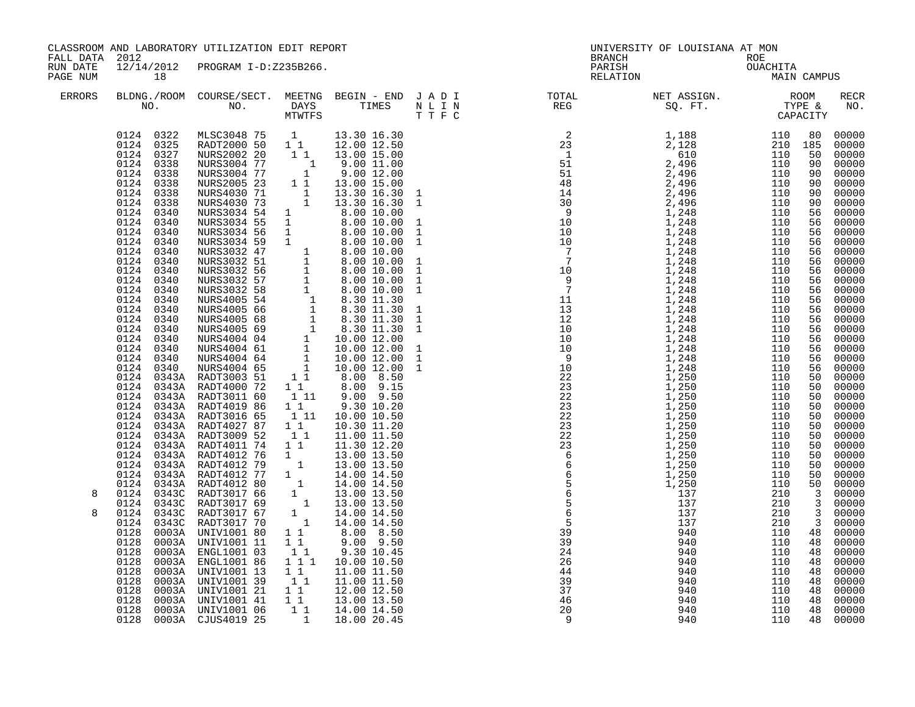CLASSROOM AND LABORATORY UTILIZATION EDIT REPORT
FALL DATA 2012
RUN DATE 12/14/2012 PROGRAM I-D:Z235B266.
PAGE NUM 18

UNIVERSITY OF LOUISIANA AT MON
BRANCH
PARISH OUACHITA
RELATION
ROE
MAIN CAMPUS

| ERRORS | BLDNG./ROOM NO. | COURSE/SECT. NO. | MEETNG DAYS MTWTFS | BEGIN - END TIMES | J | A | D | I | TOTAL REG | NET ASSIGN. SQ. FT. | ROOM TYPE & | CAPACITY | RECR NO. |
|---|---|---|---|---|---|---|---|---|---|---|---|---|---|
| | 0124 0322 | MLSC3048 75 | 1 | 13.30 16.30 | | | | | 2 | 1,188 | 110 | 80 | 00000 |
| | 0124 0325 | RADT2000 50 | 1 1 | 12.00 12.50 | | | | | 23 | 2,128 | 210 | 185 | 00000 |
| | 0124 0327 | NURS2002 20 | 1 1 | 13.00 15.00 | | | | | 1 | 610 | 110 | 50 | 00000 |
| | 0124 0338 | NURS3004 77 | 1 | 9.00 11.00 | | | | | 51 | 2,496 | 110 | 90 | 00000 |
| | 0124 0338 | NURS3004 77 | 1 | 9.00 12.00 | | | | | 51 | 2,496 | 110 | 90 | 00000 |
| | 0124 0338 | NURS2005 23 | 1 1 | 13.00 15.00 | | | | | 48 | 2,496 | 110 | 90 | 00000 |
| | 0124 0338 | NURS4030 71 | 1 | 13.30 16.30 | 1 | | | | 14 | 2,496 | 110 | 90 | 00000 |
| | 0124 0338 | NURS4030 73 | 1 | 13.30 16.30 | 1 | | | | 30 | 2,496 | 110 | 90 | 00000 |
| | 0124 0340 | NURS3034 54 | 1 | 8.00 10.00 | | | | | 9 | 1,248 | 110 | 56 | 00000 |
| | 0124 0340 | NURS3034 55 | 1 | 8.00 10.00 | 1 | | | | 10 | 1,248 | 110 | 56 | 00000 |
| | 0124 0340 | NURS3034 56 | 1 | 8.00 10.00 | 1 | | | | 10 | 1,248 | 110 | 56 | 00000 |
| | 0124 0340 | NURS3034 59 | 1 | 8.00 10.00 | 1 | | | | 10 | 1,248 | 110 | 56 | 00000 |
| | 0124 0340 | NURS3032 47 | 1 | 8.00 10.00 | | | | | 7 | 1,248 | 110 | 56 | 00000 |
| | 0124 0340 | NURS3032 51 | 1 | 8.00 10.00 | 1 | | | | 7 | 1,248 | 110 | 56 | 00000 |
| | 0124 0340 | NURS3032 56 | 1 | 8.00 10.00 | 1 | | | | 10 | 1,248 | 110 | 56 | 00000 |
| | 0124 0340 | NURS3032 57 | 1 | 8.00 10.00 | 1 | | | | 9 | 1,248 | 110 | 56 | 00000 |
| | 0124 0340 | NURS3032 58 | 1 | 8.00 10.00 | 1 | | | | 7 | 1,248 | 110 | 56 | 00000 |
| | 0124 0340 | NURS4005 54 | 1 | 8.30 11.30 | | | | | 11 | 1,248 | 110 | 56 | 00000 |
| | 0124 0340 | NURS4005 66 | 1 | 8.30 11.30 | 1 | | | | 13 | 1,248 | 110 | 56 | 00000 |
| | 0124 0340 | NURS4005 68 | 1 | 8.30 11.30 | 1 | | | | 12 | 1,248 | 110 | 56 | 00000 |
| | 0124 0340 | NURS4005 69 | 1 | 8.30 11.30 | 1 | | | | 10 | 1,248 | 110 | 56 | 00000 |
| | 0124 0340 | NURS4004 04 | 1 | 10.00 12.00 | | | | | 10 | 1,248 | 110 | 56 | 00000 |
| | 0124 0340 | NURS4004 61 | 1 | 10.00 12.00 | 1 | | | | 10 | 1,248 | 110 | 56 | 00000 |
| | 0124 0340 | NURS4004 64 | 1 | 10.00 12.00 | 1 | | | | 9 | 1,248 | 110 | 56 | 00000 |
| | 0124 0340 | NURS4004 65 | 1 | 10.00 12.00 | 1 | | | | 10 | 1,248 | 110 | 56 | 00000 |
| | 0124 0343A | RADT3003 51 | 1 1 | 8.00 8.50 | | | | | 22 | 1,250 | 110 | 50 | 00000 |
| | 0124 0343A | RADT4000 72 | 1 1 | 8.00 9.15 | | | | | 23 | 1,250 | 110 | 50 | 00000 |
| | 0124 0343A | RADT3011 60 | 1 11 | 9.00 9.50 | | | | | 22 | 1,250 | 110 | 50 | 00000 |
| | 0124 0343A | RADT4019 86 | 1 1 | 9.30 10.20 | | | | | 23 | 1,250 | 110 | 50 | 00000 |
| | 0124 0343A | RADT3016 65 | 1 11 | 10.00 10.50 | | | | | 22 | 1,250 | 110 | 50 | 00000 |
| | 0124 0343A | RADT4027 87 | 1 1 | 10.30 11.20 | | | | | 23 | 1,250 | 110 | 50 | 00000 |
| | 0124 0343A | RADT3009 52 | 1 1 | 11.00 11.50 | | | | | 22 | 1,250 | 110 | 50 | 00000 |
| | 0124 0343A | RADT4011 74 | 1 1 | 11.30 12.20 | | | | | 23 | 1,250 | 110 | 50 | 00000 |
| | 0124 0343A | RADT4012 76 | 1 | 13.00 13.50 | | | | | 6 | 1,250 | 110 | 50 | 00000 |
| | 0124 0343A | RADT4012 79 | 1 | 13.00 13.50 | | | | | 6 | 1,250 | 110 | 50 | 00000 |
| | 0124 0343A | RADT4012 77 | 1 | 14.00 14.50 | | | | | 6 | 1,250 | 110 | 50 | 00000 |
| | 0124 0343A | RADT4012 80 | 1 | 14.00 14.50 | | | | | 5 | 1,250 | 110 | 50 | 00000 |
| 8 | 0124 0343C | RADT3017 66 | 1 | 13.00 13.50 | | | | | 6 | 137 | 210 | 3 | 00000 |
| | 0124 0343C | RADT3017 69 | 1 | 13.00 13.50 | | | | | 5 | 137 | 210 | 3 | 00000 |
| 8 | 0124 0343C | RADT3017 67 | 1 | 14.00 14.50 | | | | | 6 | 137 | 210 | 3 | 00000 |
| | 0124 0343C | RADT3017 70 | 1 | 14.00 14.50 | | | | | 5 | 137 | 210 | 3 | 00000 |
| | 0128 0003A | UNIV1001 80 | 1 1 | 8.00 8.50 | | | | | 39 | 940 | 110 | 48 | 00000 |
| | 0128 0003A | UNIV1001 11 | 1 1 | 9.00 9.50 | | | | | 39 | 940 | 110 | 48 | 00000 |
| | 0128 0003A | ENGL1001 03 | 1 1 | 9.30 10.45 | | | | | 24 | 940 | 110 | 48 | 00000 |
| | 0128 0003A | ENGL1001 86 | 1 1 1 | 10.00 10.50 | | | | | 26 | 940 | 110 | 48 | 00000 |
| | 0128 0003A | UNIV1001 13 | 1 1 | 11.00 11.50 | | | | | 44 | 940 | 110 | 48 | 00000 |
| | 0128 0003A | UNIV1001 39 | 1 1 | 11.00 11.50 | | | | | 39 | 940 | 110 | 48 | 00000 |
| | 0128 0003A | UNIV1001 21 | 1 1 | 12.00 12.50 | | | | | 37 | 940 | 110 | 48 | 00000 |
| | 0128 0003A | UNIV1001 41 | 1 1 | 13.00 13.50 | | | | | 46 | 940 | 110 | 48 | 00000 |
| | 0128 0003A | UNIV1001 06 | 1 1 | 14.00 14.50 | | | | | 20 | 940 | 110 | 48 | 00000 |
| | 0128 0003A | CJUS4019 25 | 1 | 18.00 20.45 | | | | | 9 | 940 | 110 | 48 | 00000 |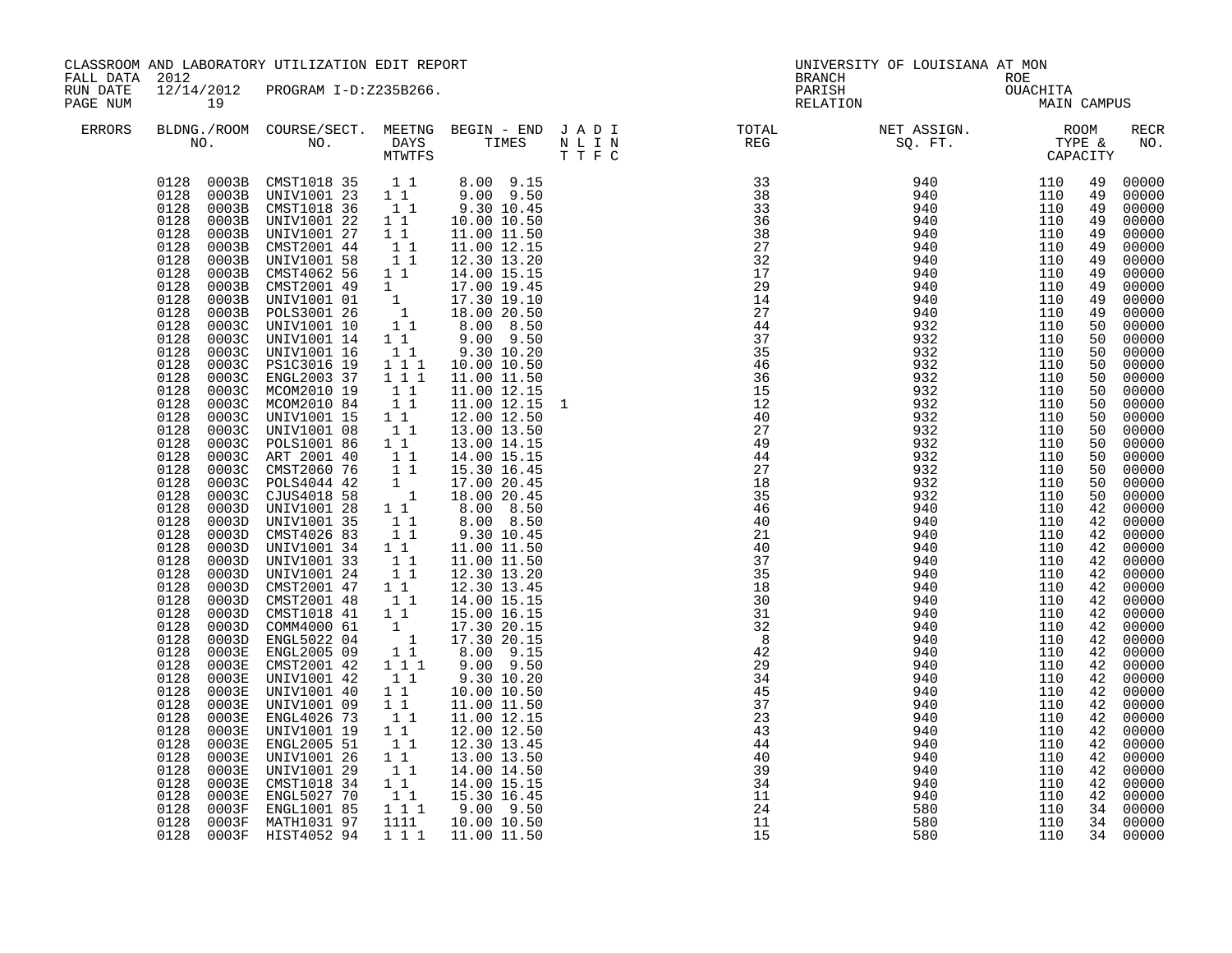CLASSROOM AND LABORATORY UTILIZATION EDIT REPORT
FALL DATA 2012
RUN DATE 12/14/2012 PROGRAM I-D:Z235B266.

UNIVERSITY OF LOUISIANA AT MON
BRANCH
PARISH OUACHITA
RELATION
ROE
MAIN CAMPUS

| ERRORS | BLDNG./ROOM NO. | COURSE/SECT. NO. | MEETNG DAYS MTWTFS | BEGIN - END TIMES | J A D I N L I N T T F C | TOTAL REG | NET ASSIGN. SQ. FT. | ROOM TYPE & CAPACITY | | RECR NO. |
|---|---|---|---|---|---|---|---|---|---|---|
| | 0128 0003B | CMST1018 35 | 1 1 | 8.00 9.15 | | 33 | 940 | 110 | 49 | 00000 |
| | 0128 0003B | UNIV1001 23 | 1 1 | 9.00 9.50 | | 38 | 940 | 110 | 49 | 00000 |
| | 0128 0003B | CMST1018 36 | 1 1 | 9.30 10.45 | | 33 | 940 | 110 | 49 | 00000 |
| | 0128 0003B | UNIV1001 22 | 1 1 | 10.00 10.50 | | 36 | 940 | 110 | 49 | 00000 |
| | 0128 0003B | UNIV1001 27 | 1 1 | 11.00 11.50 | | 38 | 940 | 110 | 49 | 00000 |
| | 0128 0003B | CMST2001 44 | 1 1 | 11.00 12.15 | | 27 | 940 | 110 | 49 | 00000 |
| | 0128 0003B | UNIV1001 58 | 1 1 | 12.30 13.20 | | 32 | 940 | 110 | 49 | 00000 |
| | 0128 0003B | CMST4062 56 | 1 1 | 14.00 15.15 | | 17 | 940 | 110 | 49 | 00000 |
| | 0128 0003B | CMST2001 49 | 1 | 17.00 19.45 | | 29 | 940 | 110 | 49 | 00000 |
| | 0128 0003B | UNIV1001 01 | 1 | 17.30 19.10 | | 14 | 940 | 110 | 49 | 00000 |
| | 0128 0003B | POLS3001 26 | 1 | 18.00 20.50 | | 27 | 940 | 110 | 49 | 00000 |
| | 0128 0003C | UNIV1001 10 | 1 1 | 8.00 8.50 | | 44 | 932 | 110 | 50 | 00000 |
| | 0128 0003C | UNIV1001 14 | 1 1 | 9.00 9.50 | | 37 | 932 | 110 | 50 | 00000 |
| | 0128 0003C | UNIV1001 16 | 1 1 | 9.30 10.20 | | 35 | 932 | 110 | 50 | 00000 |
| | 0128 0003C | PS1C3016 19 | 1 1 1 | 10.00 10.50 | | 46 | 932 | 110 | 50 | 00000 |
| | 0128 0003C | ENGL2003 37 | 1 1 1 | 11.00 11.50 | | 36 | 932 | 110 | 50 | 00000 |
| | 0128 0003C | MCOM2010 19 | 1 1 | 11.00 12.15 | | 15 | 932 | 110 | 50 | 00000 |
| | 0128 0003C | MCOM2010 84 | 1 1 | 11.00 12.15 | 1 | 12 | 932 | 110 | 50 | 00000 |
| | 0128 0003C | UNIV1001 15 | 1 1 | 12.00 12.50 | | 40 | 932 | 110 | 50 | 00000 |
| | 0128 0003C | UNIV1001 08 | 1 1 | 13.00 13.50 | | 27 | 932 | 110 | 50 | 00000 |
| | 0128 0003C | POLS1001 86 | 1 1 | 13.00 14.15 | | 49 | 932 | 110 | 50 | 00000 |
| | 0128 0003C | ART 2001 40 | 1 1 | 14.00 15.15 | | 44 | 932 | 110 | 50 | 00000 |
| | 0128 0003C | CMST2060 76 | 1 1 | 15.30 16.45 | | 27 | 932 | 110 | 50 | 00000 |
| | 0128 0003C | POLS4044 42 | 1 | 17.00 20.45 | | 18 | 932 | 110 | 50 | 00000 |
| | 0128 0003C | CJUS4018 58 | 1 | 18.00 20.45 | | 35 | 932 | 110 | 50 | 00000 |
| | 0128 0003D | UNIV1001 28 | 1 1 | 8.00 8.50 | | 46 | 940 | 110 | 42 | 00000 |
| | 0128 0003D | UNIV1001 35 | 1 1 | 8.00 8.50 | | 40 | 940 | 110 | 42 | 00000 |
| | 0128 0003D | CMST4026 83 | 1 1 | 9.30 10.45 | | 21 | 940 | 110 | 42 | 00000 |
| | 0128 0003D | UNIV1001 34 | 1 1 | 11.00 11.50 | | 40 | 940 | 110 | 42 | 00000 |
| | 0128 0003D | UNIV1001 33 | 1 1 | 11.00 11.50 | | 37 | 940 | 110 | 42 | 00000 |
| | 0128 0003D | UNIV1001 24 | 1 1 | 12.30 13.20 | | 35 | 940 | 110 | 42 | 00000 |
| | 0128 0003D | CMST2001 47 | 1 1 | 12.30 13.45 | | 18 | 940 | 110 | 42 | 00000 |
| | 0128 0003D | CMST2001 48 | 1 1 | 14.00 15.15 | | 30 | 940 | 110 | 42 | 00000 |
| | 0128 0003D | CMST1018 41 | 1 1 | 15.00 16.15 | | 31 | 940 | 110 | 42 | 00000 |
| | 0128 0003D | COMM4000 61 | 1 | 17.30 20.15 | | 32 | 940 | 110 | 42 | 00000 |
| | 0128 0003D | ENGL5022 04 | 1 | 17.30 20.15 | | 8 | 940 | 110 | 42 | 00000 |
| | 0128 0003E | ENGL2005 09 | 1 1 | 8.00 9.15 | | 42 | 940 | 110 | 42 | 00000 |
| | 0128 0003E | CMST2001 42 | 1 1 1 | 9.00 9.50 | | 29 | 940 | 110 | 42 | 00000 |
| | 0128 0003E | UNIV1001 42 | 1 1 | 9.30 10.20 | | 34 | 940 | 110 | 42 | 00000 |
| | 0128 0003E | UNIV1001 40 | 1 1 | 10.00 10.50 | | 45 | 940 | 110 | 42 | 00000 |
| | 0128 0003E | UNIV1001 09 | 1 1 | 11.00 11.50 | | 37 | 940 | 110 | 42 | 00000 |
| | 0128 0003E | ENGL4026 73 | 1 1 | 11.00 12.15 | | 23 | 940 | 110 | 42 | 00000 |
| | 0128 0003E | UNIV1001 19 | 1 1 | 12.00 12.50 | | 43 | 940 | 110 | 42 | 00000 |
| | 0128 0003E | ENGL2005 51 | 1 1 | 12.30 13.45 | | 44 | 940 | 110 | 42 | 00000 |
| | 0128 0003E | UNIV1001 26 | 1 1 | 13.00 13.50 | | 40 | 940 | 110 | 42 | 00000 |
| | 0128 0003E | UNIV1001 29 | 1 1 | 14.00 14.50 | | 39 | 940 | 110 | 42 | 00000 |
| | 0128 0003E | CMST1018 34 | 1 1 | 14.00 15.15 | | 34 | 940 | 110 | 42 | 00000 |
| | 0128 0003E | ENGL5027 70 | 1 1 | 15.30 16.45 | | 11 | 940 | 110 | 42 | 00000 |
| | 0128 0003F | ENGL1001 85 | 1 1 1 | 9.00 9.50 | | 24 | 580 | 110 | 34 | 00000 |
| | 0128 0003F | MATH1031 97 | 1111 | 10.00 10.50 | | 11 | 580 | 110 | 34 | 00000 |
| | 0128 0003F | HIST4052 94 | 1 1 1 | 11.00 11.50 | | 15 | 580 | 110 | 34 | 00000 |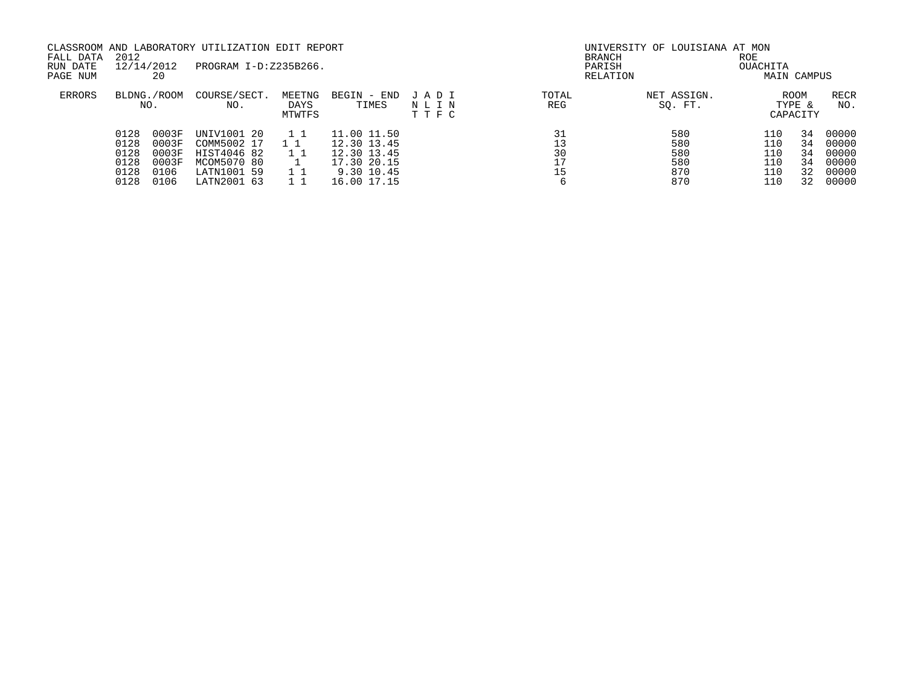CLASSROOM AND LABORATORY UTILIZATION EDIT REPORT
FALL DATA 2012
RUN DATE 12/14/2012 PROGRAM I-D:Z235B266.
PAGE NUM 20

UNIVERSITY OF LOUISIANA AT MON
BRANCH ROE
PARISH OUACHITA
RELATION MAIN CAMPUS

| ERRORS | BLDNG./ROOM NO. | | COURSE/SECT. NO. | MEETNG DAYS MTWTFS | BEGIN - END TIMES | J A D I N L I N T T F C | TOTAL REG | NET ASSIGN. SQ. FT. | ROOM TYPE & CAPACITY | | RECR NO. |
|---|---|---|---|---|---|---|---|---|---|---|---|
| | 0128 | 0003F | UNIV1001 20 | 1 1 | 11.00 11.50 | | 31 | 580 | 110 | 34 | 00000 |
| | 0128 | 0003F | COMM5002 17 | 1 1 | 12.30 13.45 | | 13 | 580 | 110 | 34 | 00000 |
| | 0128 | 0003F | HIST4046 82 | 1 1 | 12.30 13.45 | | 30 | 580 | 110 | 34 | 00000 |
| | 0128 | 0003F | MCOM5070 80 | 1 | 17.30 20.15 | | 17 | 580 | 110 | 34 | 00000 |
| | 0128 | 0106 | LATN1001 59 | 1 1 | 9.30 10.45 | | 15 | 870 | 110 | 32 | 00000 |
| | 0128 | 0106 | LATN2001 63 | 1 1 | 16.00 17.15 | | 6 | 870 | 110 | 32 | 00000 |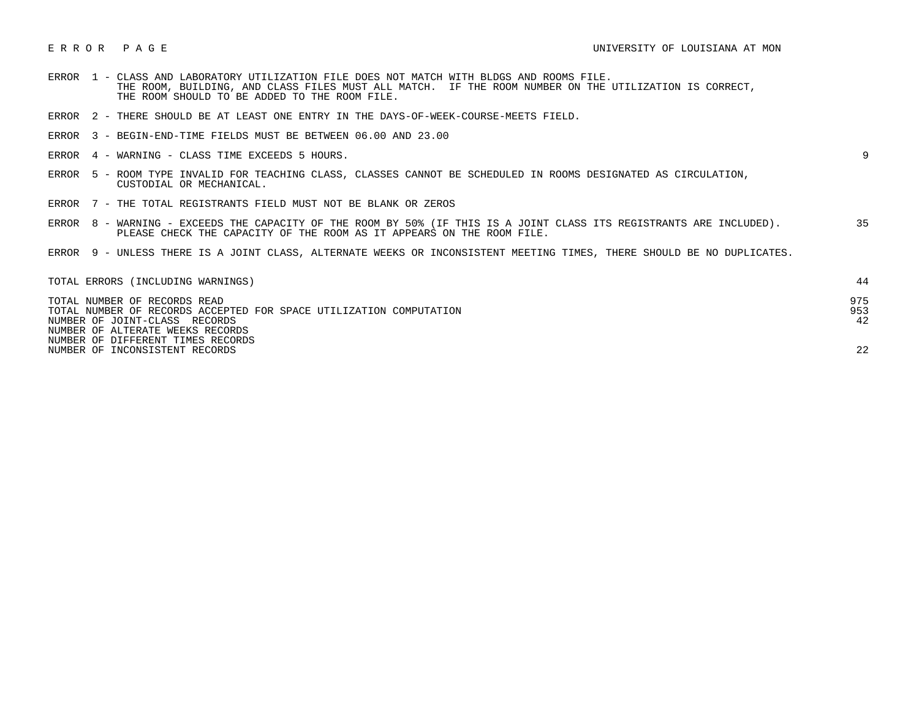# E R R O R   P A G E

UNIVERSITY OF LOUISIANA AT MON

| Error | Description | Count |
|---|---|---|
| ERROR 1 | CLASS AND LABORATORY UTILIZATION FILE DOES NOT MATCH WITH BLDGS AND ROOMS FILE. THE ROOM, BUILDING, AND CLASS FILES MUST ALL MATCH. IF THE ROOM NUMBER ON THE UTILIZATION IS CORRECT, THE ROOM SHOULD TO BE ADDED TO THE ROOM FILE. | |
| ERROR 2 | THERE SHOULD BE AT LEAST ONE ENTRY IN THE DAYS-OF-WEEK-COURSE-MEETS FIELD. | |
| ERROR 3 | BEGIN-END-TIME FIELDS MUST BE BETWEEN 06.00 AND 23.00 | |
| ERROR 4 | WARNING - CLASS TIME EXCEEDS 5 HOURS. | 9 |
| ERROR 5 | ROOM TYPE INVALID FOR TEACHING CLASS, CLASSES CANNOT BE SCHEDULED IN ROOMS DESIGNATED AS CIRCULATION, CUSTODIAL OR MECHANICAL. | |
| ERROR 7 | THE TOTAL REGISTRANTS FIELD MUST NOT BE BLANK OR ZEROS | |
| ERROR 8 | WARNING - EXCEEDS THE CAPACITY OF THE ROOM BY 50% (IF THIS IS A JOINT CLASS ITS REGISTRANTS ARE INCLUDED). PLEASE CHECK THE CAPACITY OF THE ROOM AS IT APPEARS ON THE ROOM FILE. | 35 |
| ERROR 9 | UNLESS THERE IS A JOINT CLASS, ALTERNATE WEEKS OR INCONSISTENT MEETING TIMES, THERE SHOULD BE NO DUPLICATES. | |

| | |
|---|---|
| TOTAL ERRORS (INCLUDING WARNINGS) | 44 |
| TOTAL NUMBER OF RECORDS READ | 975 |
| TOTAL NUMBER OF RECORDS ACCEPTED FOR SPACE UTILIZATION COMPUTATION | 953 |
| NUMBER OF JOINT-CLASS RECORDS | 42 |
| NUMBER OF ALTERATE WEEKS RECORDS | |
| NUMBER OF DIFFERENT TIMES RECORDS | |
| NUMBER OF INCONSISTENT RECORDS | 22 |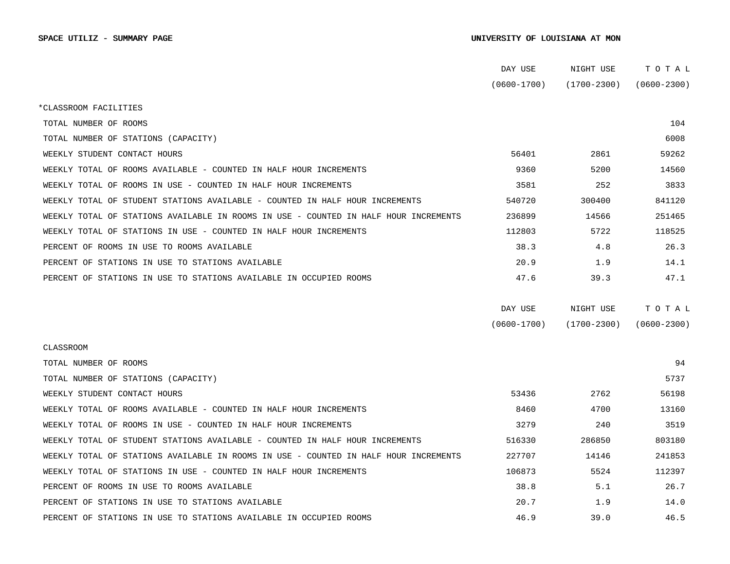**SPACE UTILIZ - SUMMARY PAGE** **UNIVERSITY OF LOUISIANA AT MON**

| | DAY USE (0600-1700) | NIGHT USE (1700-2300) | T O T A L (0600-2300) |
|---|---|---|---|
| *CLASSROOM FACILITIES | | | |
| TOTAL NUMBER OF ROOMS | | | 104 |
| TOTAL NUMBER OF STATIONS (CAPACITY) | | | 6008 |
| WEEKLY STUDENT CONTACT HOURS | 56401 | 2861 | 59262 |
| WEEKLY TOTAL OF ROOMS AVAILABLE - COUNTED IN HALF HOUR INCREMENTS | 9360 | 5200 | 14560 |
| WEEKLY TOTAL OF ROOMS IN USE - COUNTED IN HALF HOUR INCREMENTS | 3581 | 252 | 3833 |
| WEEKLY TOTAL OF STUDENT STATIONS AVAILABLE - COUNTED IN HALF HOUR INCREMENTS | 540720 | 300400 | 841120 |
| WEEKLY TOTAL OF STATIONS AVAILABLE IN ROOMS IN USE - COUNTED IN HALF HOUR INCREMENTS | 236899 | 14566 | 251465 |
| WEEKLY TOTAL OF STATIONS IN USE - COUNTED IN HALF HOUR INCREMENTS | 112803 | 5722 | 118525 |
| PERCENT OF ROOMS IN USE TO ROOMS AVAILABLE | 38.3 | 4.8 | 26.3 |
| PERCENT OF STATIONS IN USE TO STATIONS AVAILABLE | 20.9 | 1.9 | 14.1 |
| PERCENT OF STATIONS IN USE TO STATIONS AVAILABLE IN OCCUPIED ROOMS | 47.6 | 39.3 | 47.1 |

| | DAY USE (0600-1700) | NIGHT USE (1700-2300) | T O T A L (0600-2300) |
|---|---|---|---|
| CLASSROOM | | | |
| TOTAL NUMBER OF ROOMS | | | 94 |
| TOTAL NUMBER OF STATIONS (CAPACITY) | | | 5737 |
| WEEKLY STUDENT CONTACT HOURS | 53436 | 2762 | 56198 |
| WEEKLY TOTAL OF ROOMS AVAILABLE - COUNTED IN HALF HOUR INCREMENTS | 8460 | 4700 | 13160 |
| WEEKLY TOTAL OF ROOMS IN USE - COUNTED IN HALF HOUR INCREMENTS | 3279 | 240 | 3519 |
| WEEKLY TOTAL OF STUDENT STATIONS AVAILABLE - COUNTED IN HALF HOUR INCREMENTS | 516330 | 286850 | 803180 |
| WEEKLY TOTAL OF STATIONS AVAILABLE IN ROOMS IN USE - COUNTED IN HALF HOUR INCREMENTS | 227707 | 14146 | 241853 |
| WEEKLY TOTAL OF STATIONS IN USE - COUNTED IN HALF HOUR INCREMENTS | 106873 | 5524 | 112397 |
| PERCENT OF ROOMS IN USE TO ROOMS AVAILABLE | 38.8 | 5.1 | 26.7 |
| PERCENT OF STATIONS IN USE TO STATIONS AVAILABLE | 20.7 | 1.9 | 14.0 |
| PERCENT OF STATIONS IN USE TO STATIONS AVAILABLE IN OCCUPIED ROOMS | 46.9 | 39.0 | 46.5 |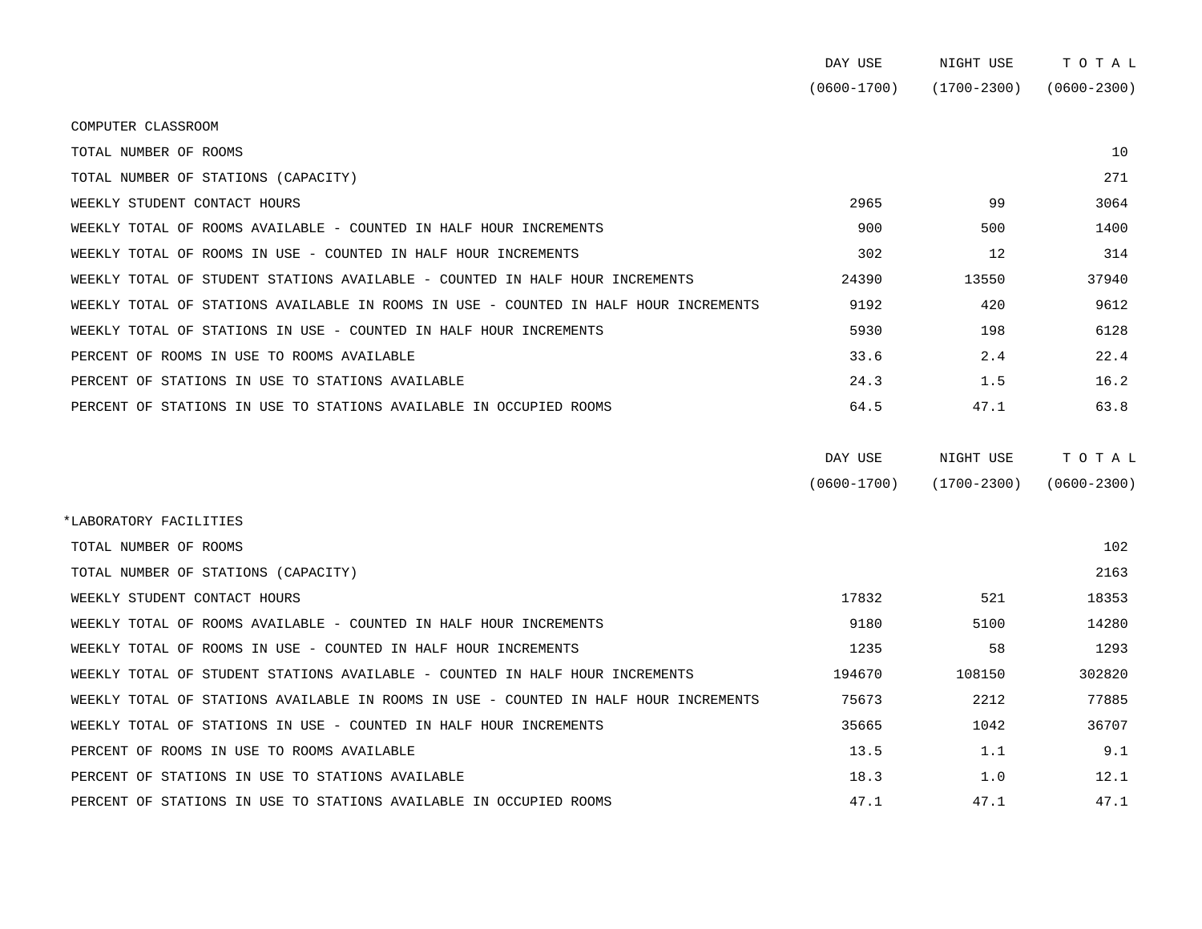| | DAY USE (0600-1700) | NIGHT USE (1700-2300) | T O T A L (0600-2300) |
|---|---|---|---|
| COMPUTER CLASSROOM | | | |
| TOTAL NUMBER OF ROOMS | | | 10 |
| TOTAL NUMBER OF STATIONS (CAPACITY) | | | 271 |
| WEEKLY STUDENT CONTACT HOURS | 2965 | 99 | 3064 |
| WEEKLY TOTAL OF ROOMS AVAILABLE - COUNTED IN HALF HOUR INCREMENTS | 900 | 500 | 1400 |
| WEEKLY TOTAL OF ROOMS IN USE - COUNTED IN HALF HOUR INCREMENTS | 302 | 12 | 314 |
| WEEKLY TOTAL OF STUDENT STATIONS AVAILABLE - COUNTED IN HALF HOUR INCREMENTS | 24390 | 13550 | 37940 |
| WEEKLY TOTAL OF STATIONS AVAILABLE IN ROOMS IN USE - COUNTED IN HALF HOUR INCREMENTS | 9192 | 420 | 9612 |
| WEEKLY TOTAL OF STATIONS IN USE - COUNTED IN HALF HOUR INCREMENTS | 5930 | 198 | 6128 |
| PERCENT OF ROOMS IN USE TO ROOMS AVAILABLE | 33.6 | 2.4 | 22.4 |
| PERCENT OF STATIONS IN USE TO STATIONS AVAILABLE | 24.3 | 1.5 | 16.2 |
| PERCENT OF STATIONS IN USE TO STATIONS AVAILABLE IN OCCUPIED ROOMS | 64.5 | 47.1 | 63.8 |

| | DAY USE (0600-1700) | NIGHT USE (1700-2300) | T O T A L (0600-2300) |
|---|---|---|---|
| *LABORATORY FACILITIES | | | |
| TOTAL NUMBER OF ROOMS | | | 102 |
| TOTAL NUMBER OF STATIONS (CAPACITY) | | | 2163 |
| WEEKLY STUDENT CONTACT HOURS | 17832 | 521 | 18353 |
| WEEKLY TOTAL OF ROOMS AVAILABLE - COUNTED IN HALF HOUR INCREMENTS | 9180 | 5100 | 14280 |
| WEEKLY TOTAL OF ROOMS IN USE - COUNTED IN HALF HOUR INCREMENTS | 1235 | 58 | 1293 |
| WEEKLY TOTAL OF STUDENT STATIONS AVAILABLE - COUNTED IN HALF HOUR INCREMENTS | 194670 | 108150 | 302820 |
| WEEKLY TOTAL OF STATIONS AVAILABLE IN ROOMS IN USE - COUNTED IN HALF HOUR INCREMENTS | 75673 | 2212 | 77885 |
| WEEKLY TOTAL OF STATIONS IN USE - COUNTED IN HALF HOUR INCREMENTS | 35665 | 1042 | 36707 |
| PERCENT OF ROOMS IN USE TO ROOMS AVAILABLE | 13.5 | 1.1 | 9.1 |
| PERCENT OF STATIONS IN USE TO STATIONS AVAILABLE | 18.3 | 1.0 | 12.1 |
| PERCENT OF STATIONS IN USE TO STATIONS AVAILABLE IN OCCUPIED ROOMS | 47.1 | 47.1 | 47.1 |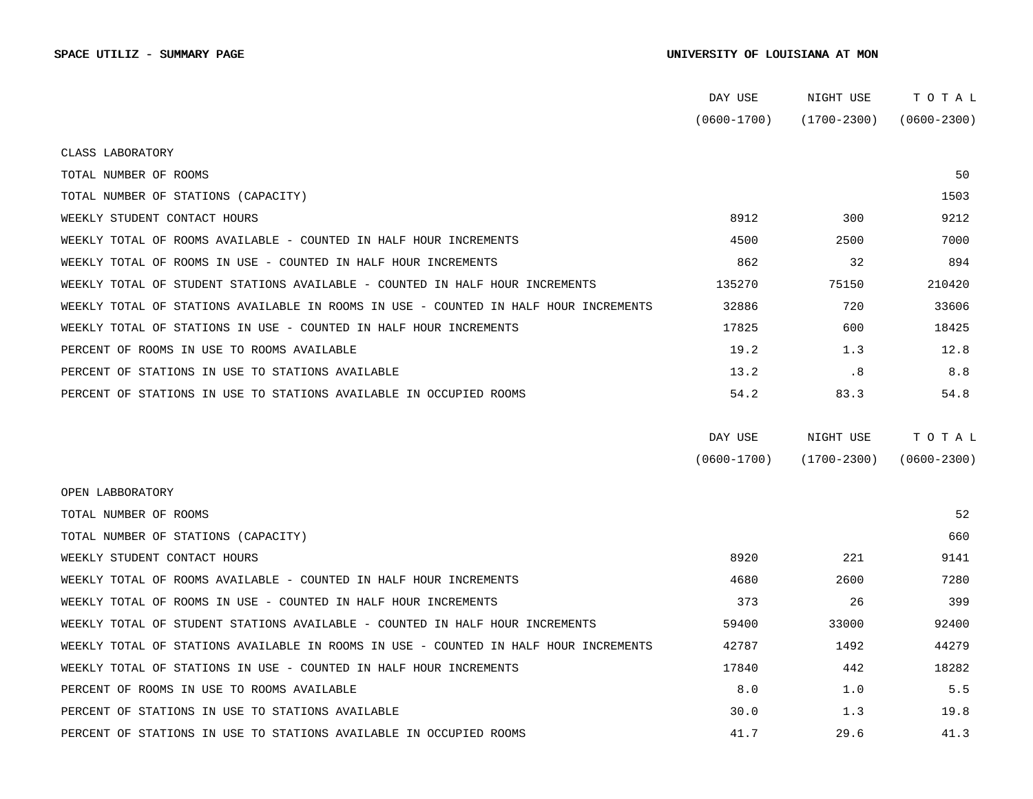**SPACE UTILIZ - SUMMARY PAGE** **UNIVERSITY OF LOUISIANA AT MON**

| | DAY USE (0600-1700) | NIGHT USE (1700-2300) | TOTAL (0600-2300) |
|---|---|---|---|
| CLASS LABORATORY | | | |
| TOTAL NUMBER OF ROOMS | | | 50 |
| TOTAL NUMBER OF STATIONS (CAPACITY) | | | 1503 |
| WEEKLY STUDENT CONTACT HOURS | 8912 | 300 | 9212 |
| WEEKLY TOTAL OF ROOMS AVAILABLE - COUNTED IN HALF HOUR INCREMENTS | 4500 | 2500 | 7000 |
| WEEKLY TOTAL OF ROOMS IN USE - COUNTED IN HALF HOUR INCREMENTS | 862 | 32 | 894 |
| WEEKLY TOTAL OF STUDENT STATIONS AVAILABLE - COUNTED IN HALF HOUR INCREMENTS | 135270 | 75150 | 210420 |
| WEEKLY TOTAL OF STATIONS AVAILABLE IN ROOMS IN USE - COUNTED IN HALF HOUR INCREMENTS | 32886 | 720 | 33606 |
| WEEKLY TOTAL OF STATIONS IN USE - COUNTED IN HALF HOUR INCREMENTS | 17825 | 600 | 18425 |
| PERCENT OF ROOMS IN USE TO ROOMS AVAILABLE | 19.2 | 1.3 | 12.8 |
| PERCENT OF STATIONS IN USE TO STATIONS AVAILABLE | 13.2 | .8 | 8.8 |
| PERCENT OF STATIONS IN USE TO STATIONS AVAILABLE IN OCCUPIED ROOMS | 54.2 | 83.3 | 54.8 |

| | DAY USE (0600-1700) | NIGHT USE (1700-2300) | TOTAL (0600-2300) |
|---|---|---|---|
| OPEN LABBORATORY | | | |
| TOTAL NUMBER OF ROOMS | | | 52 |
| TOTAL NUMBER OF STATIONS (CAPACITY) | | | 660 |
| WEEKLY STUDENT CONTACT HOURS | 8920 | 221 | 9141 |
| WEEKLY TOTAL OF ROOMS AVAILABLE - COUNTED IN HALF HOUR INCREMENTS | 4680 | 2600 | 7280 |
| WEEKLY TOTAL OF ROOMS IN USE - COUNTED IN HALF HOUR INCREMENTS | 373 | 26 | 399 |
| WEEKLY TOTAL OF STUDENT STATIONS AVAILABLE - COUNTED IN HALF HOUR INCREMENTS | 59400 | 33000 | 92400 |
| WEEKLY TOTAL OF STATIONS AVAILABLE IN ROOMS IN USE - COUNTED IN HALF HOUR INCREMENTS | 42787 | 1492 | 44279 |
| WEEKLY TOTAL OF STATIONS IN USE - COUNTED IN HALF HOUR INCREMENTS | 17840 | 442 | 18282 |
| PERCENT OF ROOMS IN USE TO ROOMS AVAILABLE | 8.0 | 1.0 | 5.5 |
| PERCENT OF STATIONS IN USE TO STATIONS AVAILABLE | 30.0 | 1.3 | 19.8 |
| PERCENT OF STATIONS IN USE TO STATIONS AVAILABLE IN OCCUPIED ROOMS | 41.7 | 29.6 | 41.3 |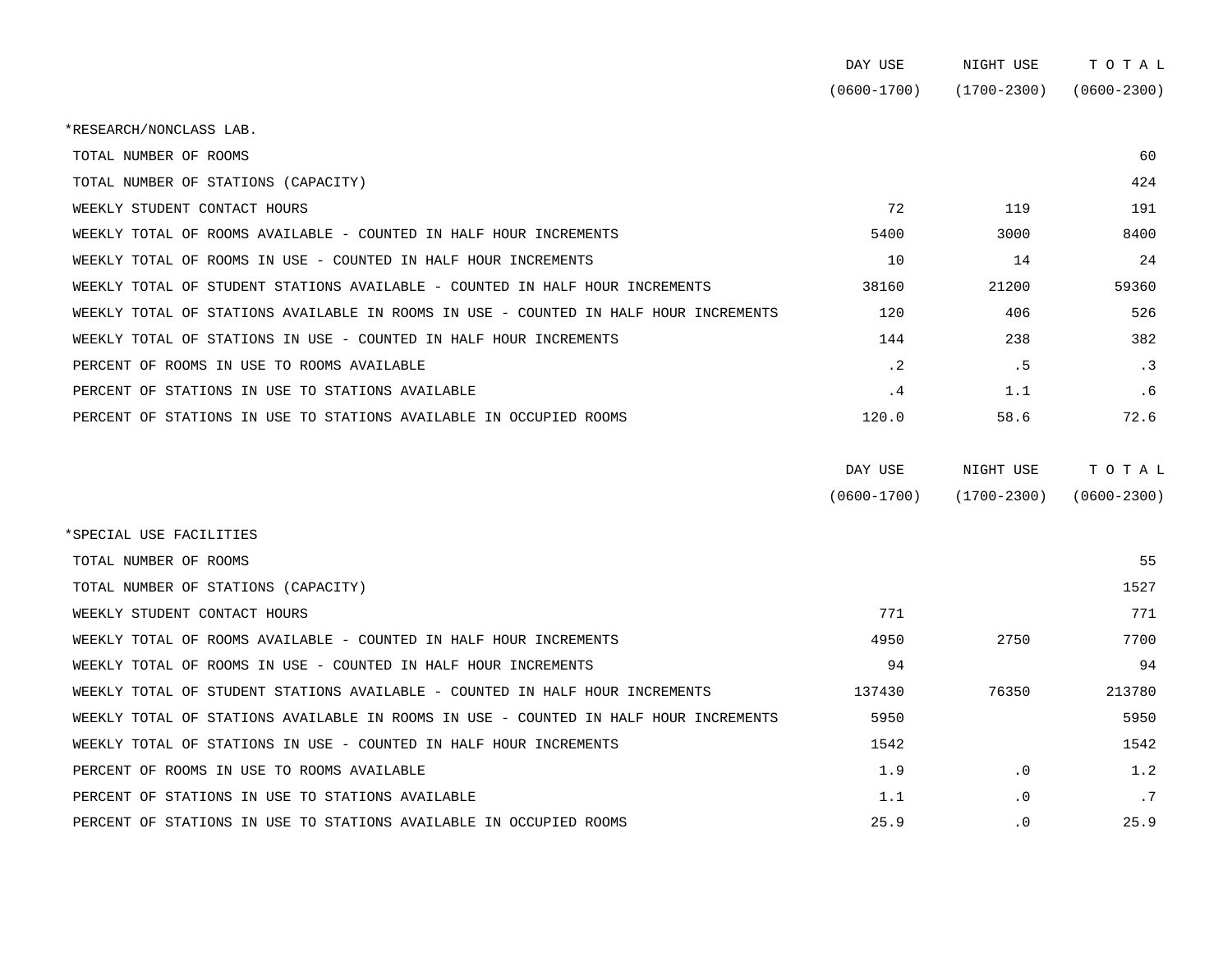| | DAY USE (0600-1700) | NIGHT USE (1700-2300) | T O T A L (0600-2300) |
|---|---|---|---|
| *RESEARCH/NONCLASS LAB. | | | |
| TOTAL NUMBER OF ROOMS | | | 60 |
| TOTAL NUMBER OF STATIONS (CAPACITY) | | | 424 |
| WEEKLY STUDENT CONTACT HOURS | 72 | 119 | 191 |
| WEEKLY TOTAL OF ROOMS AVAILABLE - COUNTED IN HALF HOUR INCREMENTS | 5400 | 3000 | 8400 |
| WEEKLY TOTAL OF ROOMS IN USE - COUNTED IN HALF HOUR INCREMENTS | 10 | 14 | 24 |
| WEEKLY TOTAL OF STUDENT STATIONS AVAILABLE - COUNTED IN HALF HOUR INCREMENTS | 38160 | 21200 | 59360 |
| WEEKLY TOTAL OF STATIONS AVAILABLE IN ROOMS IN USE - COUNTED IN HALF HOUR INCREMENTS | 120 | 406 | 526 |
| WEEKLY TOTAL OF STATIONS IN USE - COUNTED IN HALF HOUR INCREMENTS | 144 | 238 | 382 |
| PERCENT OF ROOMS IN USE TO ROOMS AVAILABLE | .2 | .5 | .3 |
| PERCENT OF STATIONS IN USE TO STATIONS AVAILABLE | .4 | 1.1 | .6 |
| PERCENT OF STATIONS IN USE TO STATIONS AVAILABLE IN OCCUPIED ROOMS | 120.0 | 58.6 | 72.6 |

| | DAY USE (0600-1700) | NIGHT USE (1700-2300) | T O T A L (0600-2300) |
|---|---|---|---|
| *SPECIAL USE FACILITIES | | | |
| TOTAL NUMBER OF ROOMS | | | 55 |
| TOTAL NUMBER OF STATIONS (CAPACITY) | | | 1527 |
| WEEKLY STUDENT CONTACT HOURS | 771 | | 771 |
| WEEKLY TOTAL OF ROOMS AVAILABLE - COUNTED IN HALF HOUR INCREMENTS | 4950 | 2750 | 7700 |
| WEEKLY TOTAL OF ROOMS IN USE - COUNTED IN HALF HOUR INCREMENTS | 94 | | 94 |
| WEEKLY TOTAL OF STUDENT STATIONS AVAILABLE - COUNTED IN HALF HOUR INCREMENTS | 137430 | 76350 | 213780 |
| WEEKLY TOTAL OF STATIONS AVAILABLE IN ROOMS IN USE - COUNTED IN HALF HOUR INCREMENTS | 5950 | | 5950 |
| WEEKLY TOTAL OF STATIONS IN USE - COUNTED IN HALF HOUR INCREMENTS | 1542 | | 1542 |
| PERCENT OF ROOMS IN USE TO ROOMS AVAILABLE | 1.9 | .0 | 1.2 |
| PERCENT OF STATIONS IN USE TO STATIONS AVAILABLE | 1.1 | .0 | .7 |
| PERCENT OF STATIONS IN USE TO STATIONS AVAILABLE IN OCCUPIED ROOMS | 25.9 | .0 | 25.9 |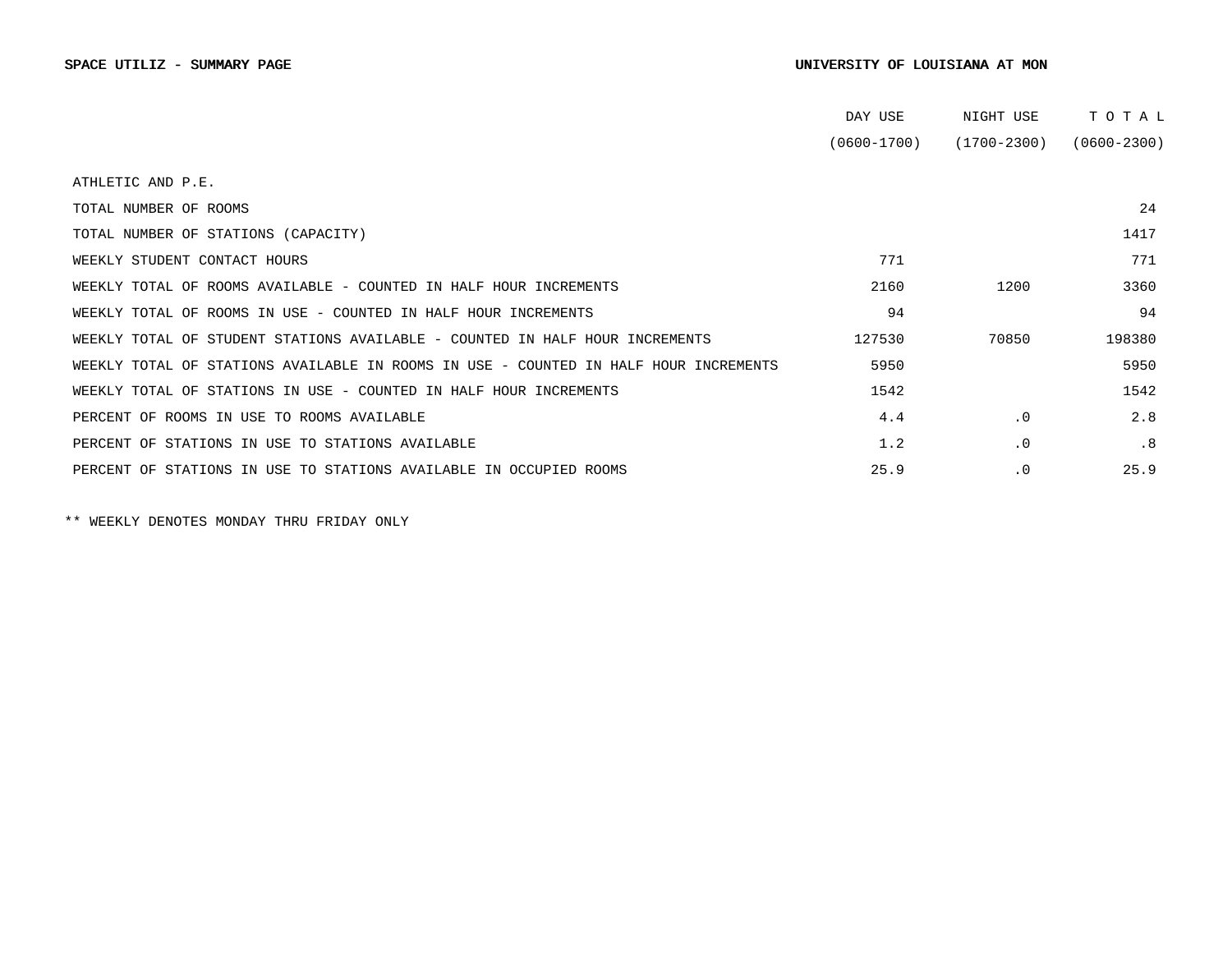**SPACE UTILIZ - SUMMARY PAGE** **UNIVERSITY OF LOUISIANA AT MON**

| | DAY USE (0600-1700) | NIGHT USE (1700-2300) | TOTAL (0600-2300) |
|---|---|---|---|
| ATHLETIC AND P.E. | | | |
| TOTAL NUMBER OF ROOMS | | | 24 |
| TOTAL NUMBER OF STATIONS (CAPACITY) | | | 1417 |
| WEEKLY STUDENT CONTACT HOURS | 771 | | 771 |
| WEEKLY TOTAL OF ROOMS AVAILABLE - COUNTED IN HALF HOUR INCREMENTS | 2160 | 1200 | 3360 |
| WEEKLY TOTAL OF ROOMS IN USE - COUNTED IN HALF HOUR INCREMENTS | 94 | | 94 |
| WEEKLY TOTAL OF STUDENT STATIONS AVAILABLE - COUNTED IN HALF HOUR INCREMENTS | 127530 | 70850 | 198380 |
| WEEKLY TOTAL OF STATIONS AVAILABLE IN ROOMS IN USE - COUNTED IN HALF HOUR INCREMENTS | 5950 | | 5950 |
| WEEKLY TOTAL OF STATIONS IN USE - COUNTED IN HALF HOUR INCREMENTS | 1542 | | 1542 |
| PERCENT OF ROOMS IN USE TO ROOMS AVAILABLE | 4.4 | .0 | 2.8 |
| PERCENT OF STATIONS IN USE TO STATIONS AVAILABLE | 1.2 | .0 | .8 |
| PERCENT OF STATIONS IN USE TO STATIONS AVAILABLE IN OCCUPIED ROOMS | 25.9 | .0 | 25.9 |

** WEEKLY DENOTES MONDAY THRU FRIDAY ONLY